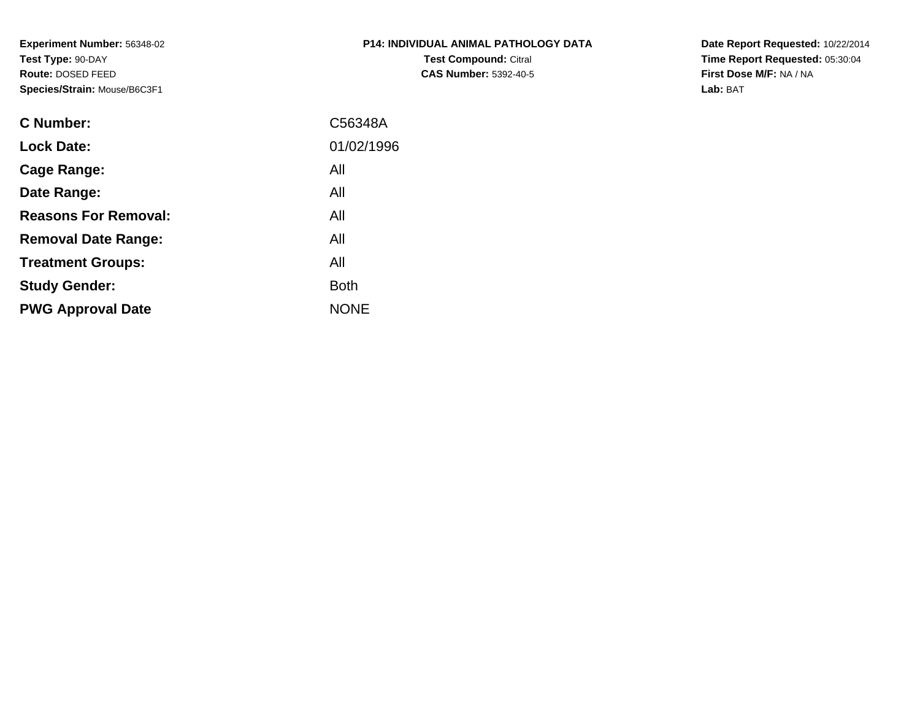**Experiment Number:** 56348-02
**Test Type:** 90-DAY
**Route:** DOSED FEED
**Species/Strain:** Mouse/B6C3F1

**P14: INDIVIDUAL ANIMAL PATHOLOGY DATA**
**Test Compound:** Citral
**CAS Number:** 5392-40-5

**Date Report Requested:** 10/22/2014
**Time Report Requested:** 05:30:04
**First Dose M/F:** NA / NA
**Lab:** BAT

| | |
|---|---|
| **C Number:** | C56348A |
| **Lock Date:** | 01/02/1996 |
| **Cage Range:** | All |
| **Date Range:** | All |
| **Reasons For Removal:** | All |
| **Removal Date Range:** | All |
| **Treatment Groups:** | All |
| **Study Gender:** | Both |
| **PWG Approval Date** | NONE |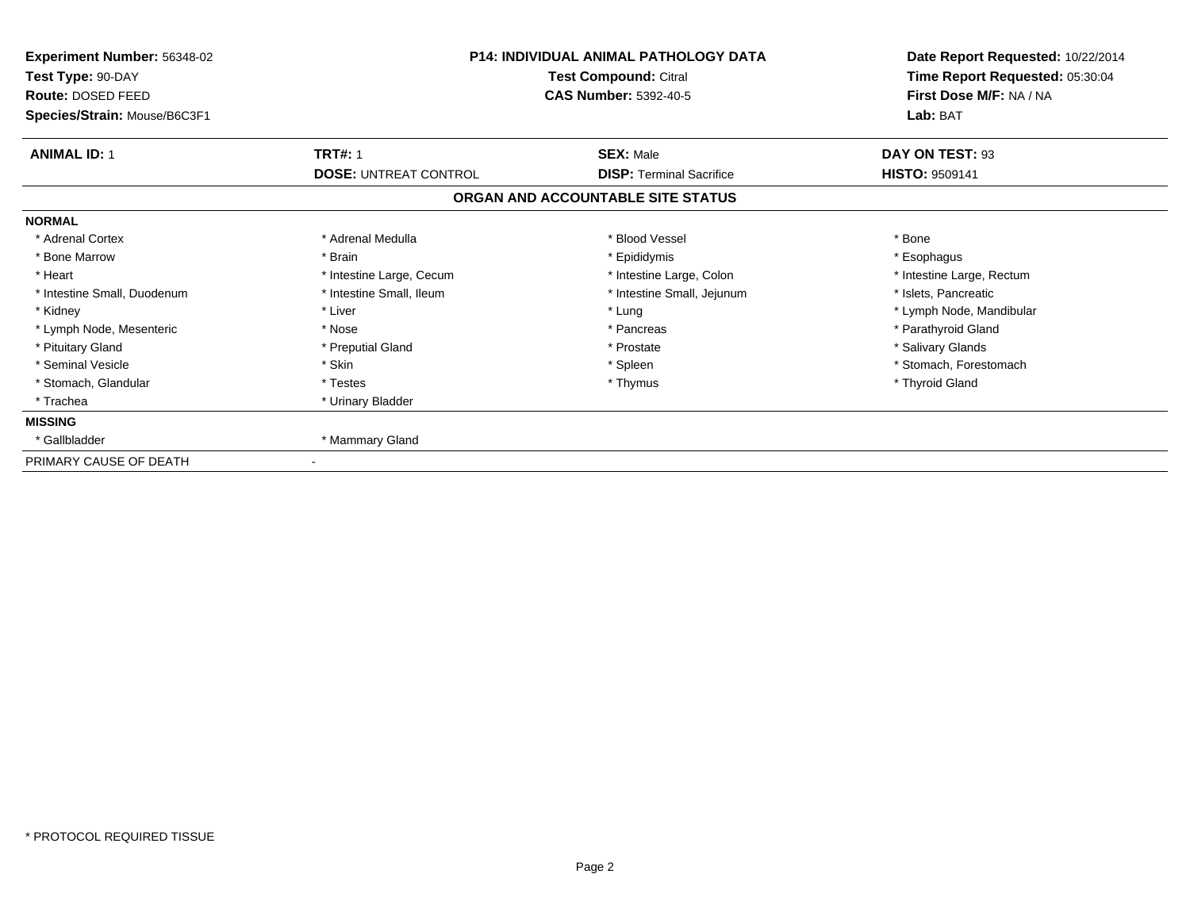**Experiment Number:** 56348-02
**Test Type:** 90-DAY
**Route:** DOSED FEED
**Species/Strain:** Mouse/B6C3F1

**P14: INDIVIDUAL ANIMAL PATHOLOGY DATA**
**Test Compound:** Citral
**CAS Number:** 5392-40-5

**Date Report Requested:** 10/22/2014
**Time Report Requested:** 05:30:04
**First Dose M/F:** NA / NA
**Lab:** BAT

| **ANIMAL ID:** 1 | **TRT#:** 1 | **SEX:** Male | **DAY ON TEST:** 93 |
|---|---|---|---|
| | **DOSE:** UNTREAT CONTROL | **DISP:** Terminal Sacrifice | **HISTO:** 9509141 |

## ORGAN AND ACCOUNTABLE SITE STATUS

**NORMAL**

| | | | |
|---|---|---|---|
| * Adrenal Cortex | * Adrenal Medulla | * Blood Vessel | * Bone |
| * Bone Marrow | * Brain | * Epididymis | * Esophagus |
| * Heart | * Intestine Large, Cecum | * Intestine Large, Colon | * Intestine Large, Rectum |
| * Intestine Small, Duodenum | * Intestine Small, Ileum | * Intestine Small, Jejunum | * Islets, Pancreatic |
| * Kidney | * Liver | * Lung | * Lymph Node, Mandibular |
| * Lymph Node, Mesenteric | * Nose | * Pancreas | * Parathyroid Gland |
| * Pituitary Gland | * Preputial Gland | * Prostate | * Salivary Glands |
| * Seminal Vesicle | * Skin | * Spleen | * Stomach, Forestomach |
| * Stomach, Glandular | * Testes | * Thymus | * Thyroid Gland |
| * Trachea | * Urinary Bladder | | |

**MISSING**

| | |
|---|---|
| * Gallbladder | * Mammary Gland |

PRIMARY CAUSE OF DEATH -

* PROTOCOL REQUIRED TISSUE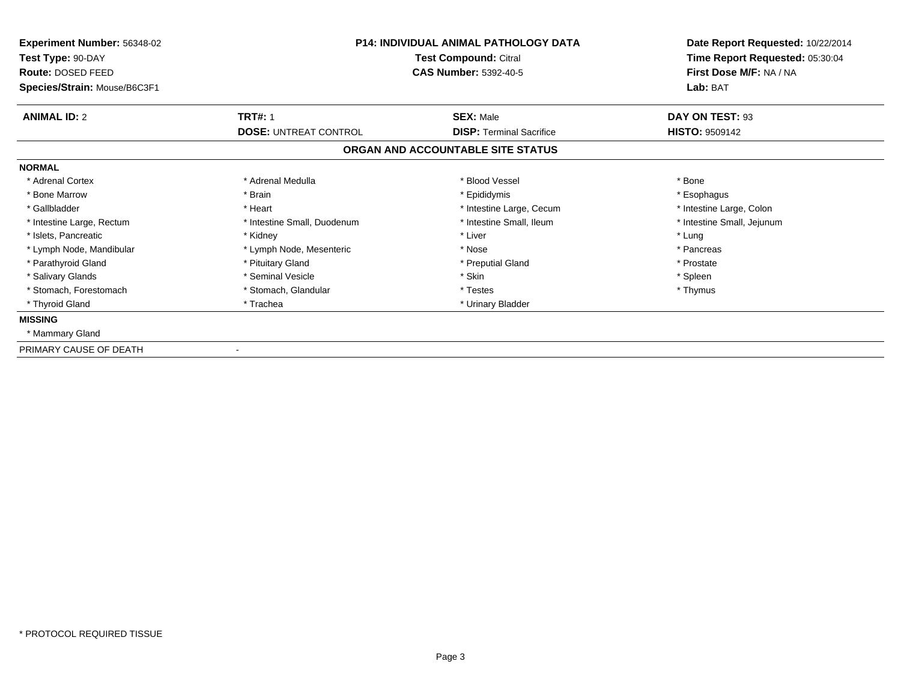**Experiment Number:** 56348-02
**Test Type:** 90-DAY
**Route:** DOSED FEED
**Species/Strain:** Mouse/B6C3F1

**P14: INDIVIDUAL ANIMAL PATHOLOGY DATA**
**Test Compound:** Citral
**CAS Number:** 5392-40-5

**Date Report Requested:** 10/22/2014
**Time Report Requested:** 05:30:04
**First Dose M/F:** NA / NA
**Lab:** BAT

| **ANIMAL ID:** 2 | **TRT#:** 1 | **SEX:** Male | **DAY ON TEST:** 93 |
|---|---|---|---|
| | **DOSE:** UNTREAT CONTROL | **DISP:** Terminal Sacrifice | **HISTO:** 9509142 |

## ORGAN AND ACCOUNTABLE SITE STATUS

**NORMAL**

| | | | |
|---|---|---|---|
| * Adrenal Cortex | * Adrenal Medulla | * Blood Vessel | * Bone |
| * Bone Marrow | * Brain | * Epididymis | * Esophagus |
| * Gallbladder | * Heart | * Intestine Large, Cecum | * Intestine Large, Colon |
| * Intestine Large, Rectum | * Intestine Small, Duodenum | * Intestine Small, Ileum | * Intestine Small, Jejunum |
| * Islets, Pancreatic | * Kidney | * Liver | * Lung |
| * Lymph Node, Mandibular | * Lymph Node, Mesenteric | * Nose | * Pancreas |
| * Parathyroid Gland | * Pituitary Gland | * Preputial Gland | * Prostate |
| * Salivary Glands | * Seminal Vesicle | * Skin | * Spleen |
| * Stomach, Forestomach | * Stomach, Glandular | * Testes | * Thymus |
| * Thyroid Gland | * Trachea | * Urinary Bladder | |

**MISSING**

* Mammary Gland

PRIMARY CAUSE OF DEATH -

\* PROTOCOL REQUIRED TISSUE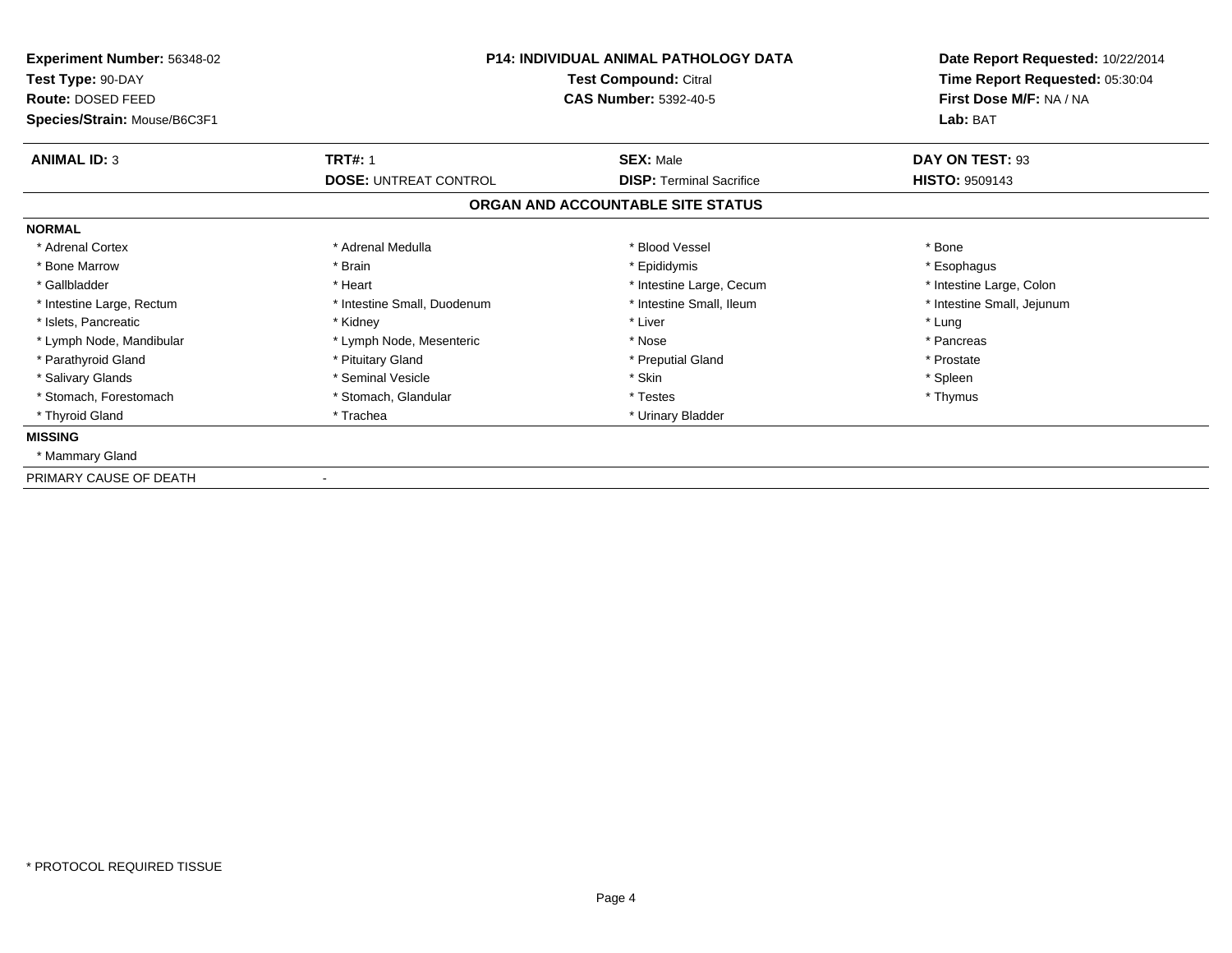**Experiment Number:** 56348-02
**Test Type:** 90-DAY
**Route:** DOSED FEED
**Species/Strain:** Mouse/B6C3F1

**P14: INDIVIDUAL ANIMAL PATHOLOGY DATA**
**Test Compound:** Citral
**CAS Number:** 5392-40-5

**Date Report Requested:** 10/22/2014
**Time Report Requested:** 05:30:04
**First Dose M/F:** NA / NA
**Lab:** BAT

| **ANIMAL ID:** 3 | **TRT#:** 1 | **SEX:** Male | **DAY ON TEST:** 93 |
|---|---|---|---|
| | **DOSE:** UNTREAT CONTROL | **DISP:** Terminal Sacrifice | **HISTO:** 9509143 |

## ORGAN AND ACCOUNTABLE SITE STATUS

**NORMAL**

| | | | |
|---|---|---|---|
| * Adrenal Cortex | * Adrenal Medulla | * Blood Vessel | * Bone |
| * Bone Marrow | * Brain | * Epididymis | * Esophagus |
| * Gallbladder | * Heart | * Intestine Large, Cecum | * Intestine Large, Colon |
| * Intestine Large, Rectum | * Intestine Small, Duodenum | * Intestine Small, Ileum | * Intestine Small, Jejunum |
| * Islets, Pancreatic | * Kidney | * Liver | * Lung |
| * Lymph Node, Mandibular | * Lymph Node, Mesenteric | * Nose | * Pancreas |
| * Parathyroid Gland | * Pituitary Gland | * Preputial Gland | * Prostate |
| * Salivary Glands | * Seminal Vesicle | * Skin | * Spleen |
| * Stomach, Forestomach | * Stomach, Glandular | * Testes | * Thymus |
| * Thyroid Gland | * Trachea | * Urinary Bladder | |

**MISSING**

* Mammary Gland

PRIMARY CAUSE OF DEATH -

* PROTOCOL REQUIRED TISSUE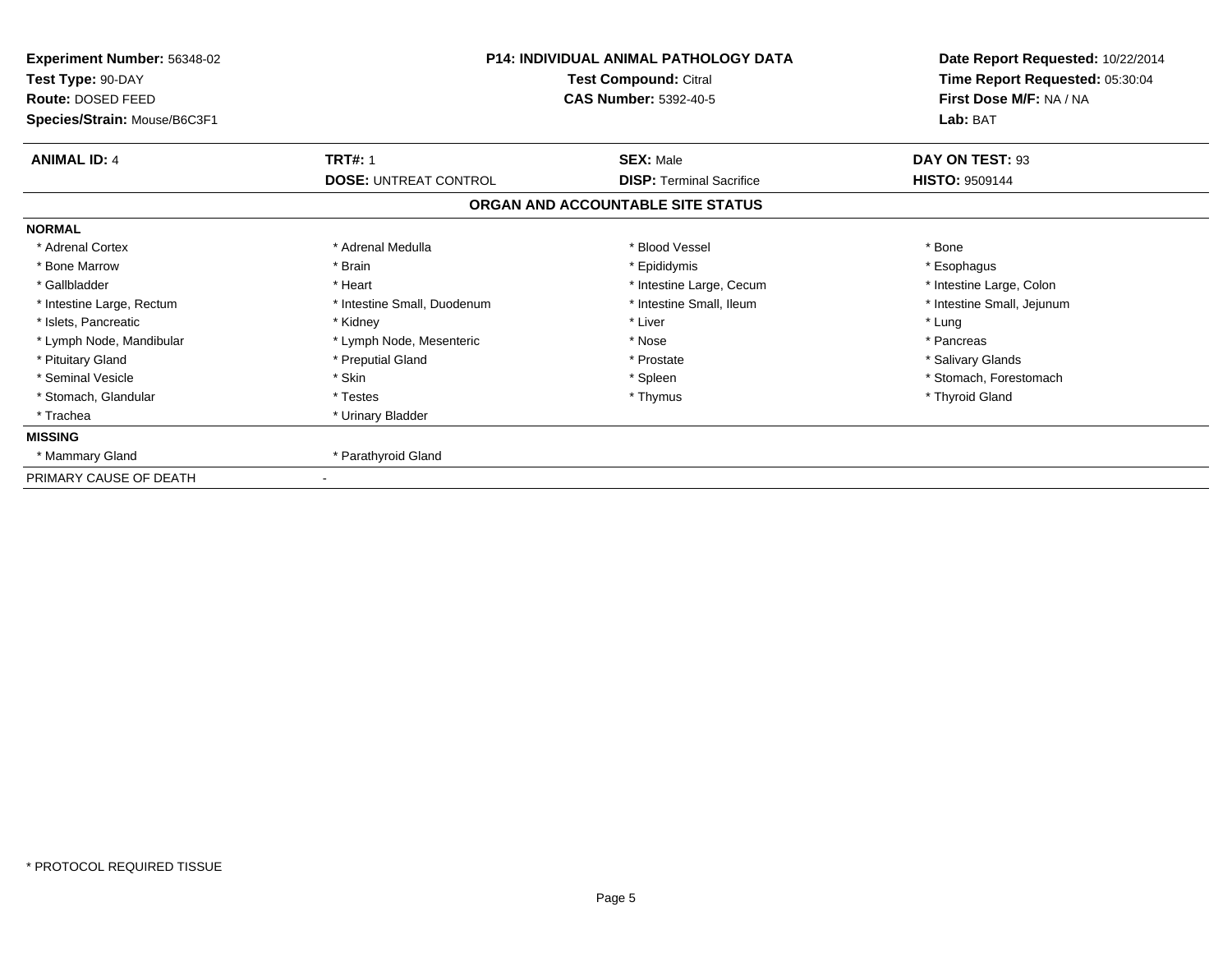**Experiment Number:** 56348-02
**Test Type:** 90-DAY
**Route:** DOSED FEED
**Species/Strain:** Mouse/B6C3F1

**P14: INDIVIDUAL ANIMAL PATHOLOGY DATA**
**Test Compound:** Citral
**CAS Number:** 5392-40-5

**Date Report Requested:** 10/22/2014
**Time Report Requested:** 05:30:04
**First Dose M/F:** NA / NA
**Lab:** BAT

| **ANIMAL ID:** 4 | **TRT#:** 1 | **SEX:** Male | **DAY ON TEST:** 93 |
|---|---|---|---|
| | **DOSE:** UNTREAT CONTROL | **DISP:** Terminal Sacrifice | **HISTO:** 9509144 |

## ORGAN AND ACCOUNTABLE SITE STATUS

| **NORMAL** | | | |
|---|---|---|---|
| * Adrenal Cortex | * Adrenal Medulla | * Blood Vessel | * Bone |
| * Bone Marrow | * Brain | * Epididymis | * Esophagus |
| * Gallbladder | * Heart | * Intestine Large, Cecum | * Intestine Large, Colon |
| * Intestine Large, Rectum | * Intestine Small, Duodenum | * Intestine Small, Ileum | * Intestine Small, Jejunum |
| * Islets, Pancreatic | * Kidney | * Liver | * Lung |
| * Lymph Node, Mandibular | * Lymph Node, Mesenteric | * Nose | * Pancreas |
| * Pituitary Gland | * Preputial Gland | * Prostate | * Salivary Glands |
| * Seminal Vesicle | * Skin | * Spleen | * Stomach, Forestomach |
| * Stomach, Glandular | * Testes | * Thymus | * Thyroid Gland |
| * Trachea | * Urinary Bladder | | |
| **MISSING** | | | |
| * Mammary Gland | * Parathyroid Gland | | |
| PRIMARY CAUSE OF DEATH | - | | |

* PROTOCOL REQUIRED TISSUE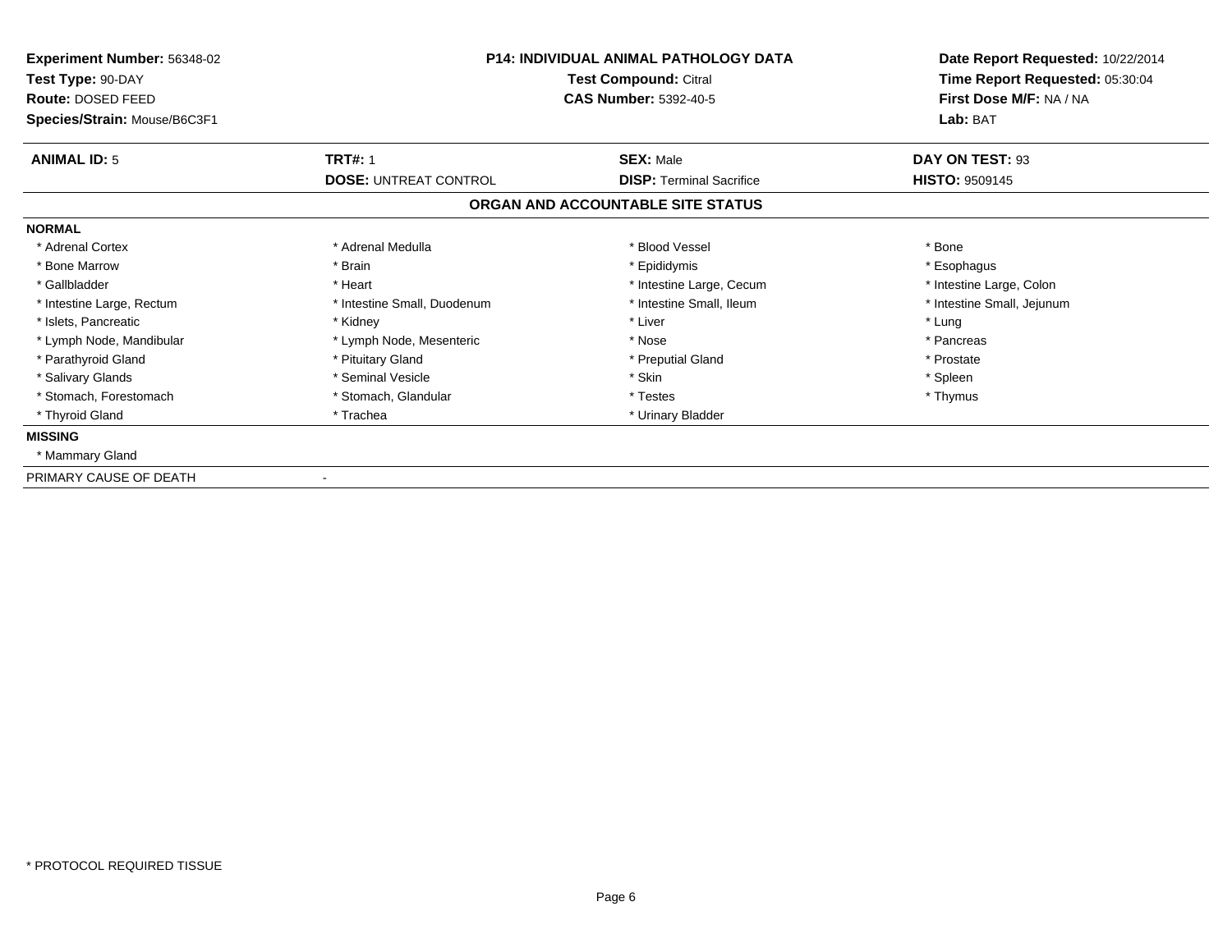**Experiment Number:** 56348-02
**Test Type:** 90-DAY
**Route:** DOSED FEED
**Species/Strain:** Mouse/B6C3F1

**P14: INDIVIDUAL ANIMAL PATHOLOGY DATA**
**Test Compound:** Citral
**CAS Number:** 5392-40-5

**Date Report Requested:** 10/22/2014
**Time Report Requested:** 05:30:04
**First Dose M/F:** NA / NA
**Lab:** BAT

| **ANIMAL ID:** 5 | **TRT#:** 1 | **SEX:** Male | **DAY ON TEST:** 93 |
|---|---|---|---|
| | **DOSE:** UNTREAT CONTROL | **DISP:** Terminal Sacrifice | **HISTO:** 9509145 |

## ORGAN AND ACCOUNTABLE SITE STATUS

**NORMAL**

| | | | |
|---|---|---|---|
| * Adrenal Cortex | * Adrenal Medulla | * Blood Vessel | * Bone |
| * Bone Marrow | * Brain | * Epididymis | * Esophagus |
| * Gallbladder | * Heart | * Intestine Large, Cecum | * Intestine Large, Colon |
| * Intestine Large, Rectum | * Intestine Small, Duodenum | * Intestine Small, Ileum | * Intestine Small, Jejunum |
| * Islets, Pancreatic | * Kidney | * Liver | * Lung |
| * Lymph Node, Mandibular | * Lymph Node, Mesenteric | * Nose | * Pancreas |
| * Parathyroid Gland | * Pituitary Gland | * Preputial Gland | * Prostate |
| * Salivary Glands | * Seminal Vesicle | * Skin | * Spleen |
| * Stomach, Forestomach | * Stomach, Glandular | * Testes | * Thymus |
| * Thyroid Gland | * Trachea | * Urinary Bladder | |

**MISSING**

* Mammary Gland

PRIMARY CAUSE OF DEATH -

* PROTOCOL REQUIRED TISSUE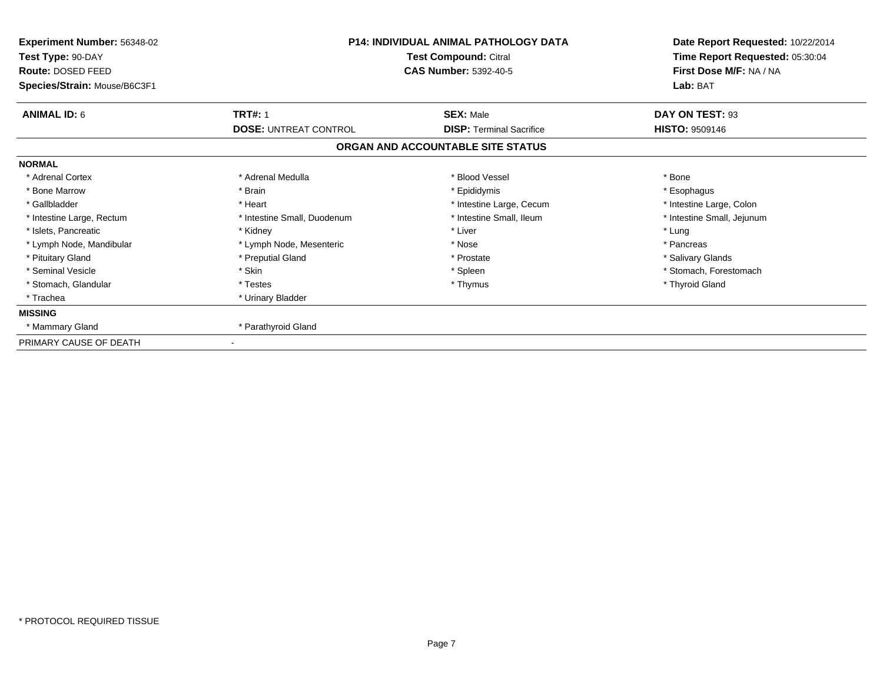**Experiment Number:** 56348-02
**Test Type:** 90-DAY
**Route:** DOSED FEED
**Species/Strain:** Mouse/B6C3F1

**P14: INDIVIDUAL ANIMAL PATHOLOGY DATA**
**Test Compound:** Citral
**CAS Number:** 5392-40-5

**Date Report Requested:** 10/22/2014
**Time Report Requested:** 05:30:04
**First Dose M/F:** NA / NA
**Lab:** BAT

| **ANIMAL ID:** 6 | **TRT#:** 1 | **SEX:** Male | **DAY ON TEST:** 93 |
|---|---|---|---|
| | **DOSE:** UNTREAT CONTROL | **DISP:** Terminal Sacrifice | **HISTO:** 9509146 |

## ORGAN AND ACCOUNTABLE SITE STATUS

**NORMAL**

| | | | |
|---|---|---|---|
| * Adrenal Cortex | * Adrenal Medulla | * Blood Vessel | * Bone |
| * Bone Marrow | * Brain | * Epididymis | * Esophagus |
| * Gallbladder | * Heart | * Intestine Large, Cecum | * Intestine Large, Colon |
| * Intestine Large, Rectum | * Intestine Small, Duodenum | * Intestine Small, Ileum | * Intestine Small, Jejunum |
| * Islets, Pancreatic | * Kidney | * Liver | * Lung |
| * Lymph Node, Mandibular | * Lymph Node, Mesenteric | * Nose | * Pancreas |
| * Pituitary Gland | * Preputial Gland | * Prostate | * Salivary Glands |
| * Seminal Vesicle | * Skin | * Spleen | * Stomach, Forestomach |
| * Stomach, Glandular | * Testes | * Thymus | * Thyroid Gland |
| * Trachea | * Urinary Bladder | | |

**MISSING**

| | |
|---|---|
| * Mammary Gland | * Parathyroid Gland |

PRIMARY CAUSE OF DEATH -

* PROTOCOL REQUIRED TISSUE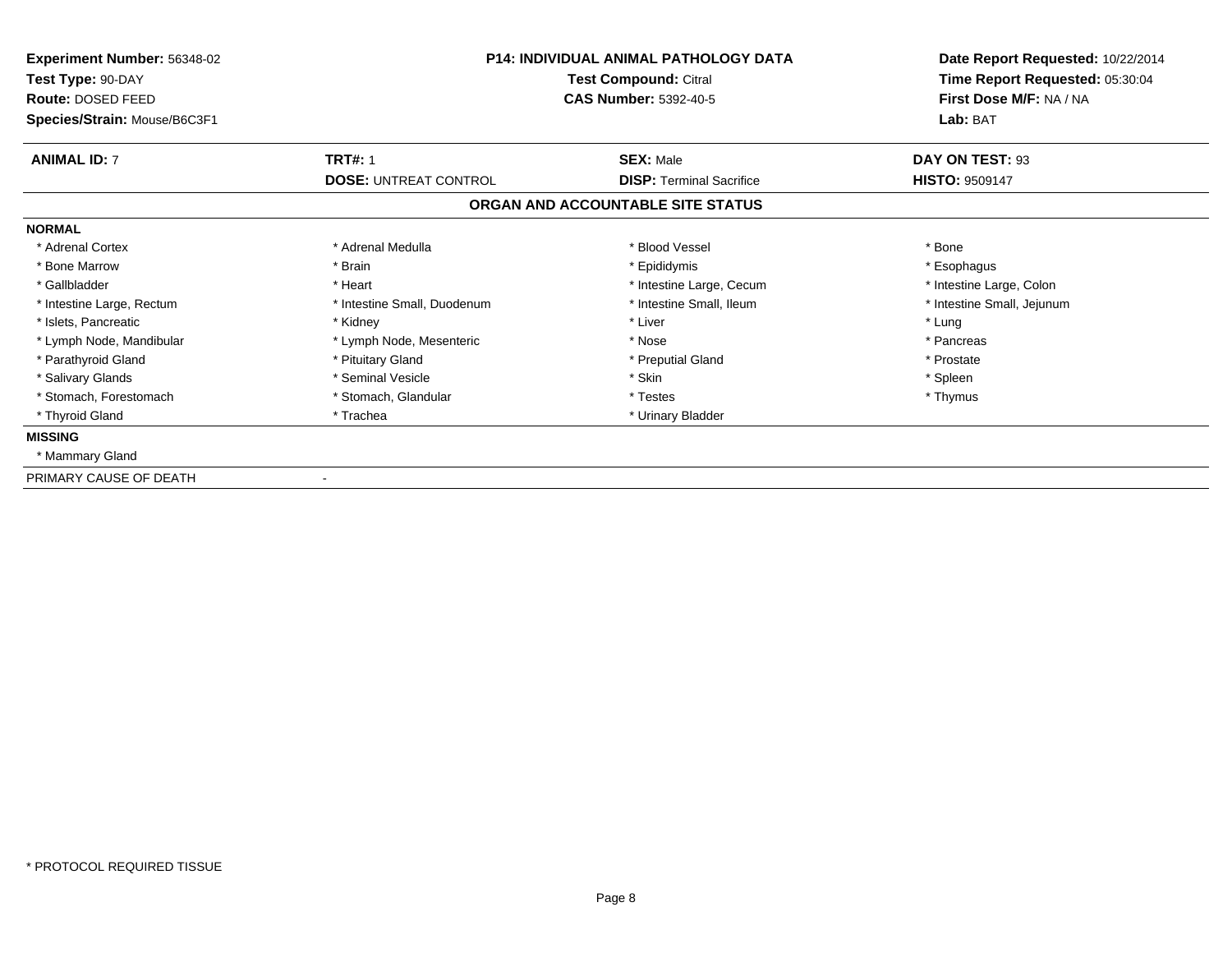**Experiment Number:** 56348-02
**Test Type:** 90-DAY
**Route:** DOSED FEED
**Species/Strain:** Mouse/B6C3F1

**P14: INDIVIDUAL ANIMAL PATHOLOGY DATA**
**Test Compound:** Citral
**CAS Number:** 5392-40-5

**Date Report Requested:** 10/22/2014
**Time Report Requested:** 05:30:04
**First Dose M/F:** NA / NA
**Lab:** BAT

| **ANIMAL ID:** 7 | **TRT#:** 1 | **SEX:** Male | **DAY ON TEST:** 93 |
|---|---|---|---|
| | **DOSE:** UNTREAT CONTROL | **DISP:** Terminal Sacrifice | **HISTO:** 9509147 |

## ORGAN AND ACCOUNTABLE SITE STATUS

**NORMAL**

| | | | |
|---|---|---|---|
| * Adrenal Cortex | * Adrenal Medulla | * Blood Vessel | * Bone |
| * Bone Marrow | * Brain | * Epididymis | * Esophagus |
| * Gallbladder | * Heart | * Intestine Large, Cecum | * Intestine Large, Colon |
| * Intestine Large, Rectum | * Intestine Small, Duodenum | * Intestine Small, Ileum | * Intestine Small, Jejunum |
| * Islets, Pancreatic | * Kidney | * Liver | * Lung |
| * Lymph Node, Mandibular | * Lymph Node, Mesenteric | * Nose | * Pancreas |
| * Parathyroid Gland | * Pituitary Gland | * Preputial Gland | * Prostate |
| * Salivary Glands | * Seminal Vesicle | * Skin | * Spleen |
| * Stomach, Forestomach | * Stomach, Glandular | * Testes | * Thymus |
| * Thyroid Gland | * Trachea | * Urinary Bladder | |

**MISSING**

* Mammary Gland

PRIMARY CAUSE OF DEATH -

* PROTOCOL REQUIRED TISSUE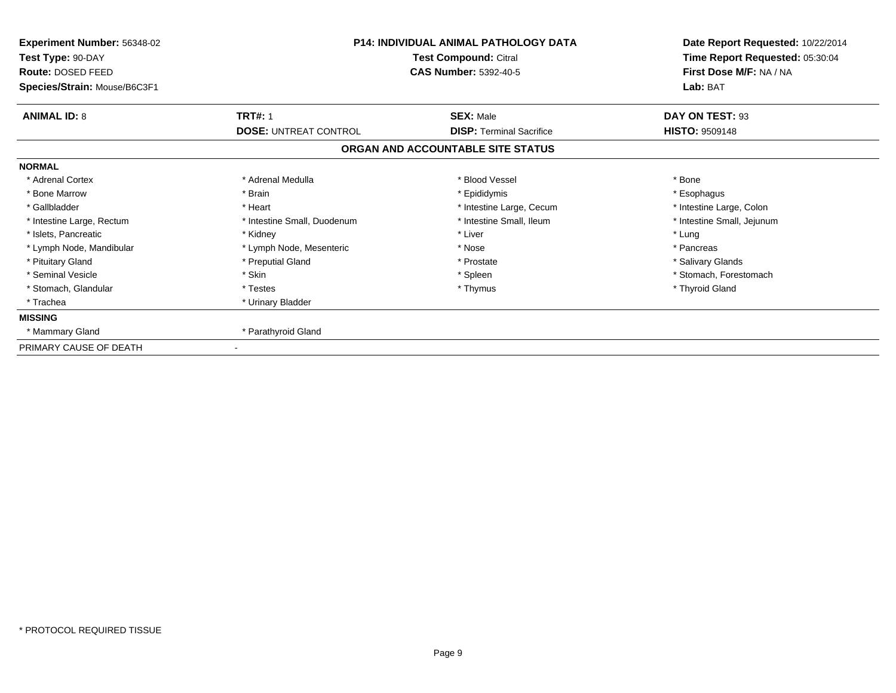**Experiment Number:** 56348-02
**Test Type:** 90-DAY
**Route:** DOSED FEED
**Species/Strain:** Mouse/B6C3F1

**P14: INDIVIDUAL ANIMAL PATHOLOGY DATA**
**Test Compound:** Citral
**CAS Number:** 5392-40-5

**Date Report Requested:** 10/22/2014
**Time Report Requested:** 05:30:04
**First Dose M/F:** NA / NA
**Lab:** BAT

| **ANIMAL ID:** 8 | **TRT#:** 1 | **SEX:** Male | **DAY ON TEST:** 93 |
|---|---|---|---|
| | **DOSE:** UNTREAT CONTROL | **DISP:** Terminal Sacrifice | **HISTO:** 9509148 |

### ORGAN AND ACCOUNTABLE SITE STATUS

**NORMAL**

| | | | |
|---|---|---|---|
| * Adrenal Cortex | * Adrenal Medulla | * Blood Vessel | * Bone |
| * Bone Marrow | * Brain | * Epididymis | * Esophagus |
| * Gallbladder | * Heart | * Intestine Large, Cecum | * Intestine Large, Colon |
| * Intestine Large, Rectum | * Intestine Small, Duodenum | * Intestine Small, Ileum | * Intestine Small, Jejunum |
| * Islets, Pancreatic | * Kidney | * Liver | * Lung |
| * Lymph Node, Mandibular | * Lymph Node, Mesenteric | * Nose | * Pancreas |
| * Pituitary Gland | * Preputial Gland | * Prostate | * Salivary Glands |
| * Seminal Vesicle | * Skin | * Spleen | * Stomach, Forestomach |
| * Stomach, Glandular | * Testes | * Thymus | * Thyroid Gland |
| * Trachea | * Urinary Bladder | | |

**MISSING**

| | |
|---|---|
| * Mammary Gland | * Parathyroid Gland |

PRIMARY CAUSE OF DEATH -

* PROTOCOL REQUIRED TISSUE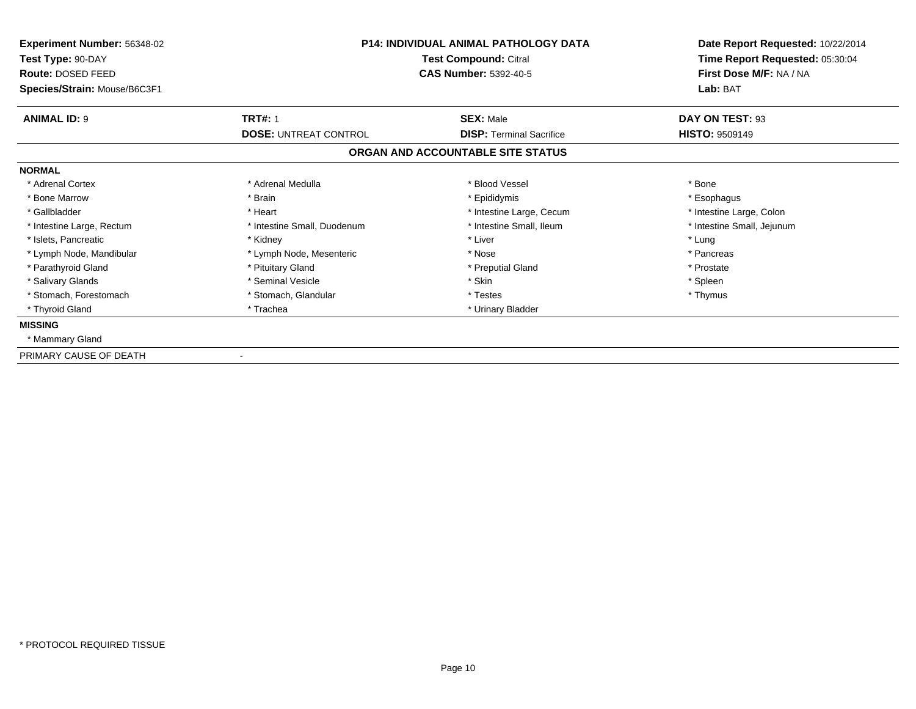**Experiment Number:** 56348-02
**Test Type:** 90-DAY
**Route:** DOSED FEED
**Species/Strain:** Mouse/B6C3F1

**P14: INDIVIDUAL ANIMAL PATHOLOGY DATA**
**Test Compound:** Citral
**CAS Number:** 5392-40-5

**Date Report Requested:** 10/22/2014
**Time Report Requested:** 05:30:04
**First Dose M/F:** NA / NA
**Lab:** BAT

| **ANIMAL ID:** 9 | **TRT#:** 1 | **SEX:** Male | **DAY ON TEST:** 93 |
|---|---|---|---|
| | **DOSE:** UNTREAT CONTROL | **DISP:** Terminal Sacrifice | **HISTO:** 9509149 |

## ORGAN AND ACCOUNTABLE SITE STATUS

**NORMAL**

| | | | |
|---|---|---|---|
| * Adrenal Cortex | * Adrenal Medulla | * Blood Vessel | * Bone |
| * Bone Marrow | * Brain | * Epididymis | * Esophagus |
| * Gallbladder | * Heart | * Intestine Large, Cecum | * Intestine Large, Colon |
| * Intestine Large, Rectum | * Intestine Small, Duodenum | * Intestine Small, Ileum | * Intestine Small, Jejunum |
| * Islets, Pancreatic | * Kidney | * Liver | * Lung |
| * Lymph Node, Mandibular | * Lymph Node, Mesenteric | * Nose | * Pancreas |
| * Parathyroid Gland | * Pituitary Gland | * Preputial Gland | * Prostate |
| * Salivary Glands | * Seminal Vesicle | * Skin | * Spleen |
| * Stomach, Forestomach | * Stomach, Glandular | * Testes | * Thymus |
| * Thyroid Gland | * Trachea | * Urinary Bladder | |

**MISSING**

* Mammary Gland

PRIMARY CAUSE OF DEATH -

* PROTOCOL REQUIRED TISSUE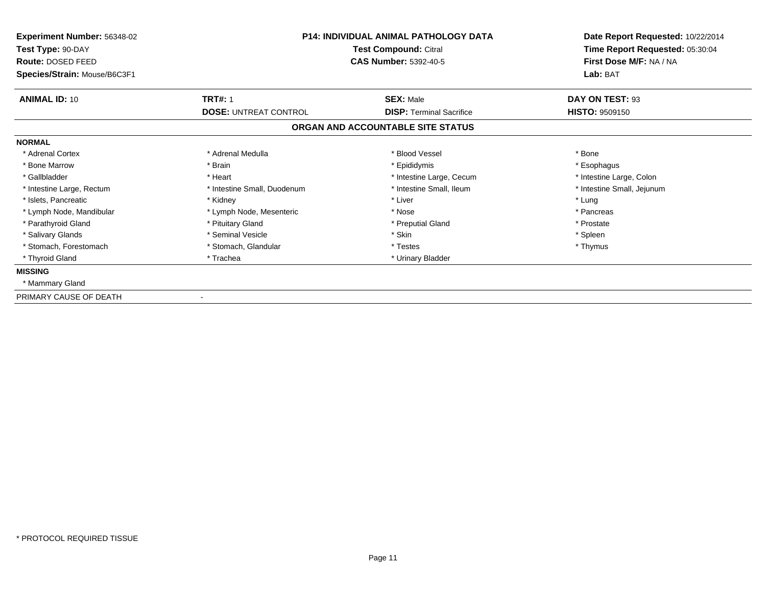**Experiment Number:** 56348-02
**Test Type:** 90-DAY
**Route:** DOSED FEED
**Species/Strain:** Mouse/B6C3F1

**P14: INDIVIDUAL ANIMAL PATHOLOGY DATA**
**Test Compound:** Citral
**CAS Number:** 5392-40-5

**Date Report Requested:** 10/22/2014
**Time Report Requested:** 05:30:04
**First Dose M/F:** NA / NA
**Lab:** BAT

| **ANIMAL ID:** 10 | **TRT#:** 1 | **SEX:** Male | **DAY ON TEST:** 93 |
|---|---|---|---|
| | **DOSE:** UNTREAT CONTROL | **DISP:** Terminal Sacrifice | **HISTO:** 9509150 |

## ORGAN AND ACCOUNTABLE SITE STATUS

**NORMAL**

| | | | |
|---|---|---|---|
| * Adrenal Cortex | * Adrenal Medulla | * Blood Vessel | * Bone |
| * Bone Marrow | * Brain | * Epididymis | * Esophagus |
| * Gallbladder | * Heart | * Intestine Large, Cecum | * Intestine Large, Colon |
| * Intestine Large, Rectum | * Intestine Small, Duodenum | * Intestine Small, Ileum | * Intestine Small, Jejunum |
| * Islets, Pancreatic | * Kidney | * Liver | * Lung |
| * Lymph Node, Mandibular | * Lymph Node, Mesenteric | * Nose | * Pancreas |
| * Parathyroid Gland | * Pituitary Gland | * Preputial Gland | * Prostate |
| * Salivary Glands | * Seminal Vesicle | * Skin | * Spleen |
| * Stomach, Forestomach | * Stomach, Glandular | * Testes | * Thymus |
| * Thyroid Gland | * Trachea | * Urinary Bladder | |

**MISSING**

* Mammary Gland

PRIMARY CAUSE OF DEATH -

* PROTOCOL REQUIRED TISSUE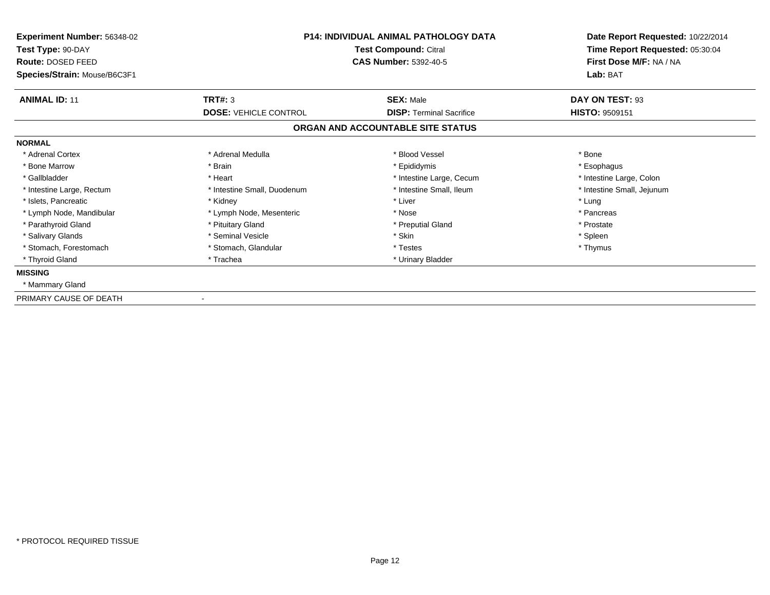**Experiment Number:** 56348-02
**Test Type:** 90-DAY
**Route:** DOSED FEED
**Species/Strain:** Mouse/B6C3F1

**P14: INDIVIDUAL ANIMAL PATHOLOGY DATA**
**Test Compound:** Citral
**CAS Number:** 5392-40-5

**Date Report Requested:** 10/22/2014
**Time Report Requested:** 05:30:04
**First Dose M/F:** NA / NA
**Lab:** BAT

| **ANIMAL ID:** 11 | **TRT#:** 3 | **SEX:** Male | **DAY ON TEST:** 93 |
|---|---|---|---|
| | **DOSE:** VEHICLE CONTROL | **DISP:** Terminal Sacrifice | **HISTO:** 9509151 |

## ORGAN AND ACCOUNTABLE SITE STATUS

**NORMAL**

| | | | |
|---|---|---|---|
| * Adrenal Cortex | * Adrenal Medulla | * Blood Vessel | * Bone |
| * Bone Marrow | * Brain | * Epididymis | * Esophagus |
| * Gallbladder | * Heart | * Intestine Large, Cecum | * Intestine Large, Colon |
| * Intestine Large, Rectum | * Intestine Small, Duodenum | * Intestine Small, Ileum | * Intestine Small, Jejunum |
| * Islets, Pancreatic | * Kidney | * Liver | * Lung |
| * Lymph Node, Mandibular | * Lymph Node, Mesenteric | * Nose | * Pancreas |
| * Parathyroid Gland | * Pituitary Gland | * Preputial Gland | * Prostate |
| * Salivary Glands | * Seminal Vesicle | * Skin | * Spleen |
| * Stomach, Forestomach | * Stomach, Glandular | * Testes | * Thymus |
| * Thyroid Gland | * Trachea | * Urinary Bladder | |

**MISSING**

* Mammary Gland

PRIMARY CAUSE OF DEATH -

* PROTOCOL REQUIRED TISSUE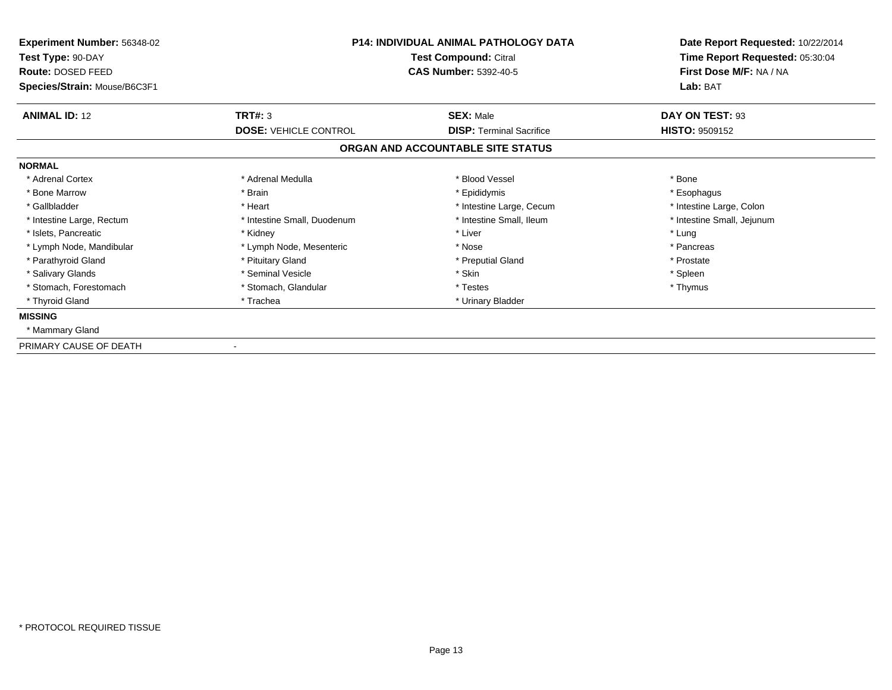**Experiment Number:** 56348-02
**Test Type:** 90-DAY
**Route:** DOSED FEED
**Species/Strain:** Mouse/B6C3F1

**P14: INDIVIDUAL ANIMAL PATHOLOGY DATA**
**Test Compound:** Citral
**CAS Number:** 5392-40-5

**Date Report Requested:** 10/22/2014
**Time Report Requested:** 05:30:04
**First Dose M/F:** NA / NA
**Lab:** BAT

| **ANIMAL ID:** 12 | **TRT#:** 3 | **SEX:** Male | **DAY ON TEST:** 93 |
|---|---|---|---|
| | **DOSE:** VEHICLE CONTROL | **DISP:** Terminal Sacrifice | **HISTO:** 9509152 |

## ORGAN AND ACCOUNTABLE SITE STATUS

**NORMAL**

| | | | |
|---|---|---|---|
| * Adrenal Cortex | * Adrenal Medulla | * Blood Vessel | * Bone |
| * Bone Marrow | * Brain | * Epididymis | * Esophagus |
| * Gallbladder | * Heart | * Intestine Large, Cecum | * Intestine Large, Colon |
| * Intestine Large, Rectum | * Intestine Small, Duodenum | * Intestine Small, Ileum | * Intestine Small, Jejunum |
| * Islets, Pancreatic | * Kidney | * Liver | * Lung |
| * Lymph Node, Mandibular | * Lymph Node, Mesenteric | * Nose | * Pancreas |
| * Parathyroid Gland | * Pituitary Gland | * Preputial Gland | * Prostate |
| * Salivary Glands | * Seminal Vesicle | * Skin | * Spleen |
| * Stomach, Forestomach | * Stomach, Glandular | * Testes | * Thymus |
| * Thyroid Gland | * Trachea | * Urinary Bladder | |

**MISSING**

* Mammary Gland

PRIMARY CAUSE OF DEATH -

* PROTOCOL REQUIRED TISSUE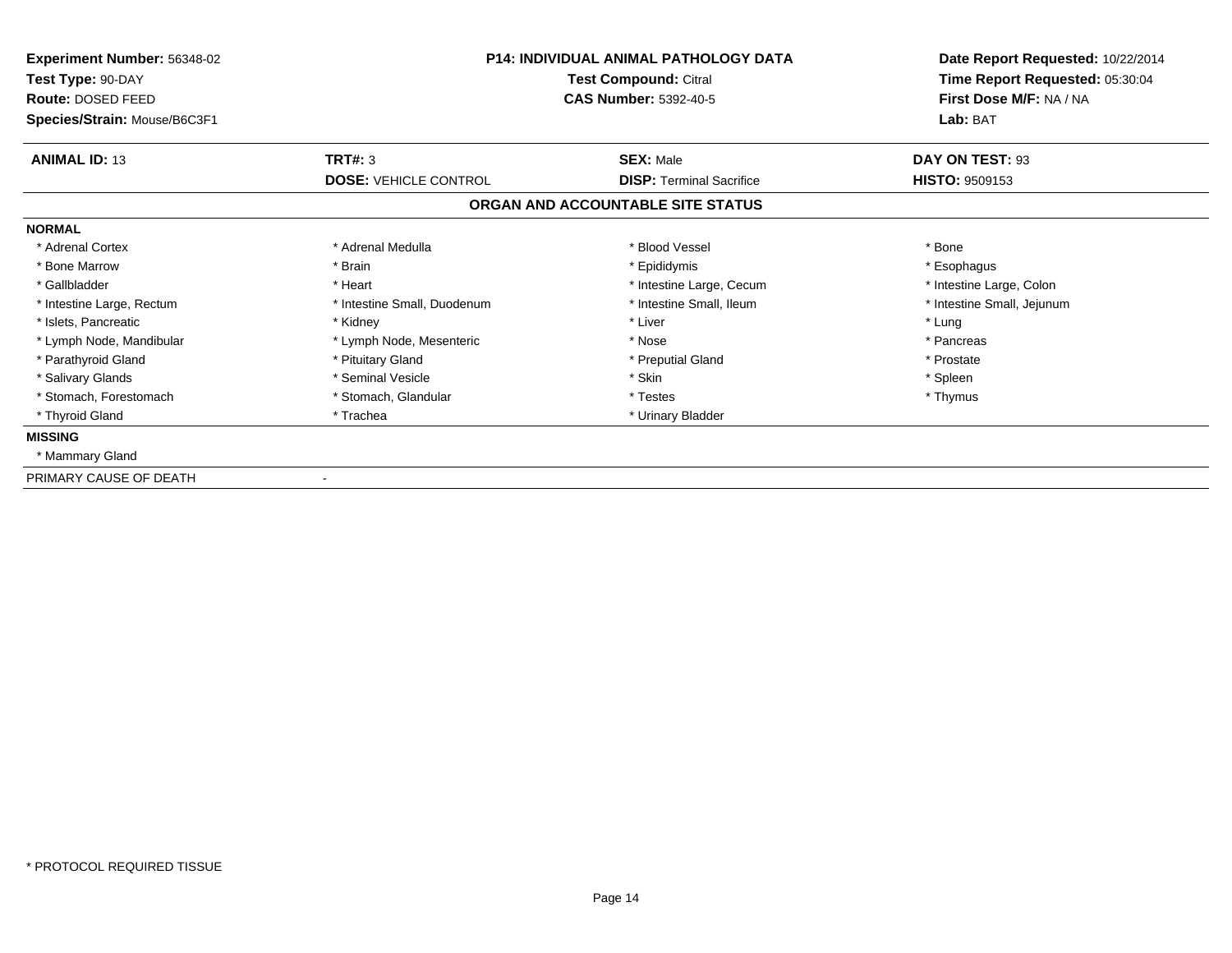**Experiment Number:** 56348-02
**Test Type:** 90-DAY
**Route:** DOSED FEED
**Species/Strain:** Mouse/B6C3F1

**P14: INDIVIDUAL ANIMAL PATHOLOGY DATA**
**Test Compound:** Citral
**CAS Number:** 5392-40-5

**Date Report Requested:** 10/22/2014
**Time Report Requested:** 05:30:04
**First Dose M/F:** NA / NA
**Lab:** BAT

| **ANIMAL ID:** 13 | **TRT#:** 3 | **SEX:** Male | **DAY ON TEST:** 93 |
|---|---|---|---|
| | **DOSE:** VEHICLE CONTROL | **DISP:** Terminal Sacrifice | **HISTO:** 9509153 |

## ORGAN AND ACCOUNTABLE SITE STATUS

**NORMAL**

| | | | |
|---|---|---|---|
| * Adrenal Cortex | * Adrenal Medulla | * Blood Vessel | * Bone |
| * Bone Marrow | * Brain | * Epididymis | * Esophagus |
| * Gallbladder | * Heart | * Intestine Large, Cecum | * Intestine Large, Colon |
| * Intestine Large, Rectum | * Intestine Small, Duodenum | * Intestine Small, Ileum | * Intestine Small, Jejunum |
| * Islets, Pancreatic | * Kidney | * Liver | * Lung |
| * Lymph Node, Mandibular | * Lymph Node, Mesenteric | * Nose | * Pancreas |
| * Parathyroid Gland | * Pituitary Gland | * Preputial Gland | * Prostate |
| * Salivary Glands | * Seminal Vesicle | * Skin | * Spleen |
| * Stomach, Forestomach | * Stomach, Glandular | * Testes | * Thymus |
| * Thyroid Gland | * Trachea | * Urinary Bladder | |

**MISSING**

* Mammary Gland

PRIMARY CAUSE OF DEATH -

* PROTOCOL REQUIRED TISSUE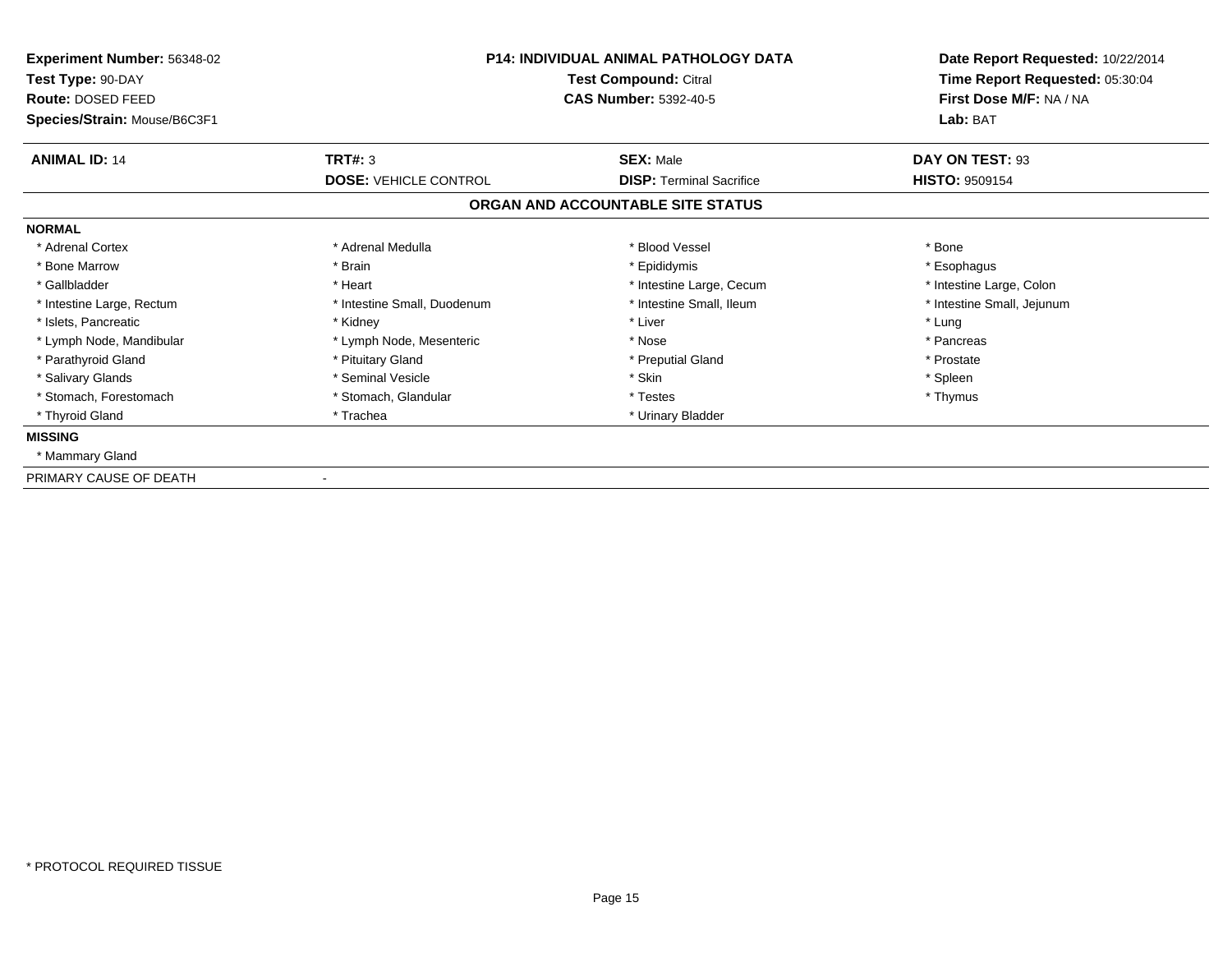**Experiment Number:** 56348-02
**Test Type:** 90-DAY
**Route:** DOSED FEED
**Species/Strain:** Mouse/B6C3F1

**P14: INDIVIDUAL ANIMAL PATHOLOGY DATA**
**Test Compound:** Citral
**CAS Number:** 5392-40-5

**Date Report Requested:** 10/22/2014
**Time Report Requested:** 05:30:04
**First Dose M/F:** NA / NA
**Lab:** BAT

| **ANIMAL ID:** 14 | **TRT#:** 3 | **SEX:** Male | **DAY ON TEST:** 93 |
|---|---|---|---|
| | **DOSE:** VEHICLE CONTROL | **DISP:** Terminal Sacrifice | **HISTO:** 9509154 |

## ORGAN AND ACCOUNTABLE SITE STATUS

**NORMAL**

| | | | |
|---|---|---|---|
| * Adrenal Cortex | * Adrenal Medulla | * Blood Vessel | * Bone |
| * Bone Marrow | * Brain | * Epididymis | * Esophagus |
| * Gallbladder | * Heart | * Intestine Large, Cecum | * Intestine Large, Colon |
| * Intestine Large, Rectum | * Intestine Small, Duodenum | * Intestine Small, Ileum | * Intestine Small, Jejunum |
| * Islets, Pancreatic | * Kidney | * Liver | * Lung |
| * Lymph Node, Mandibular | * Lymph Node, Mesenteric | * Nose | * Pancreas |
| * Parathyroid Gland | * Pituitary Gland | * Preputial Gland | * Prostate |
| * Salivary Glands | * Seminal Vesicle | * Skin | * Spleen |
| * Stomach, Forestomach | * Stomach, Glandular | * Testes | * Thymus |
| * Thyroid Gland | * Trachea | * Urinary Bladder | |

**MISSING**

* Mammary Gland

PRIMARY CAUSE OF DEATH -

* PROTOCOL REQUIRED TISSUE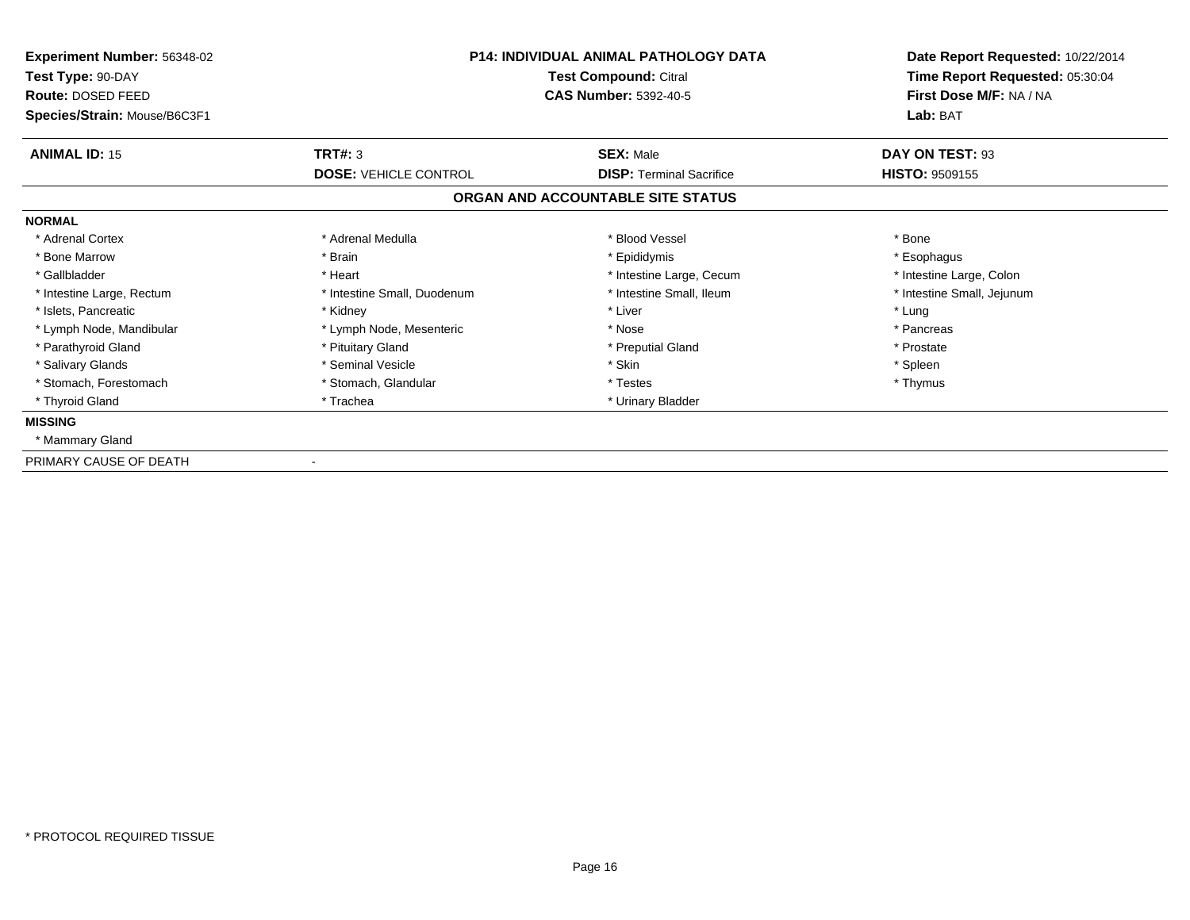**Experiment Number:** 56348-02
**Test Type:** 90-DAY
**Route:** DOSED FEED
**Species/Strain:** Mouse/B6C3F1

**P14: INDIVIDUAL ANIMAL PATHOLOGY DATA**
**Test Compound:** Citral
**CAS Number:** 5392-40-5

**Date Report Requested:** 10/22/2014
**Time Report Requested:** 05:30:04
**First Dose M/F:** NA / NA
**Lab:** BAT

| **ANIMAL ID:** 15 | **TRT#:** 3 | **SEX:** Male | **DAY ON TEST:** 93 |
|---|---|---|---|
| | **DOSE:** VEHICLE CONTROL | **DISP:** Terminal Sacrifice | **HISTO:** 9509155 |

## ORGAN AND ACCOUNTABLE SITE STATUS

**NORMAL**

| | | | |
|---|---|---|---|
| * Adrenal Cortex | * Adrenal Medulla | * Blood Vessel | * Bone |
| * Bone Marrow | * Brain | * Epididymis | * Esophagus |
| * Gallbladder | * Heart | * Intestine Large, Cecum | * Intestine Large, Colon |
| * Intestine Large, Rectum | * Intestine Small, Duodenum | * Intestine Small, Ileum | * Intestine Small, Jejunum |
| * Islets, Pancreatic | * Kidney | * Liver | * Lung |
| * Lymph Node, Mandibular | * Lymph Node, Mesenteric | * Nose | * Pancreas |
| * Parathyroid Gland | * Pituitary Gland | * Preputial Gland | * Prostate |
| * Salivary Glands | * Seminal Vesicle | * Skin | * Spleen |
| * Stomach, Forestomach | * Stomach, Glandular | * Testes | * Thymus |
| * Thyroid Gland | * Trachea | * Urinary Bladder | |

**MISSING**

* Mammary Gland

PRIMARY CAUSE OF DEATH -

* PROTOCOL REQUIRED TISSUE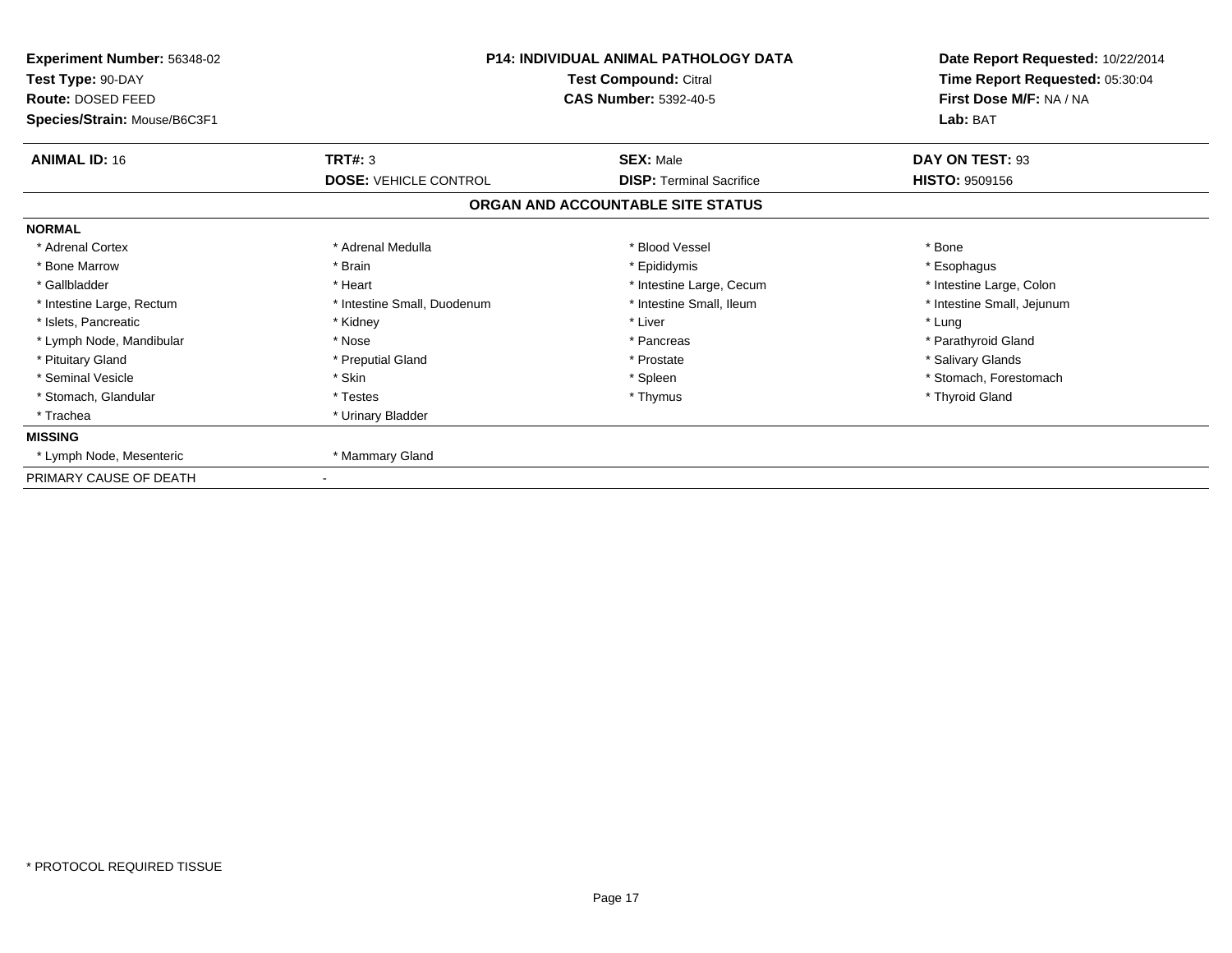**Experiment Number:** 56348-02
**Test Type:** 90-DAY
**Route:** DOSED FEED
**Species/Strain:** Mouse/B6C3F1

**P14: INDIVIDUAL ANIMAL PATHOLOGY DATA**
**Test Compound:** Citral
**CAS Number:** 5392-40-5

**Date Report Requested:** 10/22/2014
**Time Report Requested:** 05:30:04
**First Dose M/F:** NA / NA
**Lab:** BAT

| **ANIMAL ID:** 16 | **TRT#:** 3 | **SEX:** Male | **DAY ON TEST:** 93 |
|---|---|---|---|
| | **DOSE:** VEHICLE CONTROL | **DISP:** Terminal Sacrifice | **HISTO:** 9509156 |

## ORGAN AND ACCOUNTABLE SITE STATUS

**NORMAL**

| | | | |
|---|---|---|---|
| * Adrenal Cortex | * Adrenal Medulla | * Blood Vessel | * Bone |
| * Bone Marrow | * Brain | * Epididymis | * Esophagus |
| * Gallbladder | * Heart | * Intestine Large, Cecum | * Intestine Large, Colon |
| * Intestine Large, Rectum | * Intestine Small, Duodenum | * Intestine Small, Ileum | * Intestine Small, Jejunum |
| * Islets, Pancreatic | * Kidney | * Liver | * Lung |
| * Lymph Node, Mandibular | * Nose | * Pancreas | * Parathyroid Gland |
| * Pituitary Gland | * Preputial Gland | * Prostate | * Salivary Glands |
| * Seminal Vesicle | * Skin | * Spleen | * Stomach, Forestomach |
| * Stomach, Glandular | * Testes | * Thymus | * Thyroid Gland |
| * Trachea | * Urinary Bladder | | |

**MISSING**

| | |
|---|---|
| * Lymph Node, Mesenteric | * Mammary Gland |

PRIMARY CAUSE OF DEATH -

* PROTOCOL REQUIRED TISSUE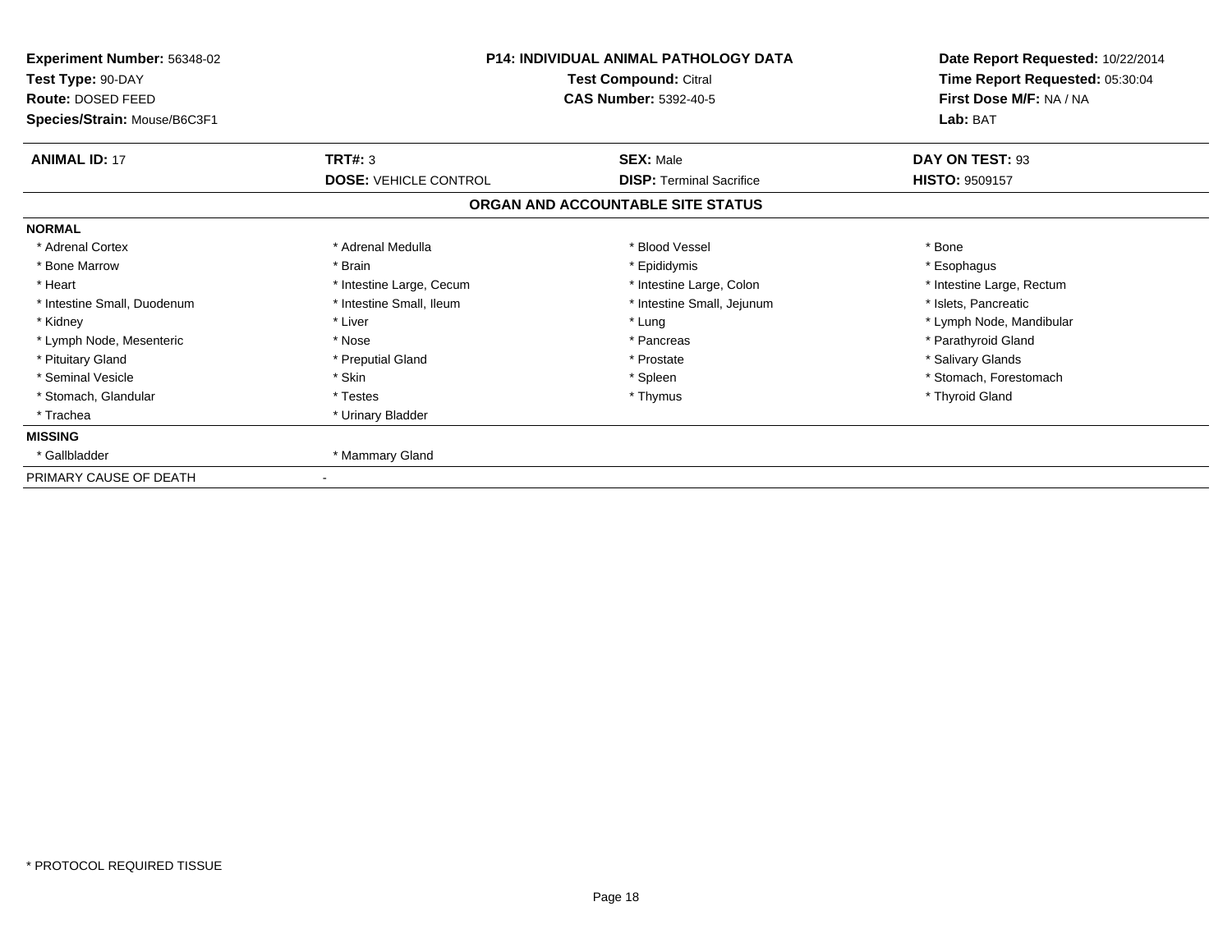| Experiment Number: 56348-02 | P14: INDIVIDUAL ANIMAL PATHOLOGY DATA | Date Report Requested: 10/22/2014 |
|---|---|---|
| Test Type: 90-DAY | Test Compound: Citral | Time Report Requested: 05:30:04 |
| Route: DOSED FEED | CAS Number: 5392-40-5 | First Dose M/F: NA / NA |
| Species/Strain: Mouse/B6C3F1 | | Lab: BAT |

| ANIMAL ID: 17 | TRT#: 3 | SEX: Male | DAY ON TEST: 93 |
|---|---|---|---|
| | DOSE: VEHICLE CONTROL | DISP: Terminal Sacrifice | HISTO: 9509157 |

## ORGAN AND ACCOUNTABLE SITE STATUS

**NORMAL**

| | | | |
|---|---|---|---|
| * Adrenal Cortex | * Adrenal Medulla | * Blood Vessel | * Bone |
| * Bone Marrow | * Brain | * Epididymis | * Esophagus |
| * Heart | * Intestine Large, Cecum | * Intestine Large, Colon | * Intestine Large, Rectum |
| * Intestine Small, Duodenum | * Intestine Small, Ileum | * Intestine Small, Jejunum | * Islets, Pancreatic |
| * Kidney | * Liver | * Lung | * Lymph Node, Mandibular |
| * Lymph Node, Mesenteric | * Nose | * Pancreas | * Parathyroid Gland |
| * Pituitary Gland | * Preputial Gland | * Prostate | * Salivary Glands |
| * Seminal Vesicle | * Skin | * Spleen | * Stomach, Forestomach |
| * Stomach, Glandular | * Testes | * Thymus | * Thyroid Gland |
| * Trachea | * Urinary Bladder | | |

**MISSING**

| | |
|---|---|
| * Gallbladder | * Mammary Gland |

PRIMARY CAUSE OF DEATH -

* PROTOCOL REQUIRED TISSUE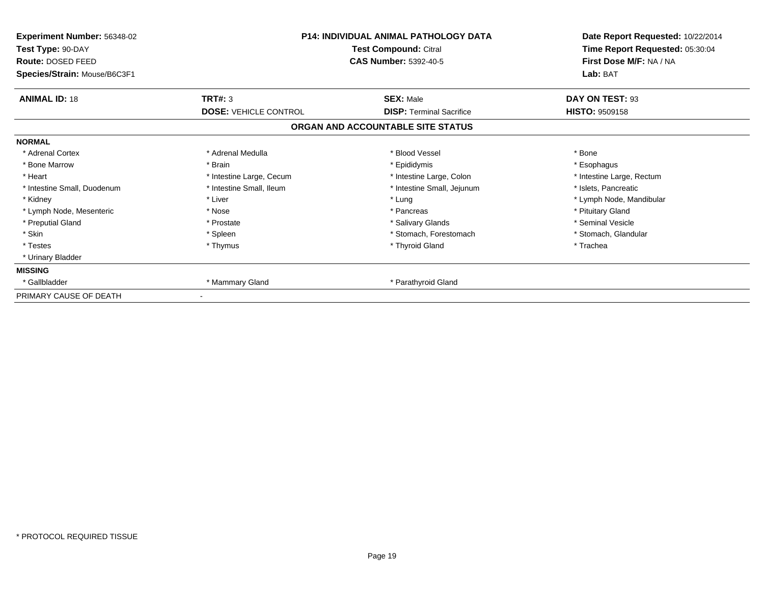**Experiment Number:** 56348-02
**Test Type:** 90-DAY
**Route:** DOSED FEED
**Species/Strain:** Mouse/B6C3F1

**P14: INDIVIDUAL ANIMAL PATHOLOGY DATA**
**Test Compound:** Citral
**CAS Number:** 5392-40-5

**Date Report Requested:** 10/22/2014
**Time Report Requested:** 05:30:04
**First Dose M/F:** NA / NA
**Lab:** BAT

| **ANIMAL ID:** 18 | **TRT#:** 3 | **SEX:** Male | **DAY ON TEST:** 93 |
|---|---|---|---|
| | **DOSE:** VEHICLE CONTROL | **DISP:** Terminal Sacrifice | **HISTO:** 9509158 |

## ORGAN AND ACCOUNTABLE SITE STATUS

| | | | |
|---|---|---|---|
| **NORMAL** | | | |
| * Adrenal Cortex | * Adrenal Medulla | * Blood Vessel | * Bone |
| * Bone Marrow | * Brain | * Epididymis | * Esophagus |
| * Heart | * Intestine Large, Cecum | * Intestine Large, Colon | * Intestine Large, Rectum |
| * Intestine Small, Duodenum | * Intestine Small, Ileum | * Intestine Small, Jejunum | * Islets, Pancreatic |
| * Kidney | * Liver | * Lung | * Lymph Node, Mandibular |
| * Lymph Node, Mesenteric | * Nose | * Pancreas | * Pituitary Gland |
| * Preputial Gland | * Prostate | * Salivary Glands | * Seminal Vesicle |
| * Skin | * Spleen | * Stomach, Forestomach | * Stomach, Glandular |
| * Testes | * Thymus | * Thyroid Gland | * Trachea |
| * Urinary Bladder | | | |
| **MISSING** | | | |
| * Gallbladder | * Mammary Gland | * Parathyroid Gland | |
| PRIMARY CAUSE OF DEATH | - | | |

* PROTOCOL REQUIRED TISSUE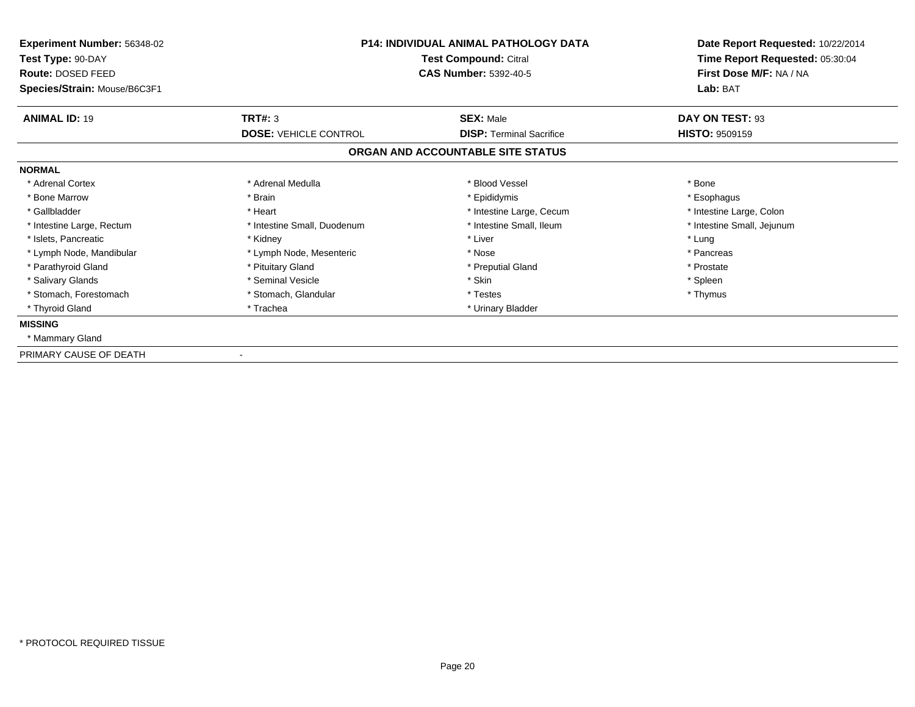**Experiment Number:** 56348-02
**Test Type:** 90-DAY
**Route:** DOSED FEED
**Species/Strain:** Mouse/B6C3F1

**P14: INDIVIDUAL ANIMAL PATHOLOGY DATA**
**Test Compound:** Citral
**CAS Number:** 5392-40-5

**Date Report Requested:** 10/22/2014
**Time Report Requested:** 05:30:04
**First Dose M/F:** NA / NA
**Lab:** BAT

| **ANIMAL ID:** 19 | **TRT#:** 3 | **SEX:** Male | **DAY ON TEST:** 93 |
|---|---|---|---|
| | **DOSE:** VEHICLE CONTROL | **DISP:** Terminal Sacrifice | **HISTO:** 9509159 |

## ORGAN AND ACCOUNTABLE SITE STATUS

**NORMAL**

| | | | |
|---|---|---|---|
| * Adrenal Cortex | * Adrenal Medulla | * Blood Vessel | * Bone |
| * Bone Marrow | * Brain | * Epididymis | * Esophagus |
| * Gallbladder | * Heart | * Intestine Large, Cecum | * Intestine Large, Colon |
| * Intestine Large, Rectum | * Intestine Small, Duodenum | * Intestine Small, Ileum | * Intestine Small, Jejunum |
| * Islets, Pancreatic | * Kidney | * Liver | * Lung |
| * Lymph Node, Mandibular | * Lymph Node, Mesenteric | * Nose | * Pancreas |
| * Parathyroid Gland | * Pituitary Gland | * Preputial Gland | * Prostate |
| * Salivary Glands | * Seminal Vesicle | * Skin | * Spleen |
| * Stomach, Forestomach | * Stomach, Glandular | * Testes | * Thymus |
| * Thyroid Gland | * Trachea | * Urinary Bladder | |

**MISSING**

* Mammary Gland

PRIMARY CAUSE OF DEATH -

* PROTOCOL REQUIRED TISSUE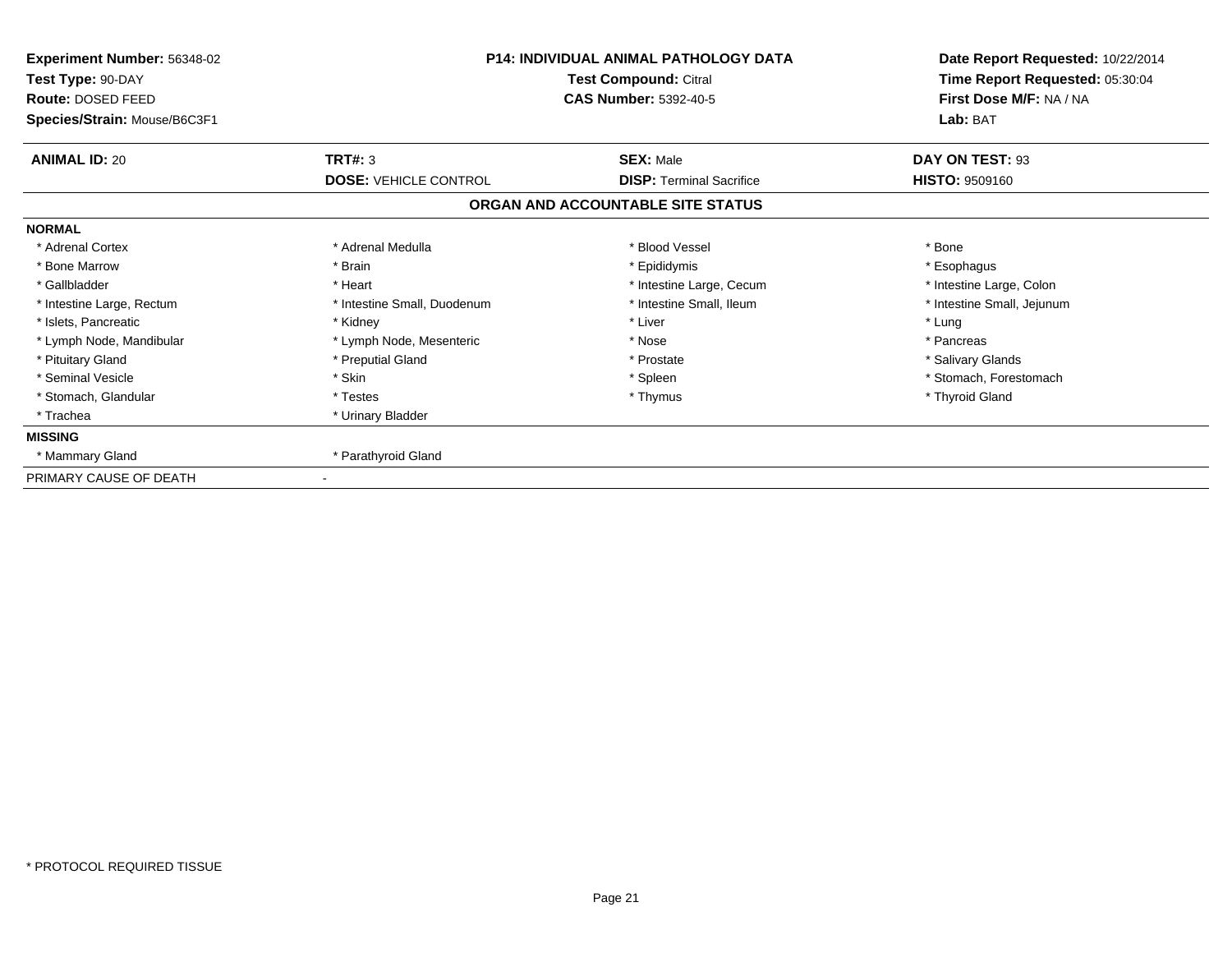**Experiment Number:** 56348-02
**Test Type:** 90-DAY
**Route:** DOSED FEED
**Species/Strain:** Mouse/B6C3F1

**P14: INDIVIDUAL ANIMAL PATHOLOGY DATA**
**Test Compound:** Citral
**CAS Number:** 5392-40-5

**Date Report Requested:** 10/22/2014
**Time Report Requested:** 05:30:04
**First Dose M/F:** NA / NA
**Lab:** BAT

| **ANIMAL ID:** 20 | **TRT#:** 3 | **SEX:** Male | **DAY ON TEST:** 93 |
|---|---|---|---|
| | **DOSE:** VEHICLE CONTROL | **DISP:** Terminal Sacrifice | **HISTO:** 9509160 |

## ORGAN AND ACCOUNTABLE SITE STATUS

| | | | |
|---|---|---|---|
| **NORMAL** | | | |
| * Adrenal Cortex | * Adrenal Medulla | * Blood Vessel | * Bone |
| * Bone Marrow | * Brain | * Epididymis | * Esophagus |
| * Gallbladder | * Heart | * Intestine Large, Cecum | * Intestine Large, Colon |
| * Intestine Large, Rectum | * Intestine Small, Duodenum | * Intestine Small, Ileum | * Intestine Small, Jejunum |
| * Islets, Pancreatic | * Kidney | * Liver | * Lung |
| * Lymph Node, Mandibular | * Lymph Node, Mesenteric | * Nose | * Pancreas |
| * Pituitary Gland | * Preputial Gland | * Prostate | * Salivary Glands |
| * Seminal Vesicle | * Skin | * Spleen | * Stomach, Forestomach |
| * Stomach, Glandular | * Testes | * Thymus | * Thyroid Gland |
| * Trachea | * Urinary Bladder | | |
| **MISSING** | | | |
| * Mammary Gland | * Parathyroid Gland | | |
| PRIMARY CAUSE OF DEATH | - | | |

\* PROTOCOL REQUIRED TISSUE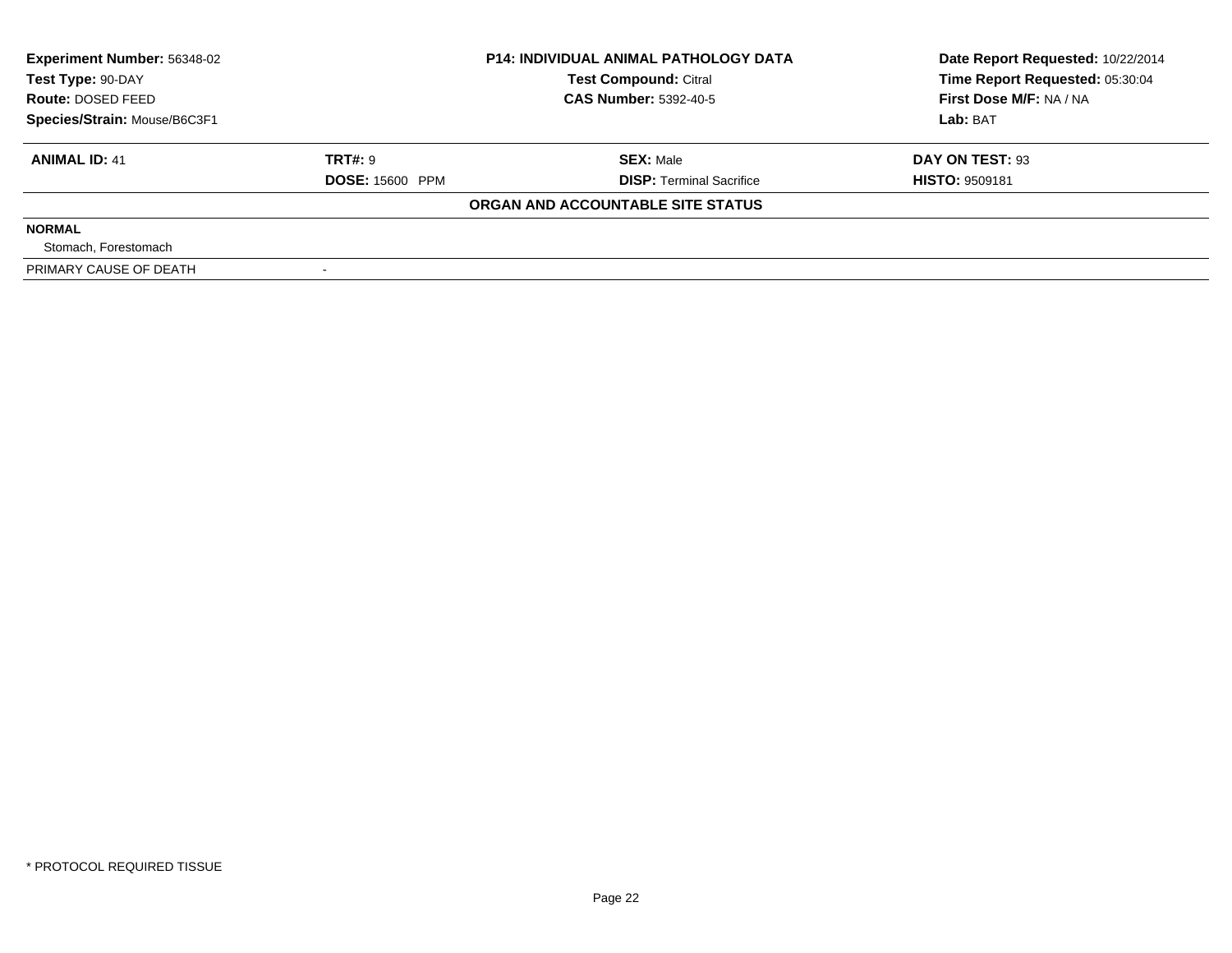**Experiment Number:** 56348-02
**Test Type:** 90-DAY
**Route:** DOSED FEED
**Species/Strain:** Mouse/B6C3F1

**P14: INDIVIDUAL ANIMAL PATHOLOGY DATA**
**Test Compound:** Citral
**CAS Number:** 5392-40-5

**Date Report Requested:** 10/22/2014
**Time Report Requested:** 05:30:04
**First Dose M/F:** NA / NA
**Lab:** BAT

| **ANIMAL ID:** 41 | **TRT#:** 9 | **SEX:** Male | **DAY ON TEST:** 93 |
|---|---|---|---|
| | **DOSE:** 15600 PPM | **DISP:** Terminal Sacrifice | **HISTO:** 9509181 |

**ORGAN AND ACCOUNTABLE SITE STATUS**

**NORMAL**
Stomach, Forestomach

| PRIMARY CAUSE OF DEATH | - |
|---|---|

* PROTOCOL REQUIRED TISSUE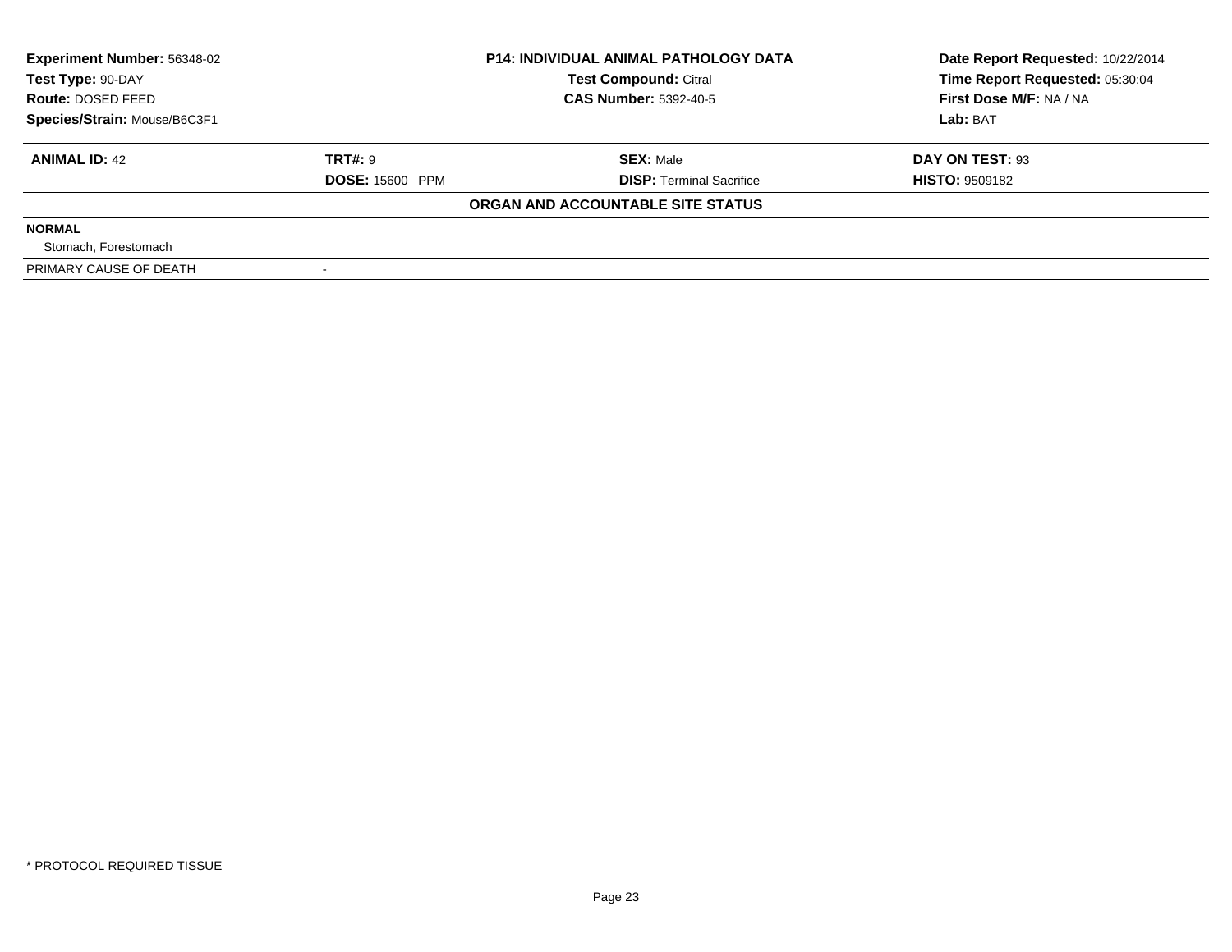| **Experiment Number:** 56348-02 | **P14: INDIVIDUAL ANIMAL PATHOLOGY DATA** | **Date Report Requested:** 10/22/2014 |
|---|---|---|
| **Test Type:** 90-DAY | **Test Compound:** Citral | **Time Report Requested:** 05:30:04 |
| **Route:** DOSED FEED | **CAS Number:** 5392-40-5 | **First Dose M/F:** NA / NA |
| **Species/Strain:** Mouse/B6C3F1 | | **Lab:** BAT |

| **ANIMAL ID:** 42 | **TRT#:** 9 | **SEX:** Male | **DAY ON TEST:** 93 |
|---|---|---|---|
| | **DOSE:** 15600 PPM | **DISP:** Terminal Sacrifice | **HISTO:** 9509182 |

**ORGAN AND ACCOUNTABLE SITE STATUS**

**NORMAL**

Stomach, Forestomach

PRIMARY CAUSE OF DEATH -

* PROTOCOL REQUIRED TISSUE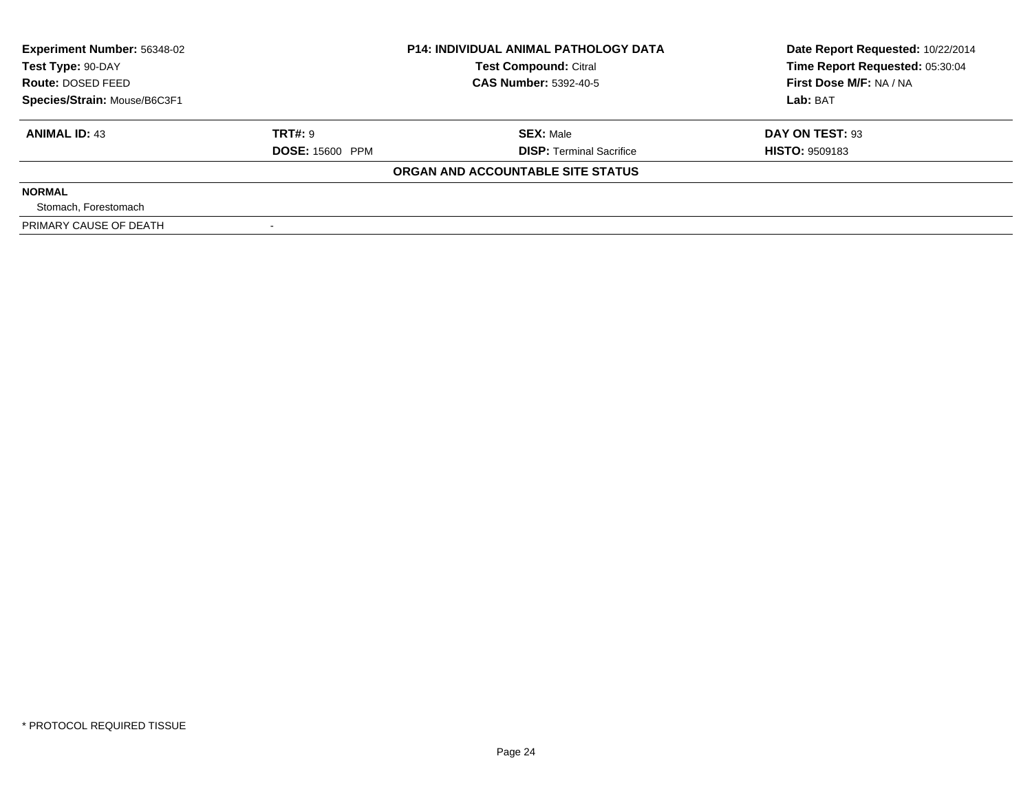| **Experiment Number:** 56348-02 | **P14: INDIVIDUAL ANIMAL PATHOLOGY DATA** | **Date Report Requested:** 10/22/2014 |
|---|---|---|
| **Test Type:** 90-DAY | **Test Compound:** Citral | **Time Report Requested:** 05:30:04 |
| **Route:** DOSED FEED | **CAS Number:** 5392-40-5 | **First Dose M/F:** NA / NA |
| **Species/Strain:** Mouse/B6C3F1 | | **Lab:** BAT |

| **ANIMAL ID:** 43 | **TRT#:** 9 | **SEX:** Male | **DAY ON TEST:** 93 |
|---|---|---|---|
| | **DOSE:** 15600 PPM | **DISP:** Terminal Sacrifice | **HISTO:** 9509183 |

**ORGAN AND ACCOUNTABLE SITE STATUS**

| | |
|---|---|
| **NORMAL** | |
| Stomach, Forestomach | |
| PRIMARY CAUSE OF DEATH | - |

* PROTOCOL REQUIRED TISSUE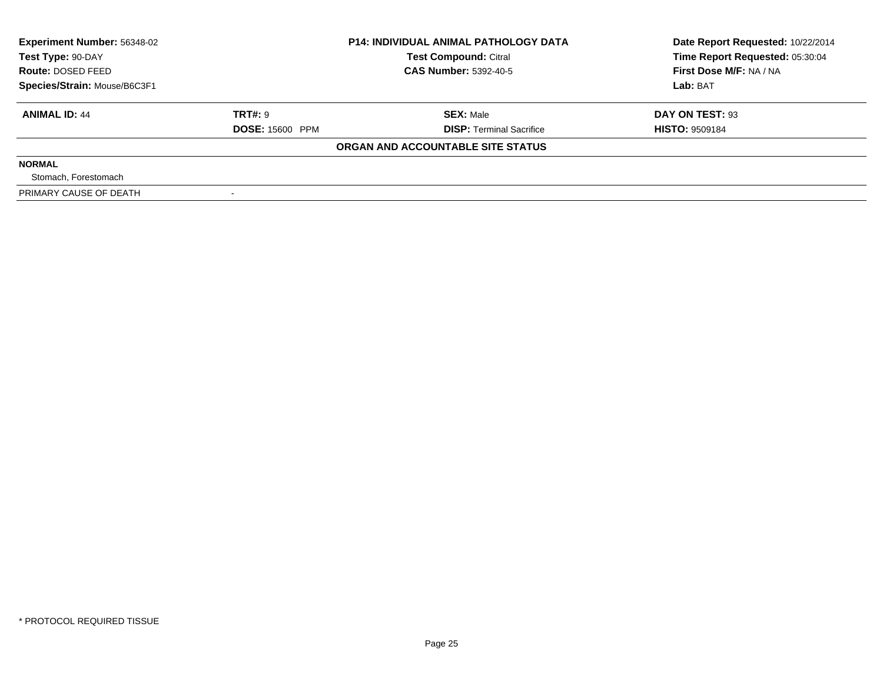**Experiment Number:** 56348-02
**Test Type:** 90-DAY
**Route:** DOSED FEED
**Species/Strain:** Mouse/B6C3F1

**P14: INDIVIDUAL ANIMAL PATHOLOGY DATA**
**Test Compound:** Citral
**CAS Number:** 5392-40-5

**Date Report Requested:** 10/22/2014
**Time Report Requested:** 05:30:04
**First Dose M/F:** NA / NA
**Lab:** BAT

| **ANIMAL ID:** 44 | **TRT#:** 9 | **SEX:** Male | **DAY ON TEST:** 93 |
|---|---|---|---|
| | **DOSE:** 15600 PPM | **DISP:** Terminal Sacrifice | **HISTO:** 9509184 |

**ORGAN AND ACCOUNTABLE SITE STATUS**

**NORMAL**

Stomach, Forestomach

| PRIMARY CAUSE OF DEATH | - |
|---|---|

* PROTOCOL REQUIRED TISSUE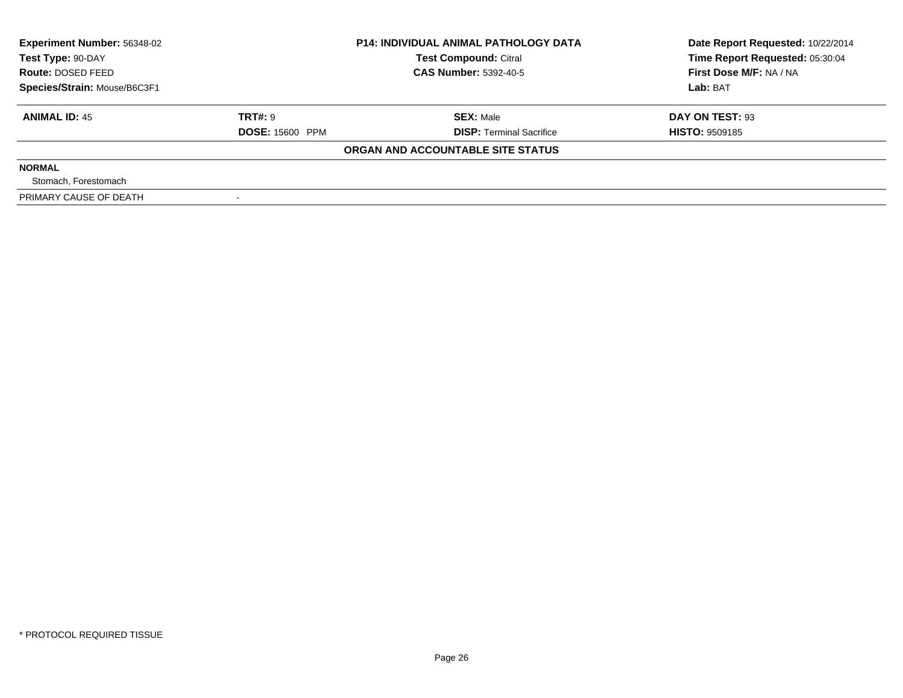| **Experiment Number:** 56348-02 | **P14: INDIVIDUAL ANIMAL PATHOLOGY DATA** | **Date Report Requested:** 10/22/2014 |
|---|---|---|
| **Test Type:** 90-DAY | **Test Compound:** Citral | **Time Report Requested:** 05:30:04 |
| **Route:** DOSED FEED | **CAS Number:** 5392-40-5 | **First Dose M/F:** NA / NA |
| **Species/Strain:** Mouse/B6C3F1 | | **Lab:** BAT |

| **ANIMAL ID:** 45 | **TRT#:** 9 | **SEX:** Male | **DAY ON TEST:** 93 |
|---|---|---|---|
| | **DOSE:** 15600 PPM | **DISP:** Terminal Sacrifice | **HISTO:** 9509185 |

**ORGAN AND ACCOUNTABLE SITE STATUS**

**NORMAL**

Stomach, Forestomach

| PRIMARY CAUSE OF DEATH | - |
|---|---|

* PROTOCOL REQUIRED TISSUE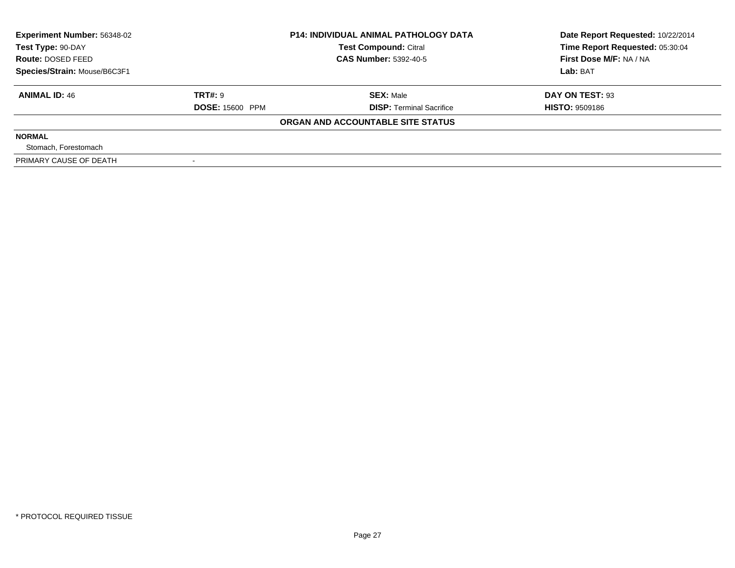| **Experiment Number:** 56348-02 | **P14: INDIVIDUAL ANIMAL PATHOLOGY DATA** | **Date Report Requested:** 10/22/2014 |
|---|---|---|
| **Test Type:** 90-DAY | **Test Compound:** Citral | **Time Report Requested:** 05:30:04 |
| **Route:** DOSED FEED | **CAS Number:** 5392-40-5 | **First Dose M/F:** NA / NA |
| **Species/Strain:** Mouse/B6C3F1 | | **Lab:** BAT |

| **ANIMAL ID:** 46 | **TRT#:** 9 | **SEX:** Male | **DAY ON TEST:** 93 |
|---|---|---|---|
| | **DOSE:** 15600 PPM | **DISP:** Terminal Sacrifice | **HISTO:** 9509186 |

**ORGAN AND ACCOUNTABLE SITE STATUS**

**NORMAL**

Stomach, Forestomach

| PRIMARY CAUSE OF DEATH | - |
|---|---|

* PROTOCOL REQUIRED TISSUE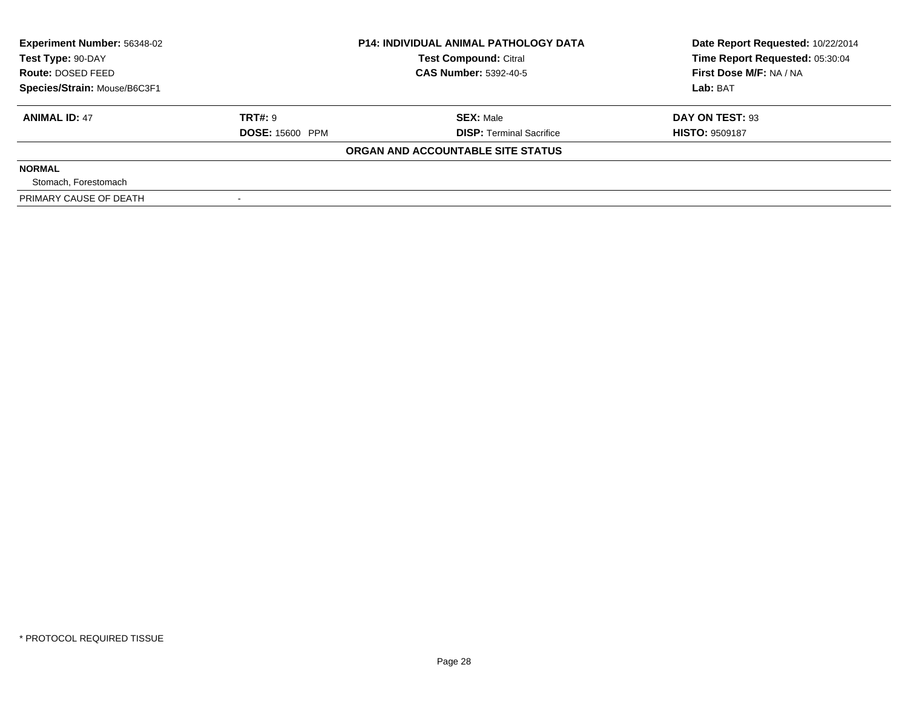| **Experiment Number:** 56348-02 | **P14: INDIVIDUAL ANIMAL PATHOLOGY DATA** | **Date Report Requested:** 10/22/2014 |
|---|---|---|
| **Test Type:** 90-DAY | **Test Compound:** Citral | **Time Report Requested:** 05:30:04 |
| **Route:** DOSED FEED | **CAS Number:** 5392-40-5 | **First Dose M/F:** NA / NA |
| **Species/Strain:** Mouse/B6C3F1 | | **Lab:** BAT |

| **ANIMAL ID:** 47 | **TRT#:** 9 | **SEX:** Male | **DAY ON TEST:** 93 |
|---|---|---|---|
| | **DOSE:** 15600 PPM | **DISP:** Terminal Sacrifice | **HISTO:** 9509187 |

**ORGAN AND ACCOUNTABLE SITE STATUS**

| | |
|---|---|
| **NORMAL** | |
| Stomach, Forestomach | |
| PRIMARY CAUSE OF DEATH | - |

\* PROTOCOL REQUIRED TISSUE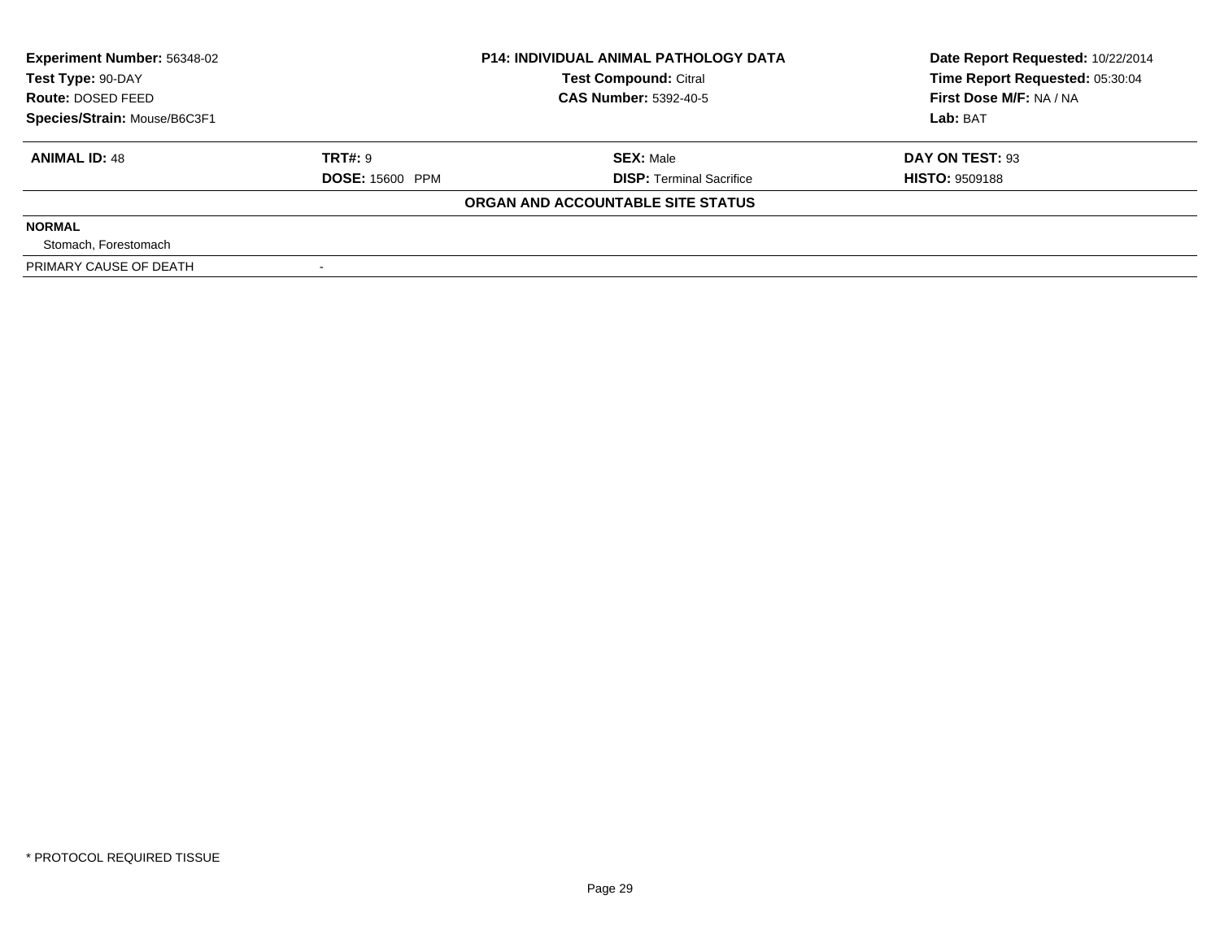| Experiment Number: 56348-02 | P14: INDIVIDUAL ANIMAL PATHOLOGY DATA | Date Report Requested: 10/22/2014 |
|---|---|---|
| Test Type: 90-DAY | Test Compound: Citral | Time Report Requested: 05:30:04 |
| Route: DOSED FEED | CAS Number: 5392-40-5 | First Dose M/F: NA / NA |
| Species/Strain: Mouse/B6C3F1 | | Lab: BAT |

| **ANIMAL ID:** 48 | **TRT#:** 9 | **SEX:** Male | **DAY ON TEST:** 93 |
|---|---|---|---|
| | **DOSE:** 15600 PPM | **DISP:** Terminal Sacrifice | **HISTO:** 9509188 |

**ORGAN AND ACCOUNTABLE SITE STATUS**

**NORMAL**

Stomach, Forestomach

| PRIMARY CAUSE OF DEATH | - |
|---|---|

\* PROTOCOL REQUIRED TISSUE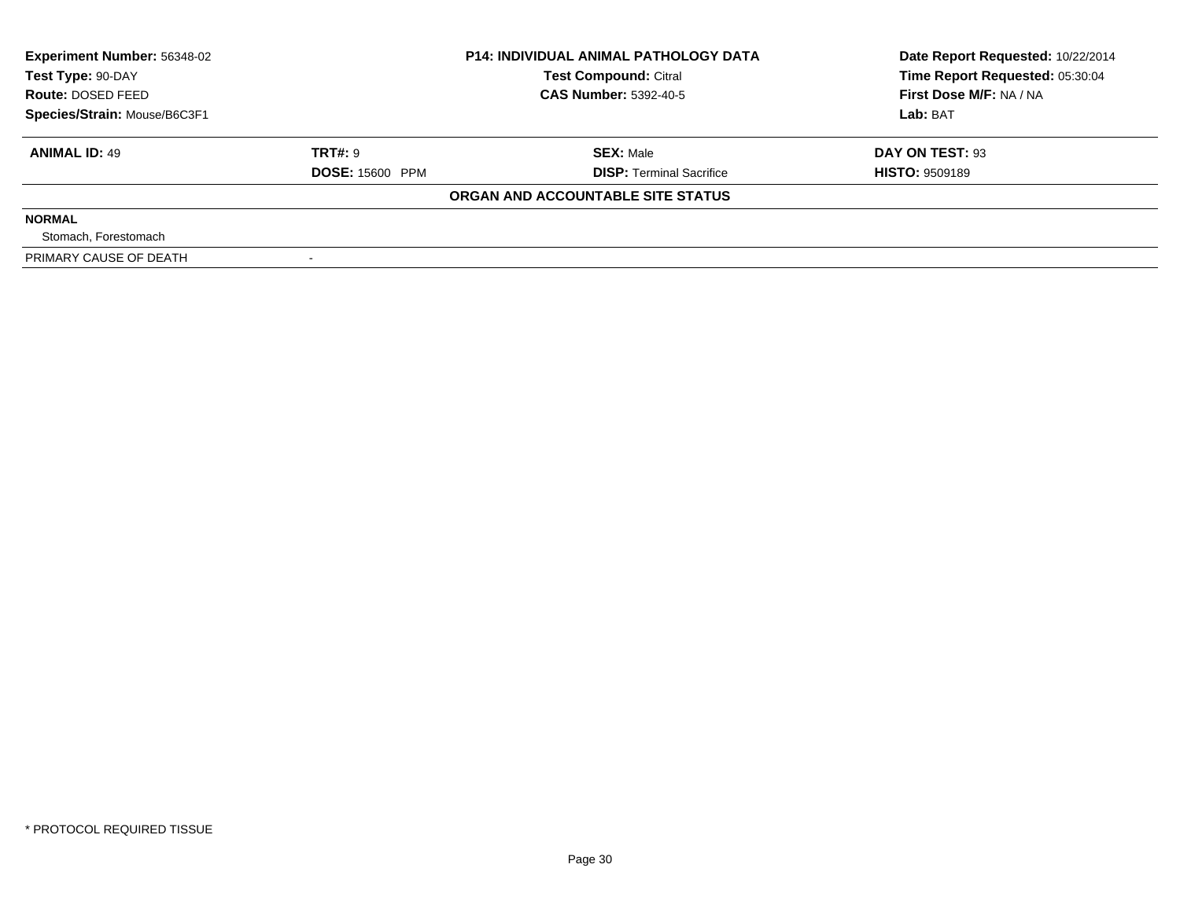| Experiment Number: 56348-02 | P14: INDIVIDUAL ANIMAL PATHOLOGY DATA | Date Report Requested: 10/22/2014 |
|---|---|---|
| Test Type: 90-DAY | Test Compound: Citral | Time Report Requested: 05:30:04 |
| Route: DOSED FEED | CAS Number: 5392-40-5 | First Dose M/F: NA / NA |
| Species/Strain: Mouse/B6C3F1 | | Lab: BAT |

| ANIMAL ID: 49 | TRT#: 9 | SEX: Male | DAY ON TEST: 93 |
|---|---|---|---|
| | DOSE: 15600 PPM | DISP: Terminal Sacrifice | HISTO: 9509189 |

**ORGAN AND ACCOUNTABLE SITE STATUS**

**NORMAL**

Stomach, Forestomach

| PRIMARY CAUSE OF DEATH | - |
|---|---|

\* PROTOCOL REQUIRED TISSUE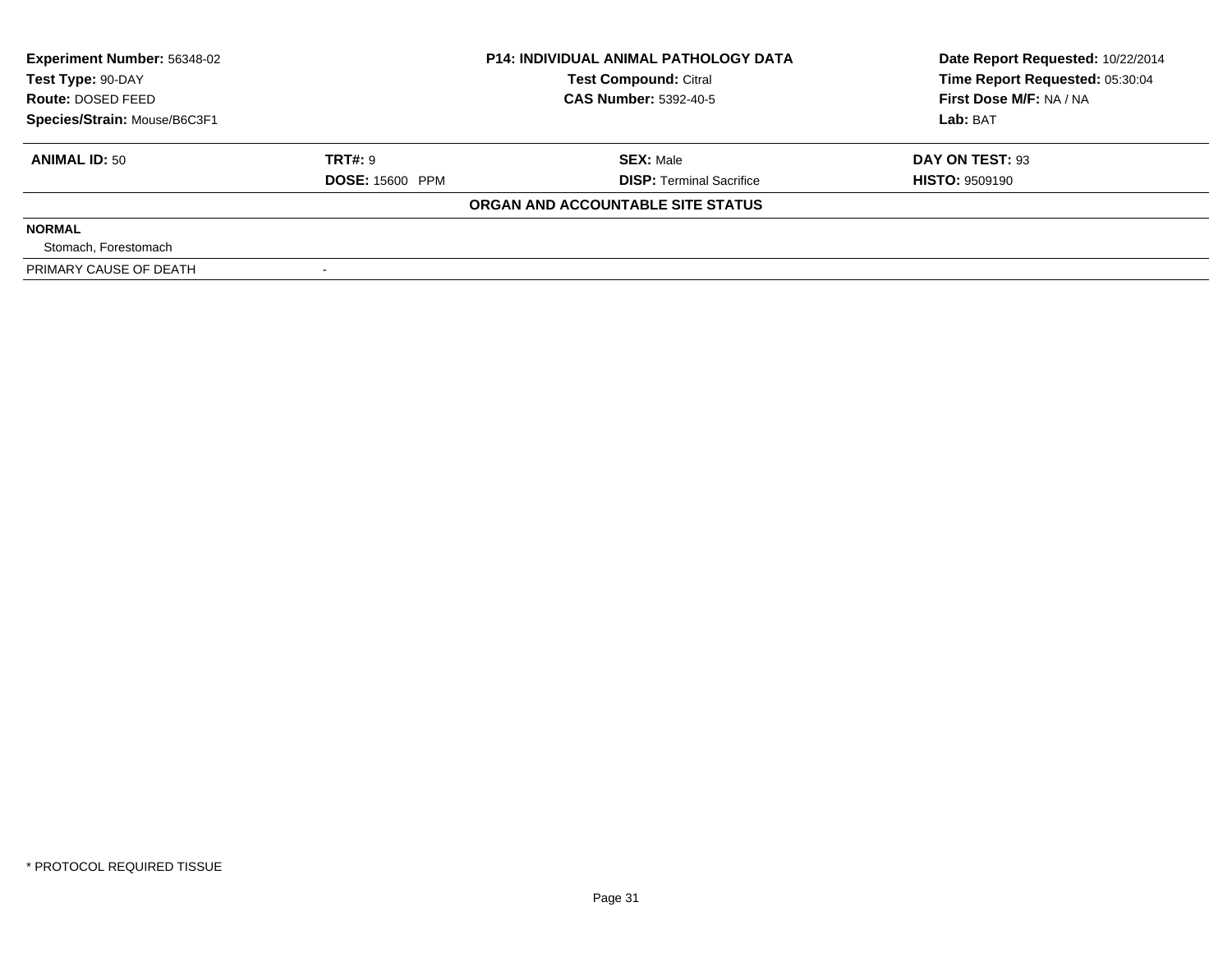| **Experiment Number:** 56348-02 | **P14: INDIVIDUAL ANIMAL PATHOLOGY DATA** | **Date Report Requested:** 10/22/2014 |
|---|---|---|
| **Test Type:** 90-DAY | **Test Compound:** Citral | **Time Report Requested:** 05:30:04 |
| **Route:** DOSED FEED | **CAS Number:** 5392-40-5 | **First Dose M/F:** NA / NA |
| **Species/Strain:** Mouse/B6C3F1 | | **Lab:** BAT |

| **ANIMAL ID:** 50 | **TRT#:** 9 | **SEX:** Male | **DAY ON TEST:** 93 |
|---|---|---|---|
| | **DOSE:** 15600 PPM | **DISP:** Terminal Sacrifice | **HISTO:** 9509190 |

**ORGAN AND ACCOUNTABLE SITE STATUS**

**NORMAL**

Stomach, Forestomach

| PRIMARY CAUSE OF DEATH | - |
|---|---|

* PROTOCOL REQUIRED TISSUE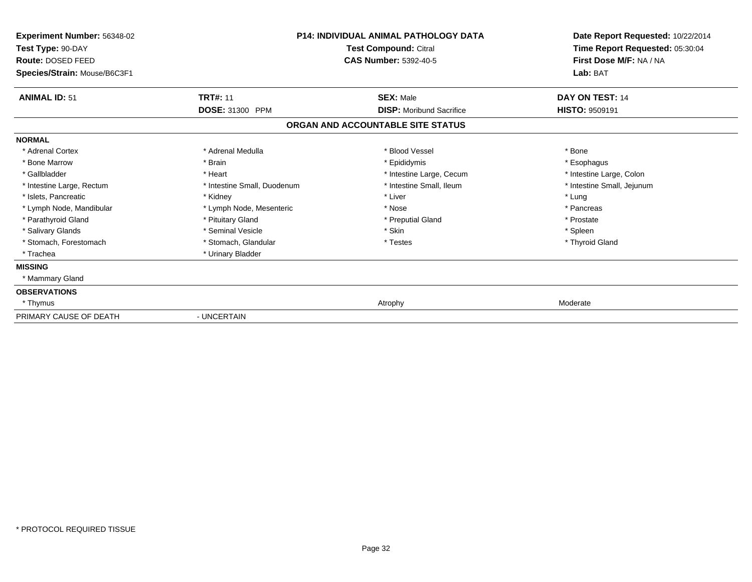**Experiment Number:** 56348-02
**Test Type:** 90-DAY
**Route:** DOSED FEED
**Species/Strain:** Mouse/B6C3F1

**P14: INDIVIDUAL ANIMAL PATHOLOGY DATA**
**Test Compound:** Citral
**CAS Number:** 5392-40-5

**Date Report Requested:** 10/22/2014
**Time Report Requested:** 05:30:04
**First Dose M/F:** NA / NA
**Lab:** BAT

| **ANIMAL ID:** 51 | **TRT#:** 11 | **SEX:** Male | **DAY ON TEST:** 14 |
|---|---|---|---|
| | **DOSE:** 31300 PPM | **DISP:** Moribund Sacrifice | **HISTO:** 9509191 |

**ORGAN AND ACCOUNTABLE SITE STATUS**

**NORMAL**

| | | | |
|---|---|---|---|
| * Adrenal Cortex | * Adrenal Medulla | * Blood Vessel | * Bone |
| * Bone Marrow | * Brain | * Epididymis | * Esophagus |
| * Gallbladder | * Heart | * Intestine Large, Cecum | * Intestine Large, Colon |
| * Intestine Large, Rectum | * Intestine Small, Duodenum | * Intestine Small, Ileum | * Intestine Small, Jejunum |
| * Islets, Pancreatic | * Kidney | * Liver | * Lung |
| * Lymph Node, Mandibular | * Lymph Node, Mesenteric | * Nose | * Pancreas |
| * Parathyroid Gland | * Pituitary Gland | * Preputial Gland | * Prostate |
| * Salivary Glands | * Seminal Vesicle | * Skin | * Spleen |
| * Stomach, Forestomach | * Stomach, Glandular | * Testes | * Thyroid Gland |
| * Trachea | * Urinary Bladder | | |

**MISSING**

* Mammary Gland

**OBSERVATIONS**

| | | | |
|---|---|---|---|
| * Thymus | | Atrophy | Moderate |

PRIMARY CAUSE OF DEATH - UNCERTAIN

* PROTOCOL REQUIRED TISSUE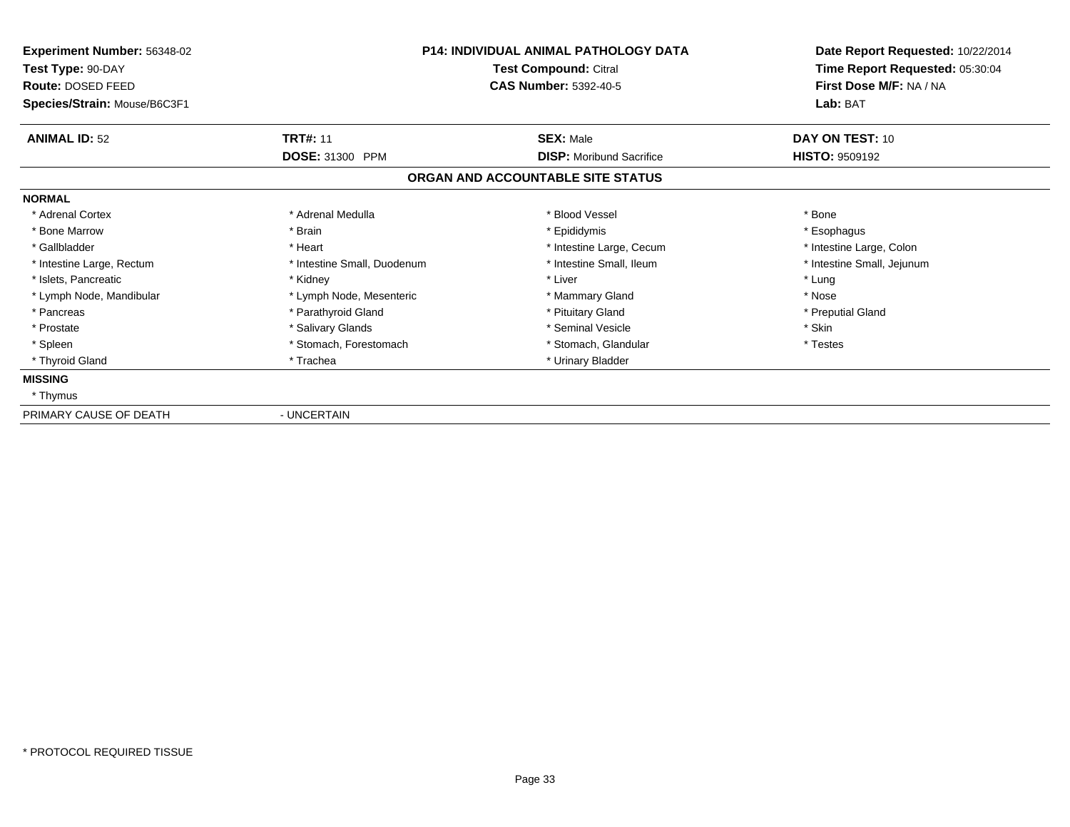**Experiment Number:** 56348-02
**Test Type:** 90-DAY
**Route:** DOSED FEED
**Species/Strain:** Mouse/B6C3F1

**P14: INDIVIDUAL ANIMAL PATHOLOGY DATA**
**Test Compound:** Citral
**CAS Number:** 5392-40-5

**Date Report Requested:** 10/22/2014
**Time Report Requested:** 05:30:04
**First Dose M/F:** NA / NA
**Lab:** BAT

| **ANIMAL ID:** 52 | **TRT#:** 11 | **SEX:** Male | **DAY ON TEST:** 10 |
|---|---|---|---|
| | **DOSE:** 31300 PPM | **DISP:** Moribund Sacrifice | **HISTO:** 9509192 |

## ORGAN AND ACCOUNTABLE SITE STATUS

**NORMAL**

| | | | |
|---|---|---|---|
| * Adrenal Cortex | * Adrenal Medulla | * Blood Vessel | * Bone |
| * Bone Marrow | * Brain | * Epididymis | * Esophagus |
| * Gallbladder | * Heart | * Intestine Large, Cecum | * Intestine Large, Colon |
| * Intestine Large, Rectum | * Intestine Small, Duodenum | * Intestine Small, Ileum | * Intestine Small, Jejunum |
| * Islets, Pancreatic | * Kidney | * Liver | * Lung |
| * Lymph Node, Mandibular | * Lymph Node, Mesenteric | * Mammary Gland | * Nose |
| * Pancreas | * Parathyroid Gland | * Pituitary Gland | * Preputial Gland |
| * Prostate | * Salivary Glands | * Seminal Vesicle | * Skin |
| * Spleen | * Stomach, Forestomach | * Stomach, Glandular | * Testes |
| * Thyroid Gland | * Trachea | * Urinary Bladder | |

**MISSING**

* Thymus

PRIMARY CAUSE OF DEATH - UNCERTAIN

* PROTOCOL REQUIRED TISSUE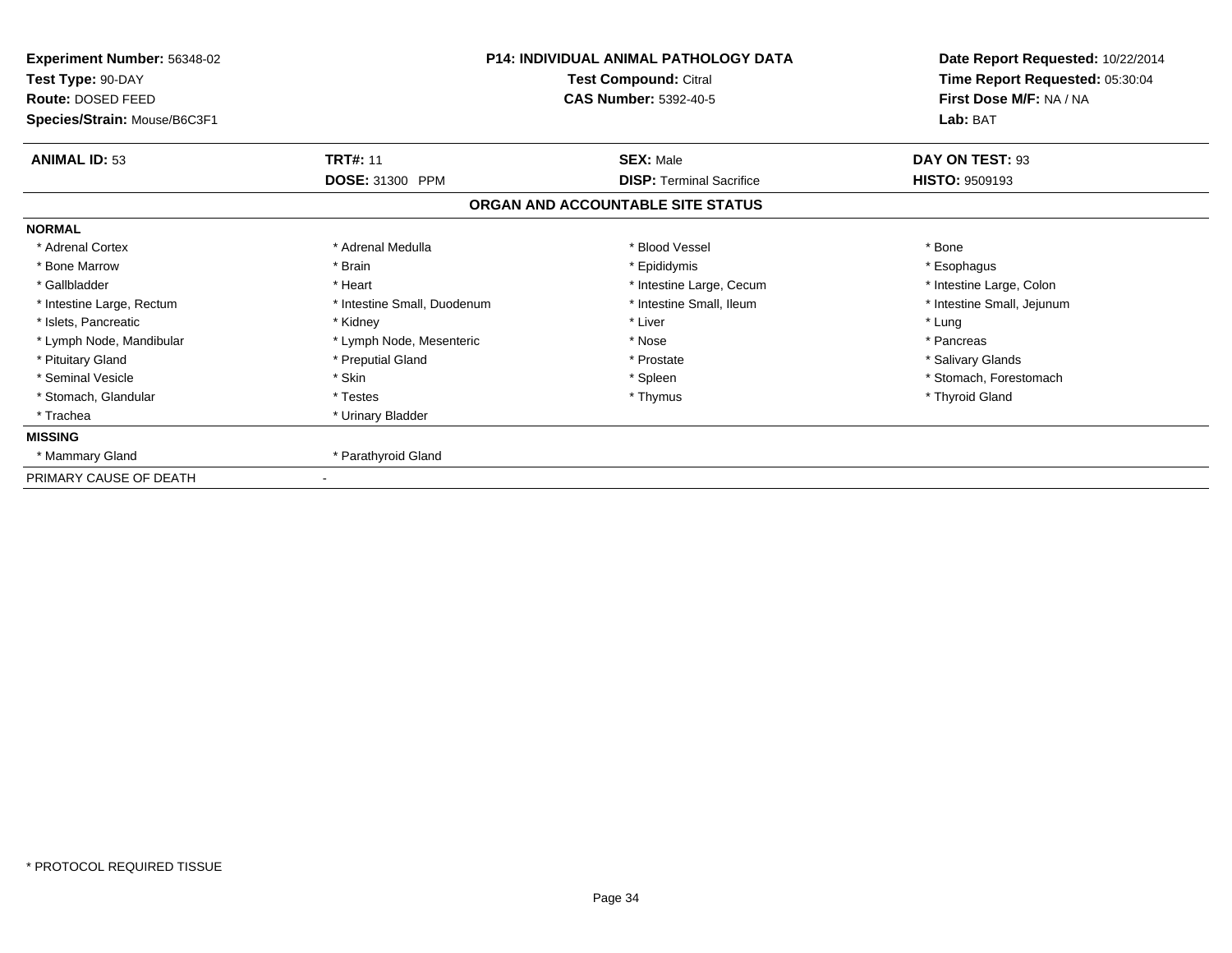**Experiment Number:** 56348-02
**Test Type:** 90-DAY
**Route:** DOSED FEED
**Species/Strain:** Mouse/B6C3F1

**P14: INDIVIDUAL ANIMAL PATHOLOGY DATA**
**Test Compound:** Citral
**CAS Number:** 5392-40-5

**Date Report Requested:** 10/22/2014
**Time Report Requested:** 05:30:04
**First Dose M/F:** NA / NA
**Lab:** BAT

| **ANIMAL ID:** 53 | **TRT#:** 11 | **SEX:** Male | **DAY ON TEST:** 93 |
|---|---|---|---|
| | **DOSE:** 31300 PPM | **DISP:** Terminal Sacrifice | **HISTO:** 9509193 |

**ORGAN AND ACCOUNTABLE SITE STATUS**

**NORMAL**

| | | | |
|---|---|---|---|
| * Adrenal Cortex | * Adrenal Medulla | * Blood Vessel | * Bone |
| * Bone Marrow | * Brain | * Epididymis | * Esophagus |
| * Gallbladder | * Heart | * Intestine Large, Cecum | * Intestine Large, Colon |
| * Intestine Large, Rectum | * Intestine Small, Duodenum | * Intestine Small, Ileum | * Intestine Small, Jejunum |
| * Islets, Pancreatic | * Kidney | * Liver | * Lung |
| * Lymph Node, Mandibular | * Lymph Node, Mesenteric | * Nose | * Pancreas |
| * Pituitary Gland | * Preputial Gland | * Prostate | * Salivary Glands |
| * Seminal Vesicle | * Skin | * Spleen | * Stomach, Forestomach |
| * Stomach, Glandular | * Testes | * Thymus | * Thyroid Gland |
| * Trachea | * Urinary Bladder | | |

**MISSING**

| | |
|---|---|
| * Mammary Gland | * Parathyroid Gland |

PRIMARY CAUSE OF DEATH -

* PROTOCOL REQUIRED TISSUE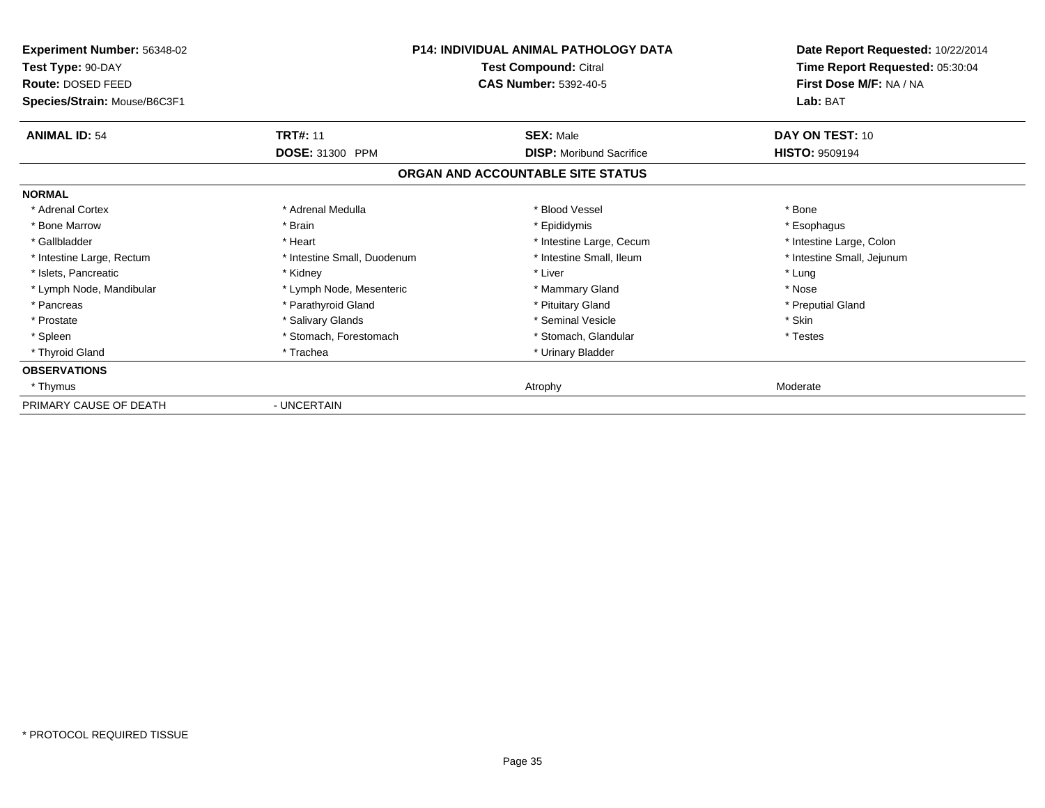**Experiment Number:** 56348-02
**Test Type:** 90-DAY
**Route:** DOSED FEED
**Species/Strain:** Mouse/B6C3F1

**P14: INDIVIDUAL ANIMAL PATHOLOGY DATA**
**Test Compound:** Citral
**CAS Number:** 5392-40-5

**Date Report Requested:** 10/22/2014
**Time Report Requested:** 05:30:04
**First Dose M/F:** NA / NA
**Lab:** BAT

| **ANIMAL ID:** 54 | **TRT#:** 11 | **SEX:** Male | **DAY ON TEST:** 10 |
|---|---|---|---|
| | **DOSE:** 31300 PPM | **DISP:** Moribund Sacrifice | **HISTO:** 9509194 |

## ORGAN AND ACCOUNTABLE SITE STATUS

| | | | |
|---|---|---|---|
| **NORMAL** | | | |
| * Adrenal Cortex | * Adrenal Medulla | * Blood Vessel | * Bone |
| * Bone Marrow | * Brain | * Epididymis | * Esophagus |
| * Gallbladder | * Heart | * Intestine Large, Cecum | * Intestine Large, Colon |
| * Intestine Large, Rectum | * Intestine Small, Duodenum | * Intestine Small, Ileum | * Intestine Small, Jejunum |
| * Islets, Pancreatic | * Kidney | * Liver | * Lung |
| * Lymph Node, Mandibular | * Lymph Node, Mesenteric | * Mammary Gland | * Nose |
| * Pancreas | * Parathyroid Gland | * Pituitary Gland | * Preputial Gland |
| * Prostate | * Salivary Glands | * Seminal Vesicle | * Skin |
| * Spleen | * Stomach, Forestomach | * Stomach, Glandular | * Testes |
| * Thyroid Gland | * Trachea | * Urinary Bladder | |
| **OBSERVATIONS** | | | |
| * Thymus | | Atrophy | Moderate |
| PRIMARY CAUSE OF DEATH | - UNCERTAIN | | |

* PROTOCOL REQUIRED TISSUE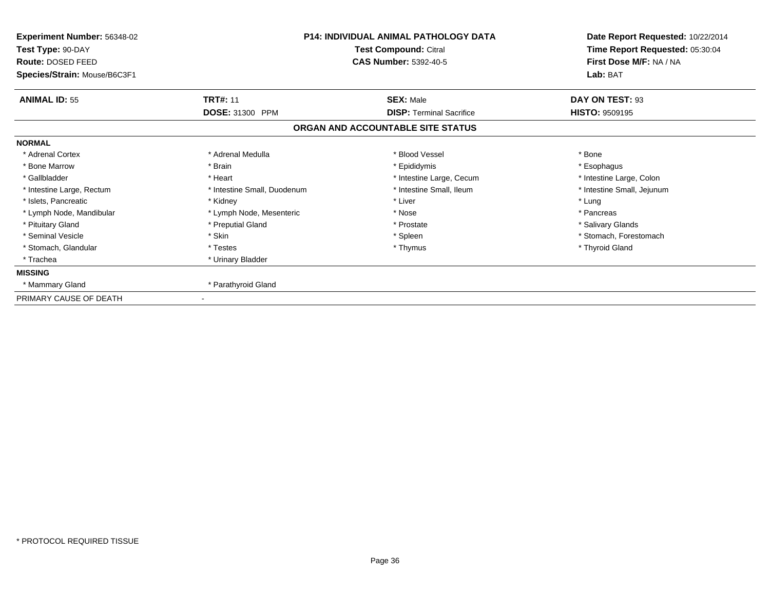| | | | |
|---|---|---|---|
| **Experiment Number:** 56348-02 | **P14: INDIVIDUAL ANIMAL PATHOLOGY DATA** | | **Date Report Requested:** 10/22/2014 |
| **Test Type:** 90-DAY | **Test Compound:** Citral | | **Time Report Requested:** 05:30:04 |
| **Route:** DOSED FEED | **CAS Number:** 5392-40-5 | | **First Dose M/F:** NA / NA |
| **Species/Strain:** Mouse/B6C3F1 | | | **Lab:** BAT |

| | | | |
|---|---|---|---|
| **ANIMAL ID:** 55 | **TRT#:** 11 | **SEX:** Male | **DAY ON TEST:** 93 |
| | **DOSE:** 31300 PPM | **DISP:** Terminal Sacrifice | **HISTO:** 9509195 |

## ORGAN AND ACCOUNTABLE SITE STATUS

| | | | |
|---|---|---|---|
| **NORMAL** | | | |
| * Adrenal Cortex | * Adrenal Medulla | * Blood Vessel | * Bone |
| * Bone Marrow | * Brain | * Epididymis | * Esophagus |
| * Gallbladder | * Heart | * Intestine Large, Cecum | * Intestine Large, Colon |
| * Intestine Large, Rectum | * Intestine Small, Duodenum | * Intestine Small, Ileum | * Intestine Small, Jejunum |
| * Islets, Pancreatic | * Kidney | * Liver | * Lung |
| * Lymph Node, Mandibular | * Lymph Node, Mesenteric | * Nose | * Pancreas |
| * Pituitary Gland | * Preputial Gland | * Prostate | * Salivary Glands |
| * Seminal Vesicle | * Skin | * Spleen | * Stomach, Forestomach |
| * Stomach, Glandular | * Testes | * Thymus | * Thyroid Gland |
| * Trachea | * Urinary Bladder | | |
| **MISSING** | | | |
| * Mammary Gland | * Parathyroid Gland | | |
| PRIMARY CAUSE OF DEATH | - | | |

* PROTOCOL REQUIRED TISSUE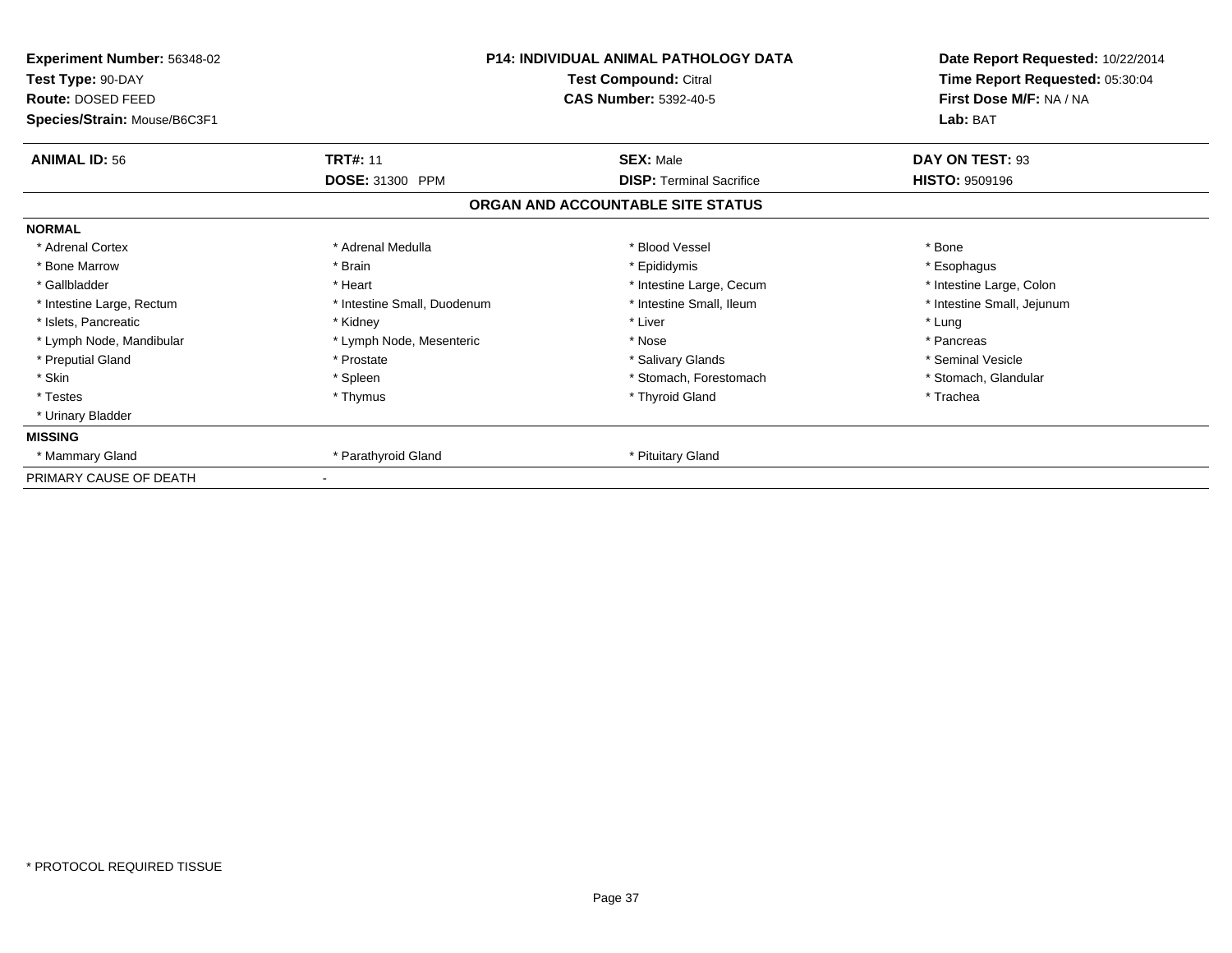**Experiment Number:** 56348-02
**Test Type:** 90-DAY
**Route:** DOSED FEED
**Species/Strain:** Mouse/B6C3F1

**P14: INDIVIDUAL ANIMAL PATHOLOGY DATA**
**Test Compound:** Citral
**CAS Number:** 5392-40-5

**Date Report Requested:** 10/22/2014
**Time Report Requested:** 05:30:04
**First Dose M/F:** NA / NA
**Lab:** BAT

| **ANIMAL ID:** 56 | **TRT#:** 11 | **SEX:** Male | **DAY ON TEST:** 93 |
|---|---|---|---|
| | **DOSE:** 31300 PPM | **DISP:** Terminal Sacrifice | **HISTO:** 9509196 |

## ORGAN AND ACCOUNTABLE SITE STATUS

**NORMAL**

| | | | |
|---|---|---|---|
| * Adrenal Cortex | * Adrenal Medulla | * Blood Vessel | * Bone |
| * Bone Marrow | * Brain | * Epididymis | * Esophagus |
| * Gallbladder | * Heart | * Intestine Large, Cecum | * Intestine Large, Colon |
| * Intestine Large, Rectum | * Intestine Small, Duodenum | * Intestine Small, Ileum | * Intestine Small, Jejunum |
| * Islets, Pancreatic | * Kidney | * Liver | * Lung |
| * Lymph Node, Mandibular | * Lymph Node, Mesenteric | * Nose | * Pancreas |
| * Preputial Gland | * Prostate | * Salivary Glands | * Seminal Vesicle |
| * Skin | * Spleen | * Stomach, Forestomach | * Stomach, Glandular |
| * Testes | * Thymus | * Thyroid Gland | * Trachea |
| * Urinary Bladder | | | |

**MISSING**

| | | |
|---|---|---|
| * Mammary Gland | * Parathyroid Gland | * Pituitary Gland |

PRIMARY CAUSE OF DEATH -

\* PROTOCOL REQUIRED TISSUE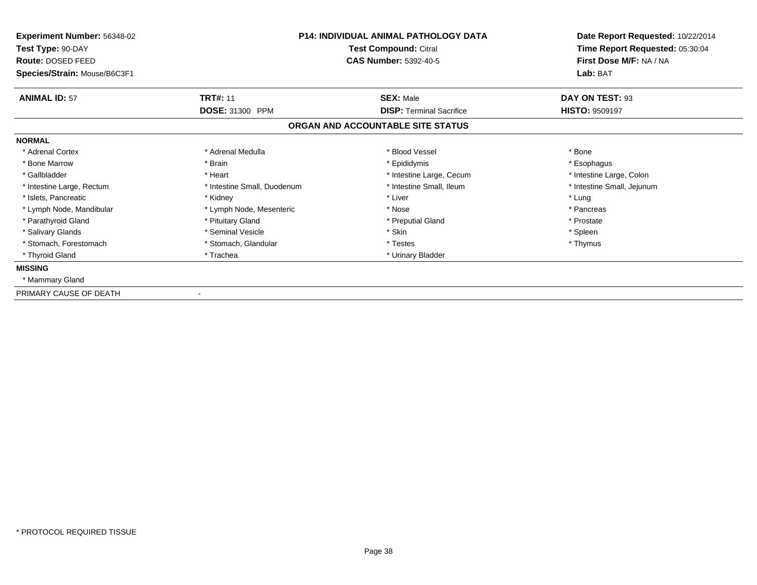**Experiment Number:** 56348-02
**Test Type:** 90-DAY
**Route:** DOSED FEED
**Species/Strain:** Mouse/B6C3F1

**P14: INDIVIDUAL ANIMAL PATHOLOGY DATA**
**Test Compound:** Citral
**CAS Number:** 5392-40-5

**Date Report Requested:** 10/22/2014
**Time Report Requested:** 05:30:04
**First Dose M/F:** NA / NA
**Lab:** BAT

| **ANIMAL ID:** 57 | **TRT#:** 11 | **SEX:** Male | **DAY ON TEST:** 93 |
|---|---|---|---|
| | **DOSE:** 31300 PPM | **DISP:** Terminal Sacrifice | **HISTO:** 9509197 |

## ORGAN AND ACCOUNTABLE SITE STATUS

**NORMAL**

| | | | |
|---|---|---|---|
| * Adrenal Cortex | * Adrenal Medulla | * Blood Vessel | * Bone |
| * Bone Marrow | * Brain | * Epididymis | * Esophagus |
| * Gallbladder | * Heart | * Intestine Large, Cecum | * Intestine Large, Colon |
| * Intestine Large, Rectum | * Intestine Small, Duodenum | * Intestine Small, Ileum | * Intestine Small, Jejunum |
| * Islets, Pancreatic | * Kidney | * Liver | * Lung |
| * Lymph Node, Mandibular | * Lymph Node, Mesenteric | * Nose | * Pancreas |
| * Parathyroid Gland | * Pituitary Gland | * Preputial Gland | * Prostate |
| * Salivary Glands | * Seminal Vesicle | * Skin | * Spleen |
| * Stomach, Forestomach | * Stomach, Glandular | * Testes | * Thymus |
| * Thyroid Gland | * Trachea | * Urinary Bladder | |

**MISSING**

* Mammary Gland

PRIMARY CAUSE OF DEATH -

\* PROTOCOL REQUIRED TISSUE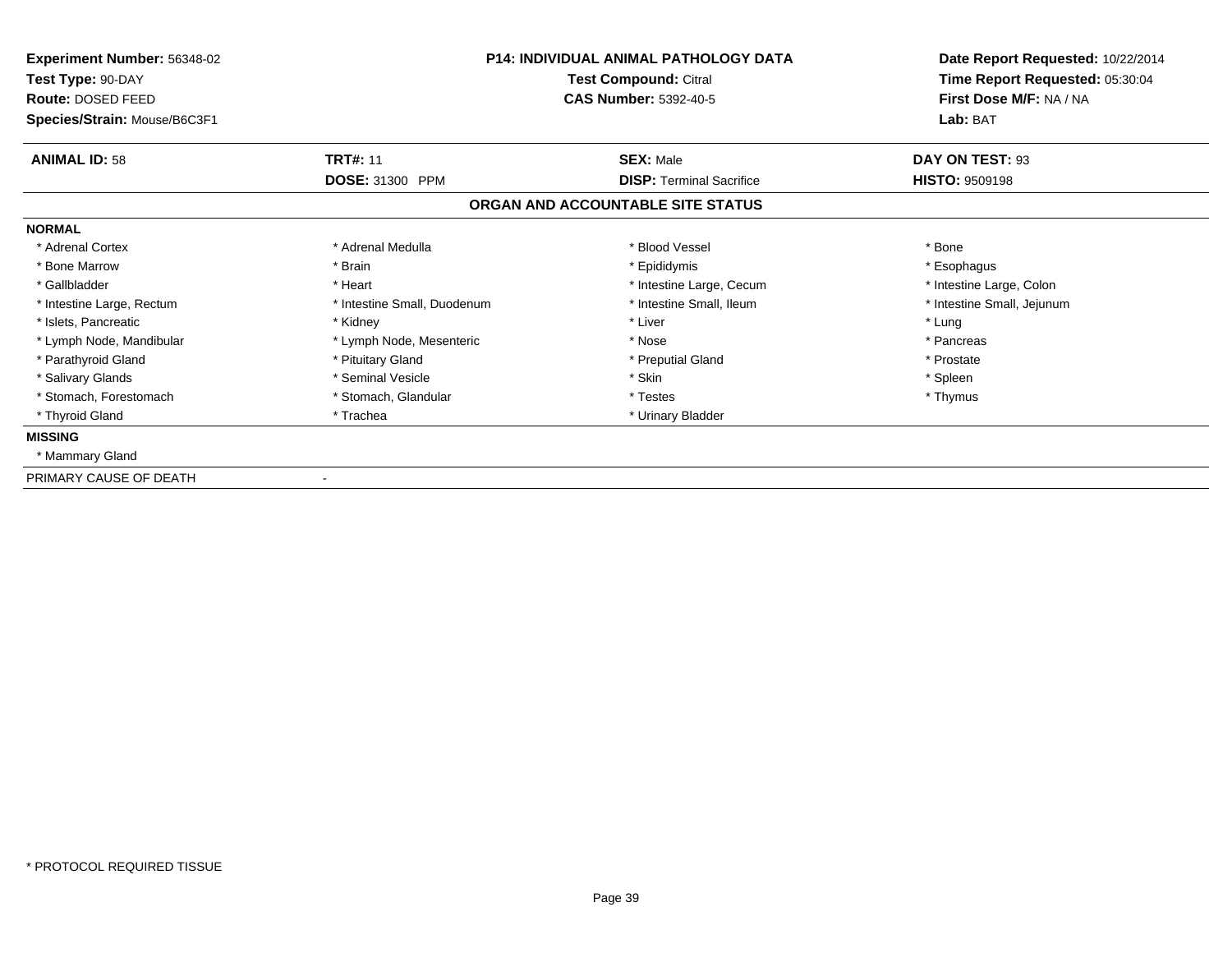**Experiment Number:** 56348-02
**Test Type:** 90-DAY
**Route:** DOSED FEED
**Species/Strain:** Mouse/B6C3F1

**P14: INDIVIDUAL ANIMAL PATHOLOGY DATA**
**Test Compound:** Citral
**CAS Number:** 5392-40-5

**Date Report Requested:** 10/22/2014
**Time Report Requested:** 05:30:04
**First Dose M/F:** NA / NA
**Lab:** BAT

| **ANIMAL ID:** 58 | **TRT#:** 11 | **SEX:** Male | **DAY ON TEST:** 93 |
|---|---|---|---|
| | **DOSE:** 31300 PPM | **DISP:** Terminal Sacrifice | **HISTO:** 9509198 |

## ORGAN AND ACCOUNTABLE SITE STATUS

**NORMAL**

| | | | |
|---|---|---|---|
| * Adrenal Cortex | * Adrenal Medulla | * Blood Vessel | * Bone |
| * Bone Marrow | * Brain | * Epididymis | * Esophagus |
| * Gallbladder | * Heart | * Intestine Large, Cecum | * Intestine Large, Colon |
| * Intestine Large, Rectum | * Intestine Small, Duodenum | * Intestine Small, Ileum | * Intestine Small, Jejunum |
| * Islets, Pancreatic | * Kidney | * Liver | * Lung |
| * Lymph Node, Mandibular | * Lymph Node, Mesenteric | * Nose | * Pancreas |
| * Parathyroid Gland | * Pituitary Gland | * Preputial Gland | * Prostate |
| * Salivary Glands | * Seminal Vesicle | * Skin | * Spleen |
| * Stomach, Forestomach | * Stomach, Glandular | * Testes | * Thymus |
| * Thyroid Gland | * Trachea | * Urinary Bladder | |

**MISSING**

* Mammary Gland

PRIMARY CAUSE OF DEATH -

* PROTOCOL REQUIRED TISSUE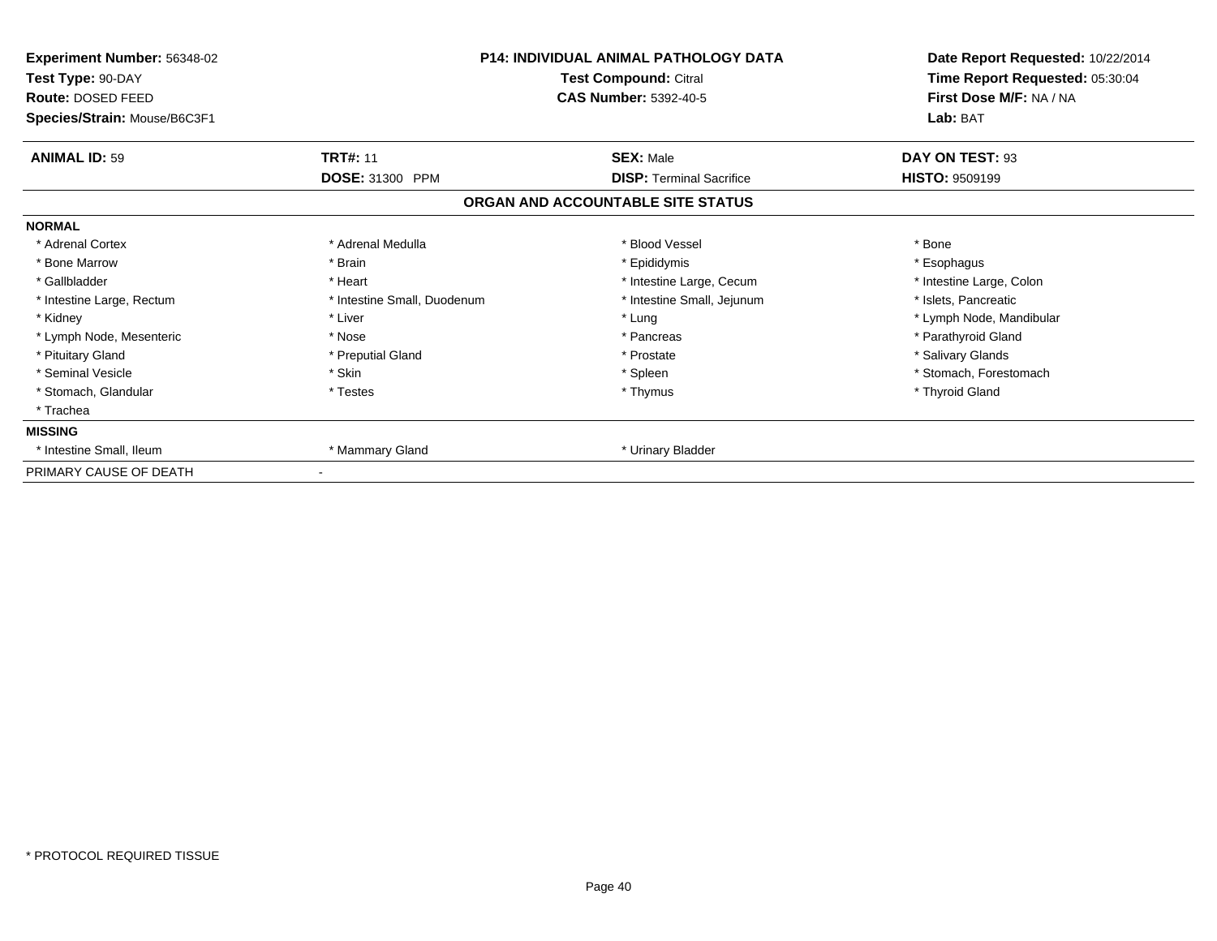| | | | |
|---|---|---|---|
| **Experiment Number:** 56348-02 | **P14: INDIVIDUAL ANIMAL PATHOLOGY DATA** | | **Date Report Requested:** 10/22/2014 |
| **Test Type:** 90-DAY | **Test Compound:** Citral | | **Time Report Requested:** 05:30:04 |
| **Route:** DOSED FEED | **CAS Number:** 5392-40-5 | | **First Dose M/F:** NA / NA |
| **Species/Strain:** Mouse/B6C3F1 | | | **Lab:** BAT |

| **ANIMAL ID:** 59 | **TRT#:** 11 | **SEX:** Male | **DAY ON TEST:** 93 |
|---|---|---|---|
| | **DOSE:** 31300 PPM | **DISP:** Terminal Sacrifice | **HISTO:** 9509199 |

## ORGAN AND ACCOUNTABLE SITE STATUS

**NORMAL**

| | | | |
|---|---|---|---|
| * Adrenal Cortex | * Adrenal Medulla | * Blood Vessel | * Bone |
| * Bone Marrow | * Brain | * Epididymis | * Esophagus |
| * Gallbladder | * Heart | * Intestine Large, Cecum | * Intestine Large, Colon |
| * Intestine Large, Rectum | * Intestine Small, Duodenum | * Intestine Small, Jejunum | * Islets, Pancreatic |
| * Kidney | * Liver | * Lung | * Lymph Node, Mandibular |
| * Lymph Node, Mesenteric | * Nose | * Pancreas | * Parathyroid Gland |
| * Pituitary Gland | * Preputial Gland | * Prostate | * Salivary Glands |
| * Seminal Vesicle | * Skin | * Spleen | * Stomach, Forestomach |
| * Stomach, Glandular | * Testes | * Thymus | * Thyroid Gland |
| * Trachea | | | |

**MISSING**

| | | |
|---|---|---|
| * Intestine Small, Ileum | * Mammary Gland | * Urinary Bladder |

PRIMARY CAUSE OF DEATH -

* PROTOCOL REQUIRED TISSUE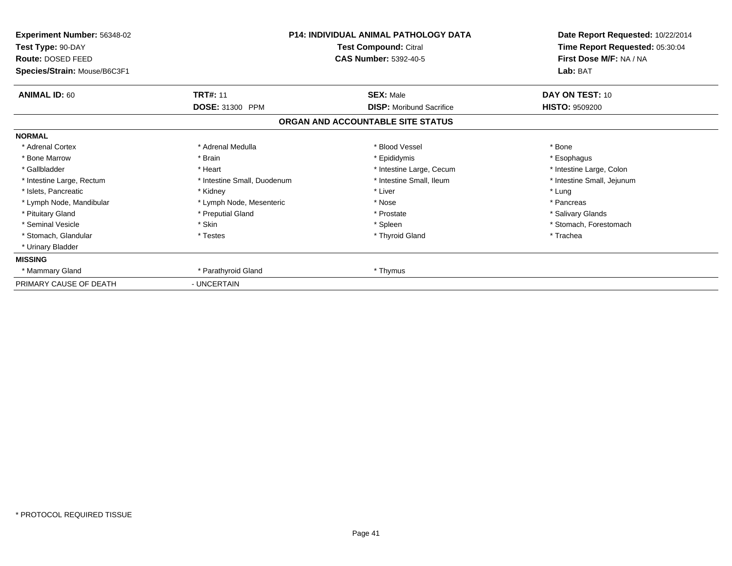**Experiment Number:** 56348-02
**Test Type:** 90-DAY
**Route:** DOSED FEED
**Species/Strain:** Mouse/B6C3F1

**P14: INDIVIDUAL ANIMAL PATHOLOGY DATA**
**Test Compound:** Citral
**CAS Number:** 5392-40-5

**Date Report Requested:** 10/22/2014
**Time Report Requested:** 05:30:04
**First Dose M/F:** NA / NA
**Lab:** BAT

| **ANIMAL ID:** 60 | **TRT#:** 11 | **SEX:** Male | **DAY ON TEST:** 10 |
|---|---|---|---|
| | **DOSE:** 31300 PPM | **DISP:** Moribund Sacrifice | **HISTO:** 9509200 |

## ORGAN AND ACCOUNTABLE SITE STATUS

**NORMAL**

| | | | |
|---|---|---|---|
| * Adrenal Cortex | * Adrenal Medulla | * Blood Vessel | * Bone |
| * Bone Marrow | * Brain | * Epididymis | * Esophagus |
| * Gallbladder | * Heart | * Intestine Large, Cecum | * Intestine Large, Colon |
| * Intestine Large, Rectum | * Intestine Small, Duodenum | * Intestine Small, Ileum | * Intestine Small, Jejunum |
| * Islets, Pancreatic | * Kidney | * Liver | * Lung |
| * Lymph Node, Mandibular | * Lymph Node, Mesenteric | * Nose | * Pancreas |
| * Pituitary Gland | * Preputial Gland | * Prostate | * Salivary Glands |
| * Seminal Vesicle | * Skin | * Spleen | * Stomach, Forestomach |
| * Stomach, Glandular | * Testes | * Thyroid Gland | * Trachea |
| * Urinary Bladder | | | |

**MISSING**

| | | |
|---|---|---|
| * Mammary Gland | * Parathyroid Gland | * Thymus |

PRIMARY CAUSE OF DEATH - UNCERTAIN

* PROTOCOL REQUIRED TISSUE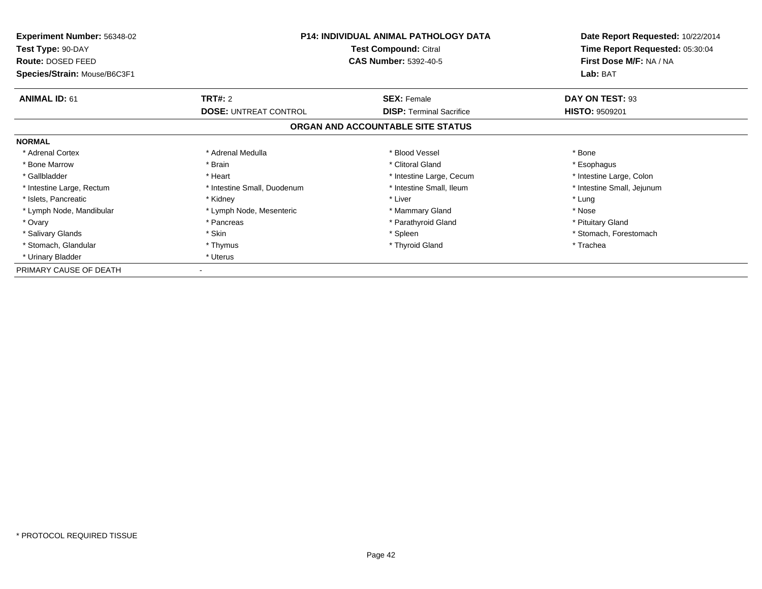**Experiment Number:** 56348-02
**Test Type:** 90-DAY
**Route:** DOSED FEED
**Species/Strain:** Mouse/B6C3F1

**P14: INDIVIDUAL ANIMAL PATHOLOGY DATA**
**Test Compound:** Citral
**CAS Number:** 5392-40-5

**Date Report Requested:** 10/22/2014
**Time Report Requested:** 05:30:04
**First Dose M/F:** NA / NA
**Lab:** BAT

| **ANIMAL ID:** 61 | **TRT#:** 2 | **SEX:** Female | **DAY ON TEST:** 93 |
|---|---|---|---|
| | **DOSE:** UNTREAT CONTROL | **DISP:** Terminal Sacrifice | **HISTO:** 9509201 |

**ORGAN AND ACCOUNTABLE SITE STATUS**

**NORMAL**

| | | | |
|---|---|---|---|
| * Adrenal Cortex | * Adrenal Medulla | * Blood Vessel | * Bone |
| * Bone Marrow | * Brain | * Clitoral Gland | * Esophagus |
| * Gallbladder | * Heart | * Intestine Large, Cecum | * Intestine Large, Colon |
| * Intestine Large, Rectum | * Intestine Small, Duodenum | * Intestine Small, Ileum | * Intestine Small, Jejunum |
| * Islets, Pancreatic | * Kidney | * Liver | * Lung |
| * Lymph Node, Mandibular | * Lymph Node, Mesenteric | * Mammary Gland | * Nose |
| * Ovary | * Pancreas | * Parathyroid Gland | * Pituitary Gland |
| * Salivary Glands | * Skin | * Spleen | * Stomach, Forestomach |
| * Stomach, Glandular | * Thymus | * Thyroid Gland | * Trachea |
| * Urinary Bladder | * Uterus | | |

PRIMARY CAUSE OF DEATH -

* PROTOCOL REQUIRED TISSUE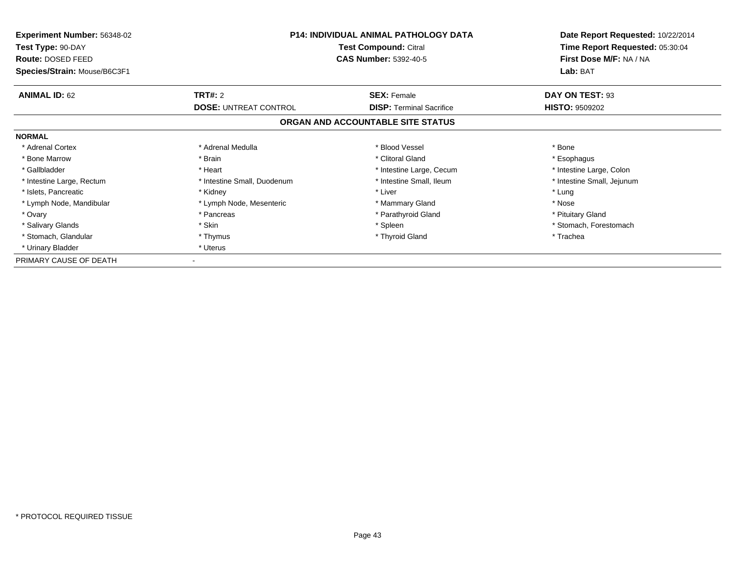**Experiment Number:** 56348-02
**Test Type:** 90-DAY
**Route:** DOSED FEED
**Species/Strain:** Mouse/B6C3F1

**P14: INDIVIDUAL ANIMAL PATHOLOGY DATA**
**Test Compound:** Citral
**CAS Number:** 5392-40-5

**Date Report Requested:** 10/22/2014
**Time Report Requested:** 05:30:04
**First Dose M/F:** NA / NA
**Lab:** BAT

| **ANIMAL ID:** 62 | **TRT#:** 2 | **SEX:** Female | **DAY ON TEST:** 93 |
|---|---|---|---|
| | **DOSE:** UNTREAT CONTROL | **DISP:** Terminal Sacrifice | **HISTO:** 9509202 |

**ORGAN AND ACCOUNTABLE SITE STATUS**

**NORMAL**

| | | | |
|---|---|---|---|
| * Adrenal Cortex | * Adrenal Medulla | * Blood Vessel | * Bone |
| * Bone Marrow | * Brain | * Clitoral Gland | * Esophagus |
| * Gallbladder | * Heart | * Intestine Large, Cecum | * Intestine Large, Colon |
| * Intestine Large, Rectum | * Intestine Small, Duodenum | * Intestine Small, Ileum | * Intestine Small, Jejunum |
| * Islets, Pancreatic | * Kidney | * Liver | * Lung |
| * Lymph Node, Mandibular | * Lymph Node, Mesenteric | * Mammary Gland | * Nose |
| * Ovary | * Pancreas | * Parathyroid Gland | * Pituitary Gland |
| * Salivary Glands | * Skin | * Spleen | * Stomach, Forestomach |
| * Stomach, Glandular | * Thymus | * Thyroid Gland | * Trachea |
| * Urinary Bladder | * Uterus | | |

PRIMARY CAUSE OF DEATH -

* PROTOCOL REQUIRED TISSUE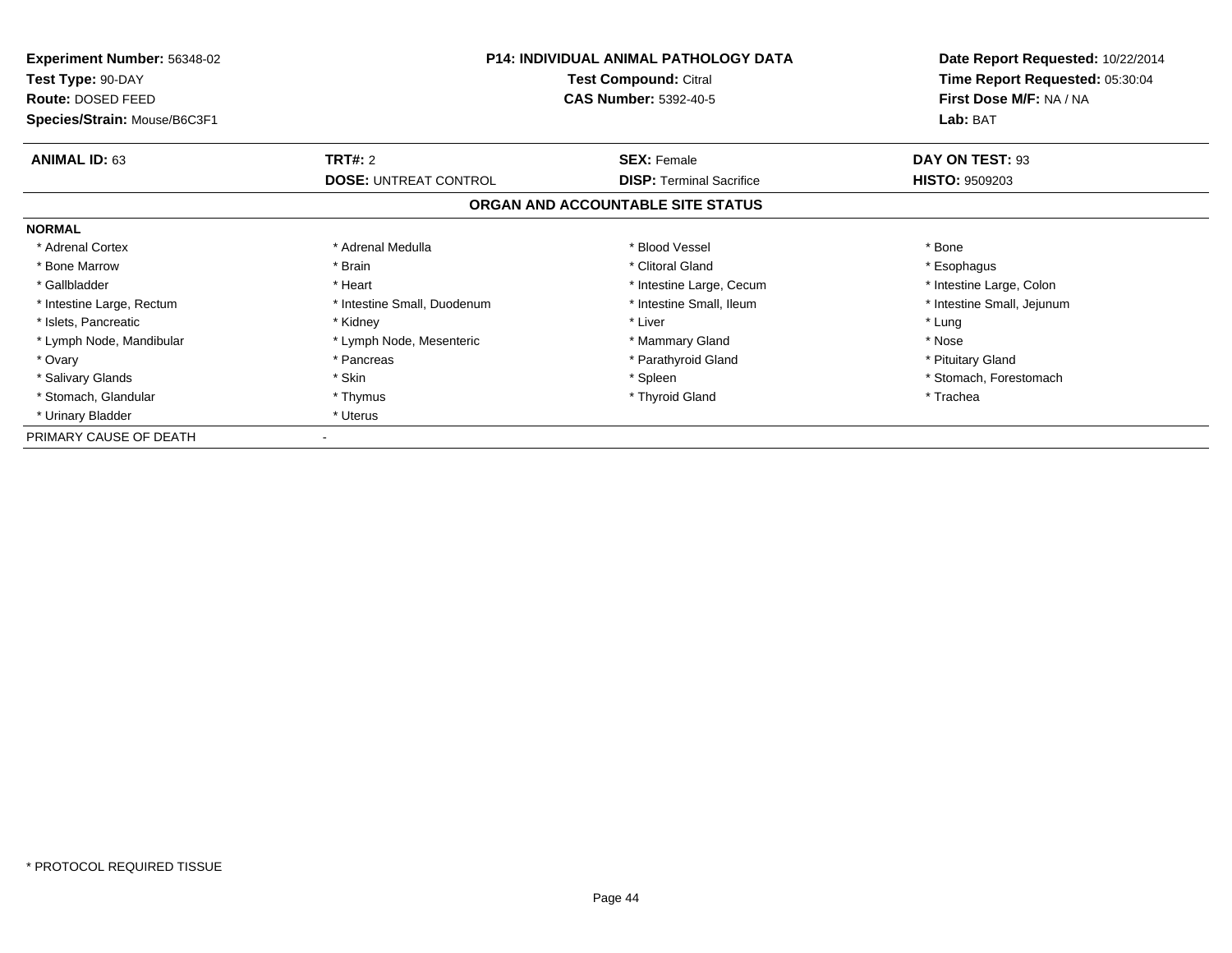**Experiment Number:** 56348-02
**Test Type:** 90-DAY
**Route:** DOSED FEED
**Species/Strain:** Mouse/B6C3F1

**P14: INDIVIDUAL ANIMAL PATHOLOGY DATA**
**Test Compound:** Citral
**CAS Number:** 5392-40-5

**Date Report Requested:** 10/22/2014
**Time Report Requested:** 05:30:04
**First Dose M/F:** NA / NA
**Lab:** BAT

| **ANIMAL ID:** 63 | **TRT#:** 2 | **SEX:** Female | **DAY ON TEST:** 93 |
|---|---|---|---|
| | **DOSE:** UNTREAT CONTROL | **DISP:** Terminal Sacrifice | **HISTO:** 9509203 |

### ORGAN AND ACCOUNTABLE SITE STATUS

**NORMAL**

| | | | |
|---|---|---|---|
| * Adrenal Cortex | * Adrenal Medulla | * Blood Vessel | * Bone |
| * Bone Marrow | * Brain | * Clitoral Gland | * Esophagus |
| * Gallbladder | * Heart | * Intestine Large, Cecum | * Intestine Large, Colon |
| * Intestine Large, Rectum | * Intestine Small, Duodenum | * Intestine Small, Ileum | * Intestine Small, Jejunum |
| * Islets, Pancreatic | * Kidney | * Liver | * Lung |
| * Lymph Node, Mandibular | * Lymph Node, Mesenteric | * Mammary Gland | * Nose |
| * Ovary | * Pancreas | * Parathyroid Gland | * Pituitary Gland |
| * Salivary Glands | * Skin | * Spleen | * Stomach, Forestomach |
| * Stomach, Glandular | * Thymus | * Thyroid Gland | * Trachea |
| * Urinary Bladder | * Uterus | | |

PRIMARY CAUSE OF DEATH -

* PROTOCOL REQUIRED TISSUE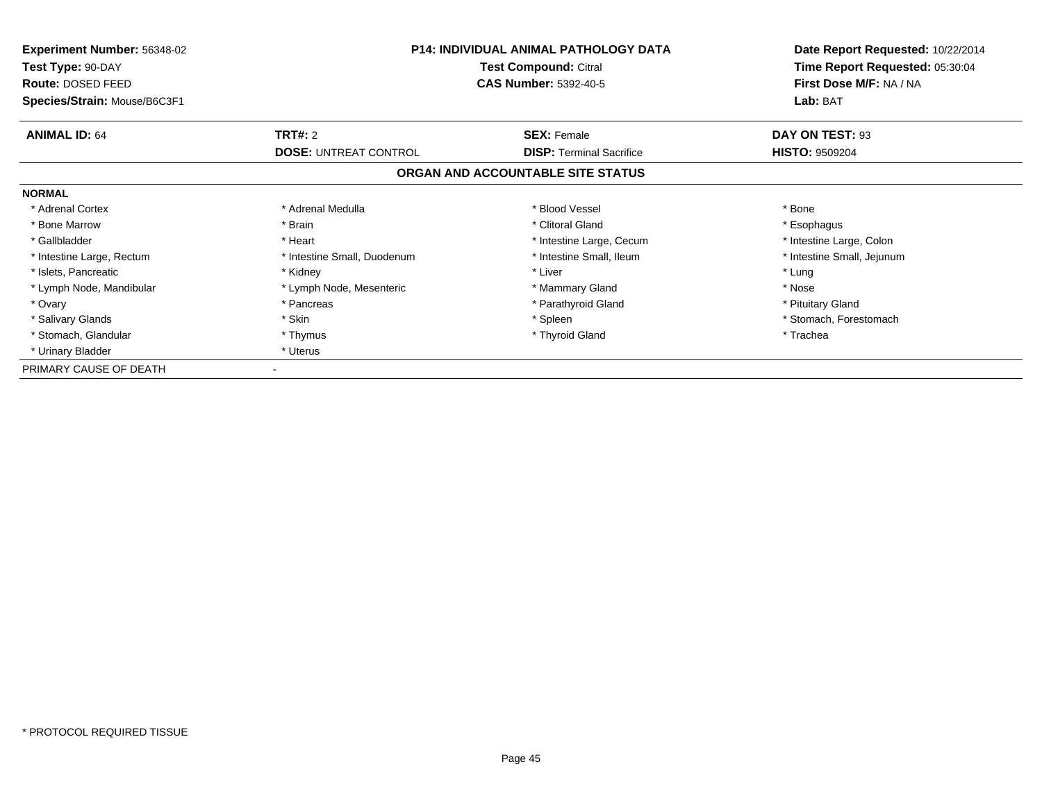**Experiment Number:** 56348-02
**Test Type:** 90-DAY
**Route:** DOSED FEED
**Species/Strain:** Mouse/B6C3F1

**P14: INDIVIDUAL ANIMAL PATHOLOGY DATA**
**Test Compound:** Citral
**CAS Number:** 5392-40-5

**Date Report Requested:** 10/22/2014
**Time Report Requested:** 05:30:04
**First Dose M/F:** NA / NA
**Lab:** BAT

| **ANIMAL ID:** 64 | **TRT#:** 2 | **SEX:** Female | **DAY ON TEST:** 93 |
|---|---|---|---|
| | **DOSE:** UNTREAT CONTROL | **DISP:** Terminal Sacrifice | **HISTO:** 9509204 |

**ORGAN AND ACCOUNTABLE SITE STATUS**

**NORMAL**

| | | | |
|---|---|---|---|
| * Adrenal Cortex | * Adrenal Medulla | * Blood Vessel | * Bone |
| * Bone Marrow | * Brain | * Clitoral Gland | * Esophagus |
| * Gallbladder | * Heart | * Intestine Large, Cecum | * Intestine Large, Colon |
| * Intestine Large, Rectum | * Intestine Small, Duodenum | * Intestine Small, Ileum | * Intestine Small, Jejunum |
| * Islets, Pancreatic | * Kidney | * Liver | * Lung |
| * Lymph Node, Mandibular | * Lymph Node, Mesenteric | * Mammary Gland | * Nose |
| * Ovary | * Pancreas | * Parathyroid Gland | * Pituitary Gland |
| * Salivary Glands | * Skin | * Spleen | * Stomach, Forestomach |
| * Stomach, Glandular | * Thymus | * Thyroid Gland | * Trachea |
| * Urinary Bladder | * Uterus | | |

PRIMARY CAUSE OF DEATH -

* PROTOCOL REQUIRED TISSUE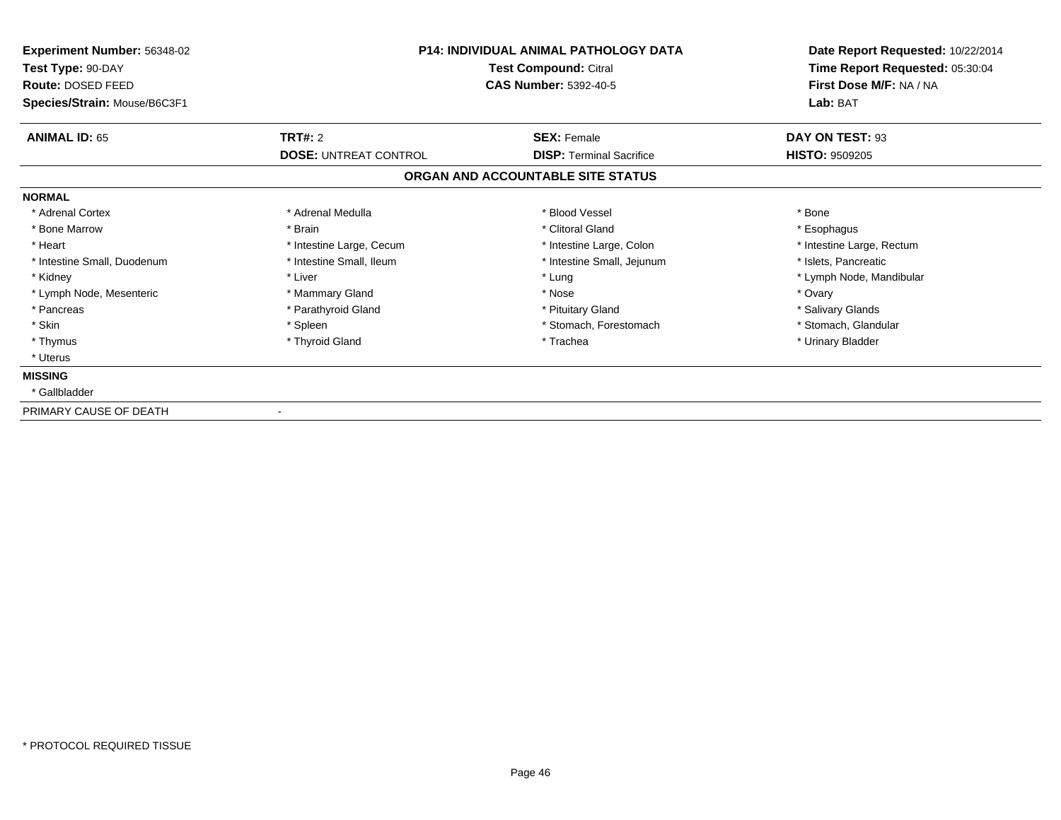| **Experiment Number:** 56348-02 | **P14: INDIVIDUAL ANIMAL PATHOLOGY DATA** | **Date Report Requested:** 10/22/2014 |
|---|---|---|
| **Test Type:** 90-DAY | **Test Compound:** Citral | **Time Report Requested:** 05:30:04 |
| **Route:** DOSED FEED | **CAS Number:** 5392-40-5 | **First Dose M/F:** NA / NA |
| **Species/Strain:** Mouse/B6C3F1 | | **Lab:** BAT |

| **ANIMAL ID:** 65 | **TRT#:** 2 | **SEX:** Female | **DAY ON TEST:** 93 |
|---|---|---|---|
| | **DOSE:** UNTREAT CONTROL | **DISP:** Terminal Sacrifice | **HISTO:** 9509205 |

## ORGAN AND ACCOUNTABLE SITE STATUS

**NORMAL**

| | | | |
|---|---|---|---|
| * Adrenal Cortex | * Adrenal Medulla | * Blood Vessel | * Bone |
| * Bone Marrow | * Brain | * Clitoral Gland | * Esophagus |
| * Heart | * Intestine Large, Cecum | * Intestine Large, Colon | * Intestine Large, Rectum |
| * Intestine Small, Duodenum | * Intestine Small, Ileum | * Intestine Small, Jejunum | * Islets, Pancreatic |
| * Kidney | * Liver | * Lung | * Lymph Node, Mandibular |
| * Lymph Node, Mesenteric | * Mammary Gland | * Nose | * Ovary |
| * Pancreas | * Parathyroid Gland | * Pituitary Gland | * Salivary Glands |
| * Skin | * Spleen | * Stomach, Forestomach | * Stomach, Glandular |
| * Thymus | * Thyroid Gland | * Trachea | * Urinary Bladder |
| * Uterus | | | |

**MISSING**

* Gallbladder

PRIMARY CAUSE OF DEATH -

* PROTOCOL REQUIRED TISSUE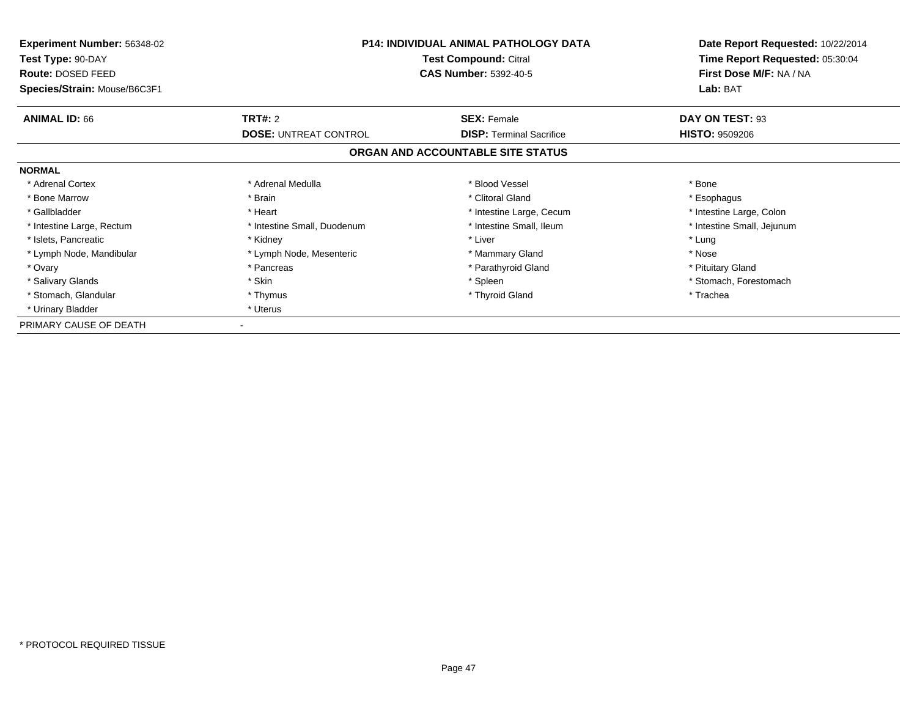**Experiment Number:** 56348-02
**Test Type:** 90-DAY
**Route:** DOSED FEED
**Species/Strain:** Mouse/B6C3F1

**P14: INDIVIDUAL ANIMAL PATHOLOGY DATA**
**Test Compound:** Citral
**CAS Number:** 5392-40-5

**Date Report Requested:** 10/22/2014
**Time Report Requested:** 05:30:04
**First Dose M/F:** NA / NA
**Lab:** BAT

| **ANIMAL ID:** 66 | **TRT#:** 2 | **SEX:** Female | **DAY ON TEST:** 93 |
|---|---|---|---|
| | **DOSE:** UNTREAT CONTROL | **DISP:** Terminal Sacrifice | **HISTO:** 9509206 |

## ORGAN AND ACCOUNTABLE SITE STATUS

**NORMAL**

| | | | |
|---|---|---|---|
| * Adrenal Cortex | * Adrenal Medulla | * Blood Vessel | * Bone |
| * Bone Marrow | * Brain | * Clitoral Gland | * Esophagus |
| * Gallbladder | * Heart | * Intestine Large, Cecum | * Intestine Large, Colon |
| * Intestine Large, Rectum | * Intestine Small, Duodenum | * Intestine Small, Ileum | * Intestine Small, Jejunum |
| * Islets, Pancreatic | * Kidney | * Liver | * Lung |
| * Lymph Node, Mandibular | * Lymph Node, Mesenteric | * Mammary Gland | * Nose |
| * Ovary | * Pancreas | * Parathyroid Gland | * Pituitary Gland |
| * Salivary Glands | * Skin | * Spleen | * Stomach, Forestomach |
| * Stomach, Glandular | * Thymus | * Thyroid Gland | * Trachea |
| * Urinary Bladder | * Uterus | | |

PRIMARY CAUSE OF DEATH -

\* PROTOCOL REQUIRED TISSUE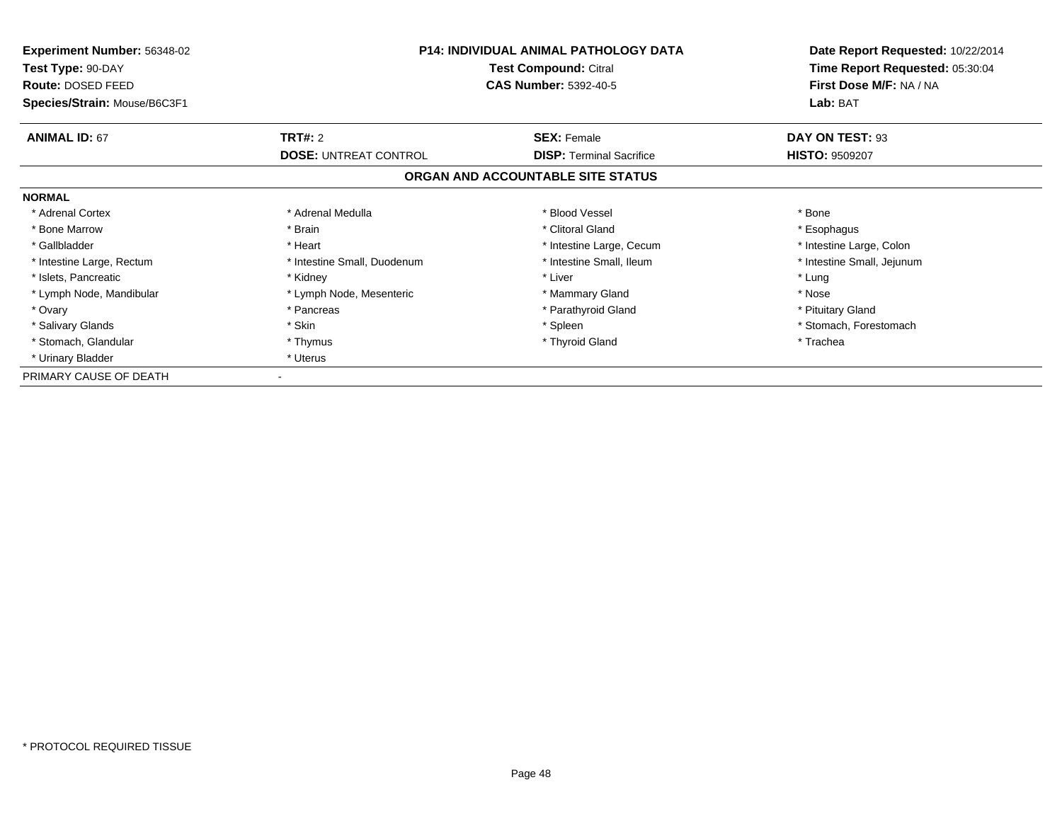**Experiment Number:** 56348-02
**Test Type:** 90-DAY
**Route:** DOSED FEED
**Species/Strain:** Mouse/B6C3F1

**P14: INDIVIDUAL ANIMAL PATHOLOGY DATA**
**Test Compound:** Citral
**CAS Number:** 5392-40-5

**Date Report Requested:** 10/22/2014
**Time Report Requested:** 05:30:04
**First Dose M/F:** NA / NA
**Lab:** BAT

| **ANIMAL ID:** 67 | **TRT#:** 2 | **SEX:** Female | **DAY ON TEST:** 93 |
|---|---|---|---|
| | **DOSE:** UNTREAT CONTROL | **DISP:** Terminal Sacrifice | **HISTO:** 9509207 |

### ORGAN AND ACCOUNTABLE SITE STATUS

**NORMAL**

| | | | |
|---|---|---|---|
| * Adrenal Cortex | * Adrenal Medulla | * Blood Vessel | * Bone |
| * Bone Marrow | * Brain | * Clitoral Gland | * Esophagus |
| * Gallbladder | * Heart | * Intestine Large, Cecum | * Intestine Large, Colon |
| * Intestine Large, Rectum | * Intestine Small, Duodenum | * Intestine Small, Ileum | * Intestine Small, Jejunum |
| * Islets, Pancreatic | * Kidney | * Liver | * Lung |
| * Lymph Node, Mandibular | * Lymph Node, Mesenteric | * Mammary Gland | * Nose |
| * Ovary | * Pancreas | * Parathyroid Gland | * Pituitary Gland |
| * Salivary Glands | * Skin | * Spleen | * Stomach, Forestomach |
| * Stomach, Glandular | * Thymus | * Thyroid Gland | * Trachea |
| * Urinary Bladder | * Uterus | | |

PRIMARY CAUSE OF DEATH -

* PROTOCOL REQUIRED TISSUE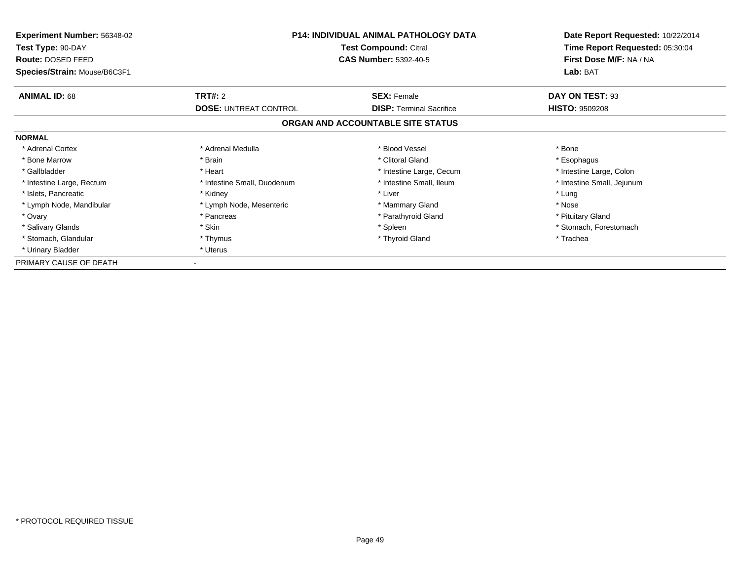| **Experiment Number:** 56348-02 | **P14: INDIVIDUAL ANIMAL PATHOLOGY DATA** | **Date Report Requested:** 10/22/2014 |
|---|---|---|
| **Test Type:** 90-DAY | **Test Compound:** Citral | **Time Report Requested:** 05:30:04 |
| **Route:** DOSED FEED | **CAS Number:** 5392-40-5 | **First Dose M/F:** NA / NA |
| **Species/Strain:** Mouse/B6C3F1 | | **Lab:** BAT |

| **ANIMAL ID:** 68 | **TRT#:** 2 | **SEX:** Female | **DAY ON TEST:** 93 |
|---|---|---|---|
| | **DOSE:** UNTREAT CONTROL | **DISP:** Terminal Sacrifice | **HISTO:** 9509208 |

## ORGAN AND ACCOUNTABLE SITE STATUS

**NORMAL**

| | | | |
|---|---|---|---|
| * Adrenal Cortex | * Adrenal Medulla | * Blood Vessel | * Bone |
| * Bone Marrow | * Brain | * Clitoral Gland | * Esophagus |
| * Gallbladder | * Heart | * Intestine Large, Cecum | * Intestine Large, Colon |
| * Intestine Large, Rectum | * Intestine Small, Duodenum | * Intestine Small, Ileum | * Intestine Small, Jejunum |
| * Islets, Pancreatic | * Kidney | * Liver | * Lung |
| * Lymph Node, Mandibular | * Lymph Node, Mesenteric | * Mammary Gland | * Nose |
| * Ovary | * Pancreas | * Parathyroid Gland | * Pituitary Gland |
| * Salivary Glands | * Skin | * Spleen | * Stomach, Forestomach |
| * Stomach, Glandular | * Thymus | * Thyroid Gland | * Trachea |
| * Urinary Bladder | * Uterus | | |

PRIMARY CAUSE OF DEATH -

* PROTOCOL REQUIRED TISSUE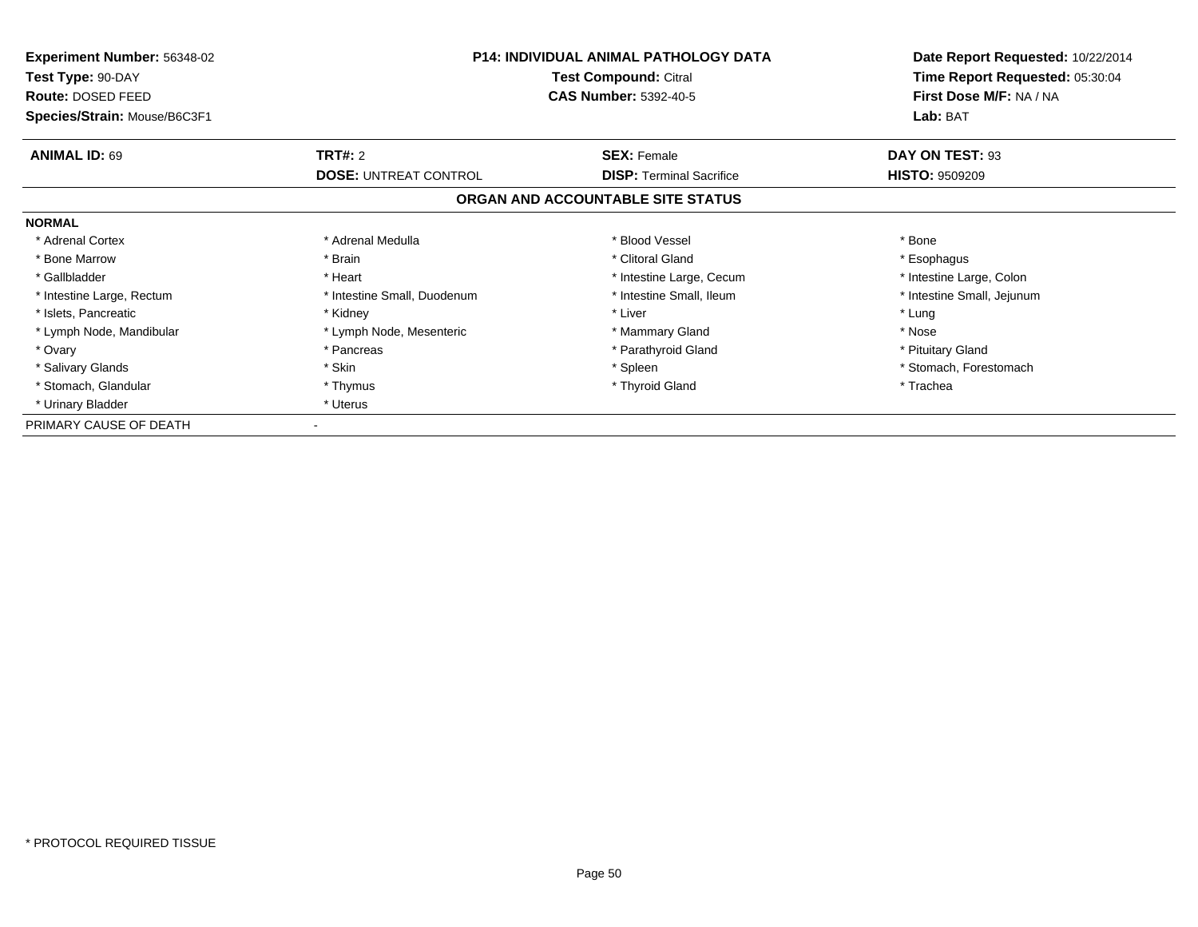**Experiment Number:** 56348-02
**Test Type:** 90-DAY
**Route:** DOSED FEED
**Species/Strain:** Mouse/B6C3F1

**P14: INDIVIDUAL ANIMAL PATHOLOGY DATA**
**Test Compound:** Citral
**CAS Number:** 5392-40-5

**Date Report Requested:** 10/22/2014
**Time Report Requested:** 05:30:04
**First Dose M/F:** NA / NA
**Lab:** BAT

| **ANIMAL ID:** 69 | **TRT#:** 2 | **SEX:** Female | **DAY ON TEST:** 93 |
|---|---|---|---|
| | **DOSE:** UNTREAT CONTROL | **DISP:** Terminal Sacrifice | **HISTO:** 9509209 |

**ORGAN AND ACCOUNTABLE SITE STATUS**

**NORMAL**

| | | | |
|---|---|---|---|
| * Adrenal Cortex | * Adrenal Medulla | * Blood Vessel | * Bone |
| * Bone Marrow | * Brain | * Clitoral Gland | * Esophagus |
| * Gallbladder | * Heart | * Intestine Large, Cecum | * Intestine Large, Colon |
| * Intestine Large, Rectum | * Intestine Small, Duodenum | * Intestine Small, Ileum | * Intestine Small, Jejunum |
| * Islets, Pancreatic | * Kidney | * Liver | * Lung |
| * Lymph Node, Mandibular | * Lymph Node, Mesenteric | * Mammary Gland | * Nose |
| * Ovary | * Pancreas | * Parathyroid Gland | * Pituitary Gland |
| * Salivary Glands | * Skin | * Spleen | * Stomach, Forestomach |
| * Stomach, Glandular | * Thymus | * Thyroid Gland | * Trachea |
| * Urinary Bladder | * Uterus | | |

PRIMARY CAUSE OF DEATH -

* PROTOCOL REQUIRED TISSUE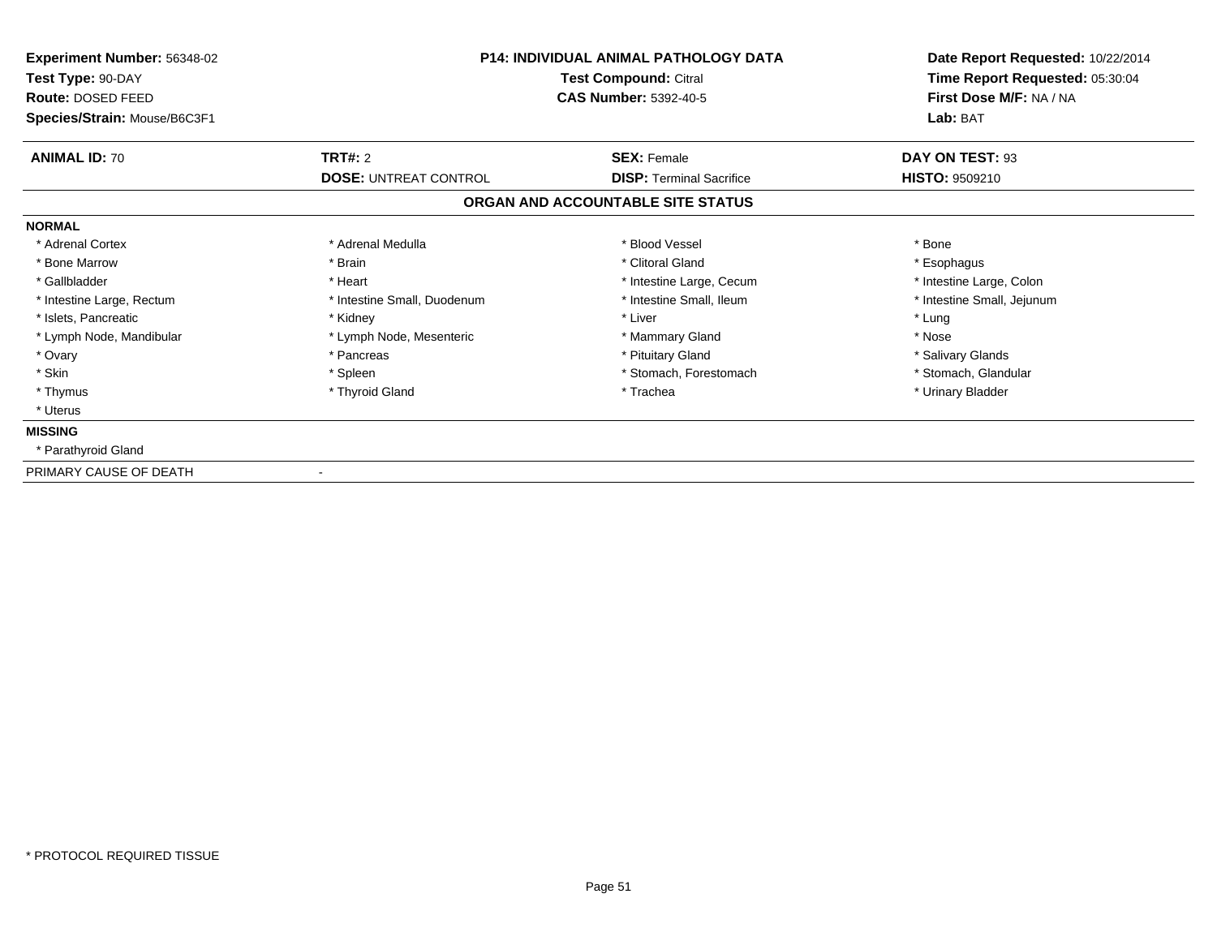| **Experiment Number:** 56348-02 | **P14: INDIVIDUAL ANIMAL PATHOLOGY DATA** | | **Date Report Requested:** 10/22/2014 |
|---|---|---|---|
| **Test Type:** 90-DAY | **Test Compound:** Citral | | **Time Report Requested:** 05:30:04 |
| **Route:** DOSED FEED | **CAS Number:** 5392-40-5 | | **First Dose M/F:** NA / NA |
| **Species/Strain:** Mouse/B6C3F1 | | | **Lab:** BAT |

| **ANIMAL ID:** 70 | **TRT#:** 2 | **SEX:** Female | **DAY ON TEST:** 93 |
|---|---|---|---|
| | **DOSE:** UNTREAT CONTROL | **DISP:** Terminal Sacrifice | **HISTO:** 9509210 |

**ORGAN AND ACCOUNTABLE SITE STATUS**

**NORMAL**

| | | | |
|---|---|---|---|
| * Adrenal Cortex | * Adrenal Medulla | * Blood Vessel | * Bone |
| * Bone Marrow | * Brain | * Clitoral Gland | * Esophagus |
| * Gallbladder | * Heart | * Intestine Large, Cecum | * Intestine Large, Colon |
| * Intestine Large, Rectum | * Intestine Small, Duodenum | * Intestine Small, Ileum | * Intestine Small, Jejunum |
| * Islets, Pancreatic | * Kidney | * Liver | * Lung |
| * Lymph Node, Mandibular | * Lymph Node, Mesenteric | * Mammary Gland | * Nose |
| * Ovary | * Pancreas | * Pituitary Gland | * Salivary Glands |
| * Skin | * Spleen | * Stomach, Forestomach | * Stomach, Glandular |
| * Thymus | * Thyroid Gland | * Trachea | * Urinary Bladder |
| * Uterus | | | |

**MISSING**

* Parathyroid Gland

PRIMARY CAUSE OF DEATH -

* PROTOCOL REQUIRED TISSUE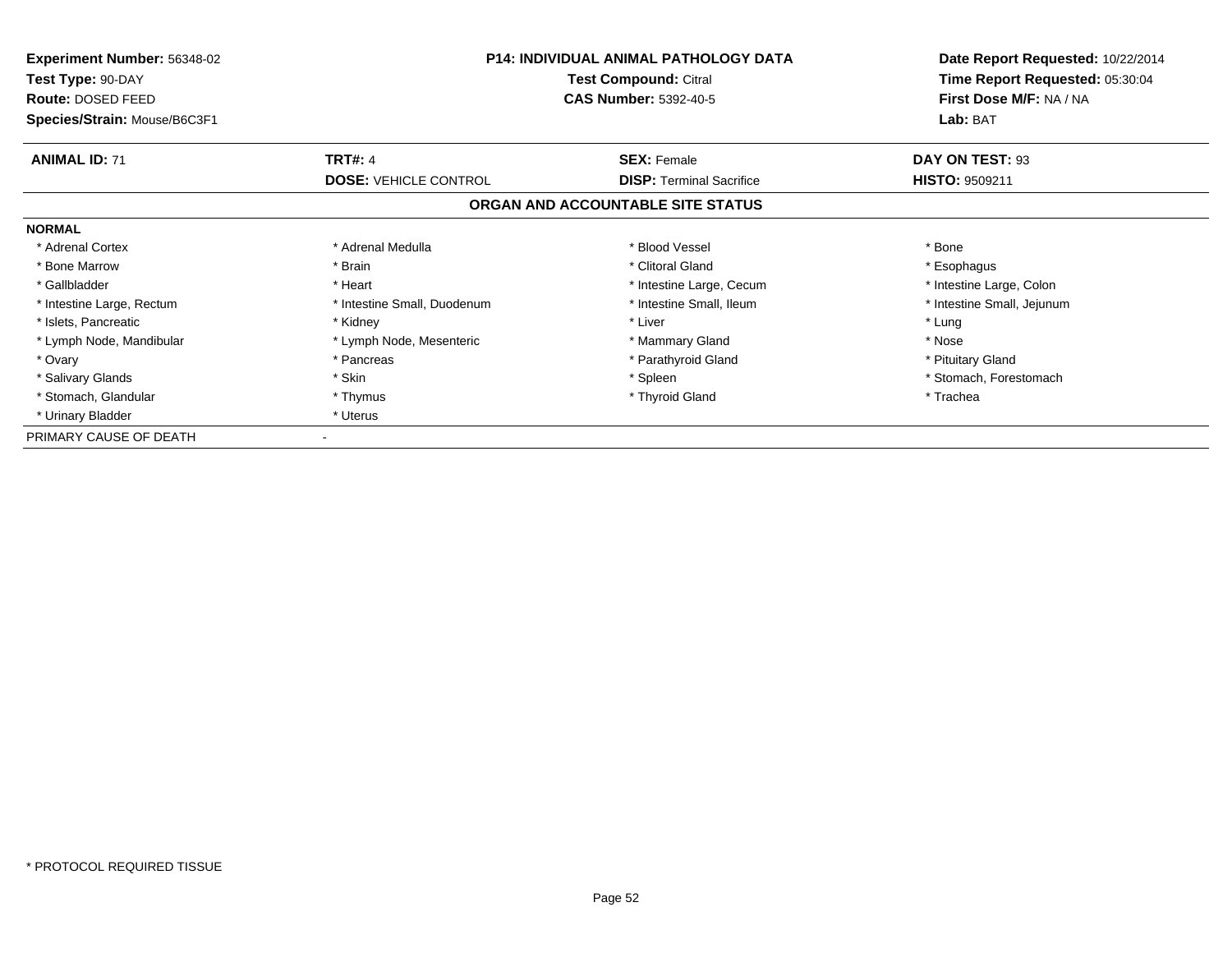**Experiment Number:** 56348-02
**Test Type:** 90-DAY
**Route:** DOSED FEED
**Species/Strain:** Mouse/B6C3F1

**P14: INDIVIDUAL ANIMAL PATHOLOGY DATA**
**Test Compound:** Citral
**CAS Number:** 5392-40-5

**Date Report Requested:** 10/22/2014
**Time Report Requested:** 05:30:04
**First Dose M/F:** NA / NA
**Lab:** BAT

| **ANIMAL ID:** 71 | **TRT#:** 4 | **SEX:** Female | **DAY ON TEST:** 93 |
|---|---|---|---|
| | **DOSE:** VEHICLE CONTROL | **DISP:** Terminal Sacrifice | **HISTO:** 9509211 |

## ORGAN AND ACCOUNTABLE SITE STATUS

**NORMAL**

| | | | |
|---|---|---|---|
| * Adrenal Cortex | * Adrenal Medulla | * Blood Vessel | * Bone |
| * Bone Marrow | * Brain | * Clitoral Gland | * Esophagus |
| * Gallbladder | * Heart | * Intestine Large, Cecum | * Intestine Large, Colon |
| * Intestine Large, Rectum | * Intestine Small, Duodenum | * Intestine Small, Ileum | * Intestine Small, Jejunum |
| * Islets, Pancreatic | * Kidney | * Liver | * Lung |
| * Lymph Node, Mandibular | * Lymph Node, Mesenteric | * Mammary Gland | * Nose |
| * Ovary | * Pancreas | * Parathyroid Gland | * Pituitary Gland |
| * Salivary Glands | * Skin | * Spleen | * Stomach, Forestomach |
| * Stomach, Glandular | * Thymus | * Thyroid Gland | * Trachea |
| * Urinary Bladder | * Uterus | | |

PRIMARY CAUSE OF DEATH -

\* PROTOCOL REQUIRED TISSUE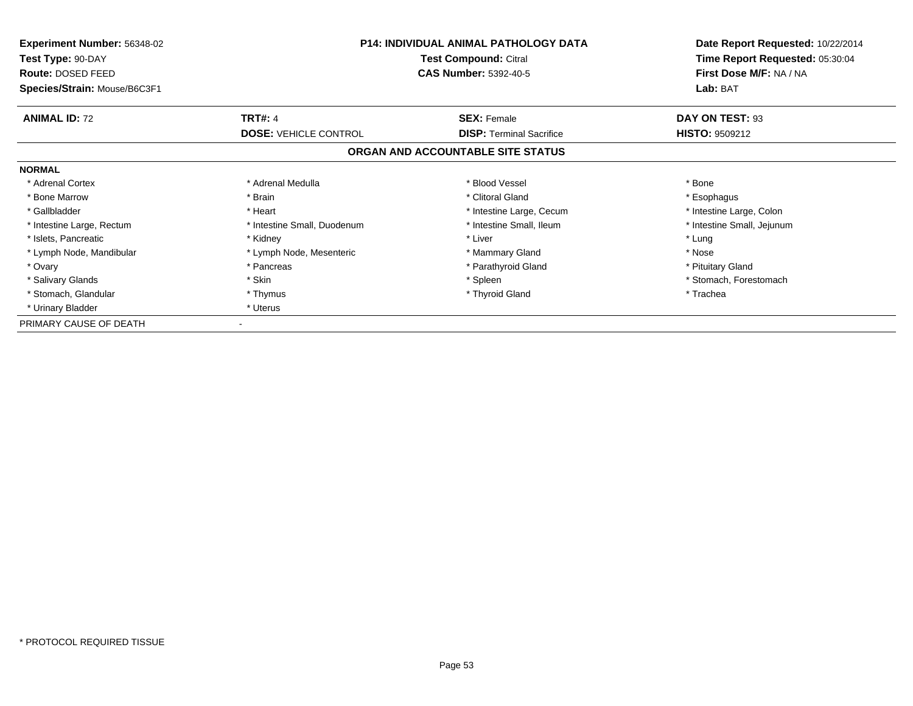**Experiment Number:** 56348-02
**Test Type:** 90-DAY
**Route:** DOSED FEED
**Species/Strain:** Mouse/B6C3F1

**P14: INDIVIDUAL ANIMAL PATHOLOGY DATA**
**Test Compound:** Citral
**CAS Number:** 5392-40-5

**Date Report Requested:** 10/22/2014
**Time Report Requested:** 05:30:04
**First Dose M/F:** NA / NA
**Lab:** BAT

| **ANIMAL ID:** 72 | **TRT#:** 4 | **SEX:** Female | **DAY ON TEST:** 93 |
|---|---|---|---|
| | **DOSE:** VEHICLE CONTROL | **DISP:** Terminal Sacrifice | **HISTO:** 9509212 |

## ORGAN AND ACCOUNTABLE SITE STATUS

**NORMAL**

| | | | |
|---|---|---|---|
| * Adrenal Cortex | * Adrenal Medulla | * Blood Vessel | * Bone |
| * Bone Marrow | * Brain | * Clitoral Gland | * Esophagus |
| * Gallbladder | * Heart | * Intestine Large, Cecum | * Intestine Large, Colon |
| * Intestine Large, Rectum | * Intestine Small, Duodenum | * Intestine Small, Ileum | * Intestine Small, Jejunum |
| * Islets, Pancreatic | * Kidney | * Liver | * Lung |
| * Lymph Node, Mandibular | * Lymph Node, Mesenteric | * Mammary Gland | * Nose |
| * Ovary | * Pancreas | * Parathyroid Gland | * Pituitary Gland |
| * Salivary Glands | * Skin | * Spleen | * Stomach, Forestomach |
| * Stomach, Glandular | * Thymus | * Thyroid Gland | * Trachea |
| * Urinary Bladder | * Uterus | | |

PRIMARY CAUSE OF DEATH -

* PROTOCOL REQUIRED TISSUE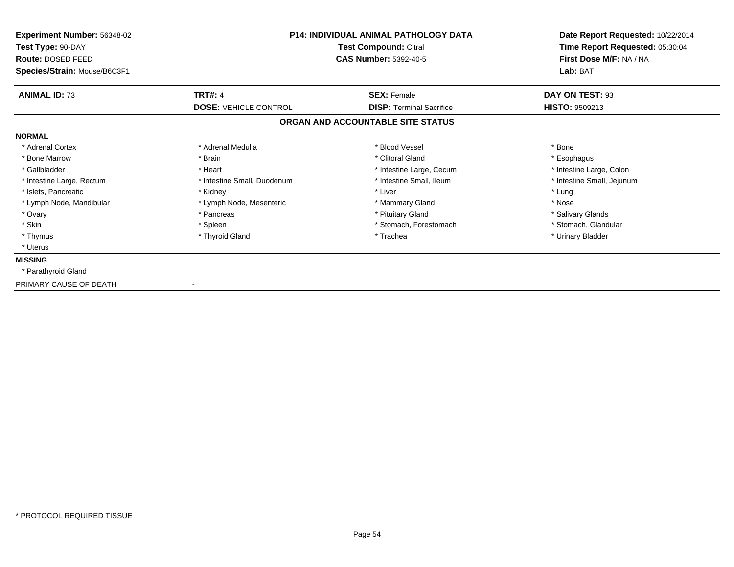**Experiment Number:** 56348-02
**Test Type:** 90-DAY
**Route:** DOSED FEED
**Species/Strain:** Mouse/B6C3F1

**P14: INDIVIDUAL ANIMAL PATHOLOGY DATA**
**Test Compound:** Citral
**CAS Number:** 5392-40-5

**Date Report Requested:** 10/22/2014
**Time Report Requested:** 05:30:04
**First Dose M/F:** NA / NA
**Lab:** BAT

| **ANIMAL ID:** 73 | **TRT#:** 4 | **SEX:** Female | **DAY ON TEST:** 93 |
|---|---|---|---|
| | **DOSE:** VEHICLE CONTROL | **DISP:** Terminal Sacrifice | **HISTO:** 9509213 |

## ORGAN AND ACCOUNTABLE SITE STATUS

**NORMAL**

| | | | |
|---|---|---|---|
| * Adrenal Cortex | * Adrenal Medulla | * Blood Vessel | * Bone |
| * Bone Marrow | * Brain | * Clitoral Gland | * Esophagus |
| * Gallbladder | * Heart | * Intestine Large, Cecum | * Intestine Large, Colon |
| * Intestine Large, Rectum | * Intestine Small, Duodenum | * Intestine Small, Ileum | * Intestine Small, Jejunum |
| * Islets, Pancreatic | * Kidney | * Liver | * Lung |
| * Lymph Node, Mandibular | * Lymph Node, Mesenteric | * Mammary Gland | * Nose |
| * Ovary | * Pancreas | * Pituitary Gland | * Salivary Glands |
| * Skin | * Spleen | * Stomach, Forestomach | * Stomach, Glandular |
| * Thymus | * Thyroid Gland | * Trachea | * Urinary Bladder |
| * Uterus | | | |

**MISSING**

* Parathyroid Gland

PRIMARY CAUSE OF DEATH -

* PROTOCOL REQUIRED TISSUE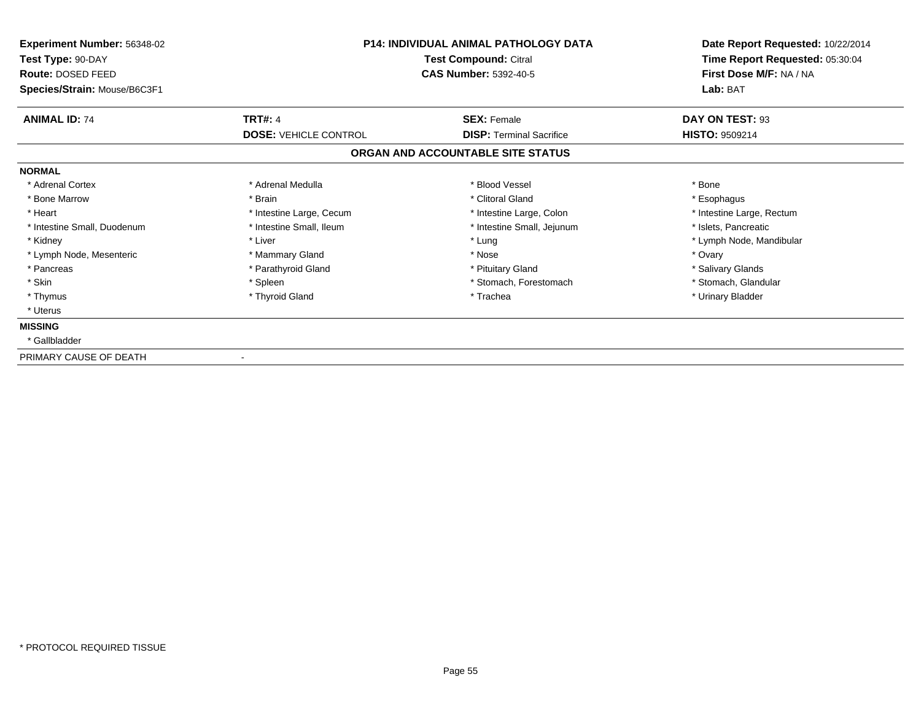**Experiment Number:** 56348-02
**Test Type:** 90-DAY
**Route:** DOSED FEED
**Species/Strain:** Mouse/B6C3F1

**P14: INDIVIDUAL ANIMAL PATHOLOGY DATA**
**Test Compound:** Citral
**CAS Number:** 5392-40-5

**Date Report Requested:** 10/22/2014
**Time Report Requested:** 05:30:04
**First Dose M/F:** NA / NA
**Lab:** BAT

| **ANIMAL ID:** 74 | **TRT#:** 4 | **SEX:** Female | **DAY ON TEST:** 93 |
|---|---|---|---|
| | **DOSE:** VEHICLE CONTROL | **DISP:** Terminal Sacrifice | **HISTO:** 9509214 |

## ORGAN AND ACCOUNTABLE SITE STATUS

**NORMAL**

| | | | |
|---|---|---|---|
| * Adrenal Cortex | * Adrenal Medulla | * Blood Vessel | * Bone |
| * Bone Marrow | * Brain | * Clitoral Gland | * Esophagus |
| * Heart | * Intestine Large, Cecum | * Intestine Large, Colon | * Intestine Large, Rectum |
| * Intestine Small, Duodenum | * Intestine Small, Ileum | * Intestine Small, Jejunum | * Islets, Pancreatic |
| * Kidney | * Liver | * Lung | * Lymph Node, Mandibular |
| * Lymph Node, Mesenteric | * Mammary Gland | * Nose | * Ovary |
| * Pancreas | * Parathyroid Gland | * Pituitary Gland | * Salivary Glands |
| * Skin | * Spleen | * Stomach, Forestomach | * Stomach, Glandular |
| * Thymus | * Thyroid Gland | * Trachea | * Urinary Bladder |
| * Uterus | | | |

**MISSING**

* Gallbladder

PRIMARY CAUSE OF DEATH -

* PROTOCOL REQUIRED TISSUE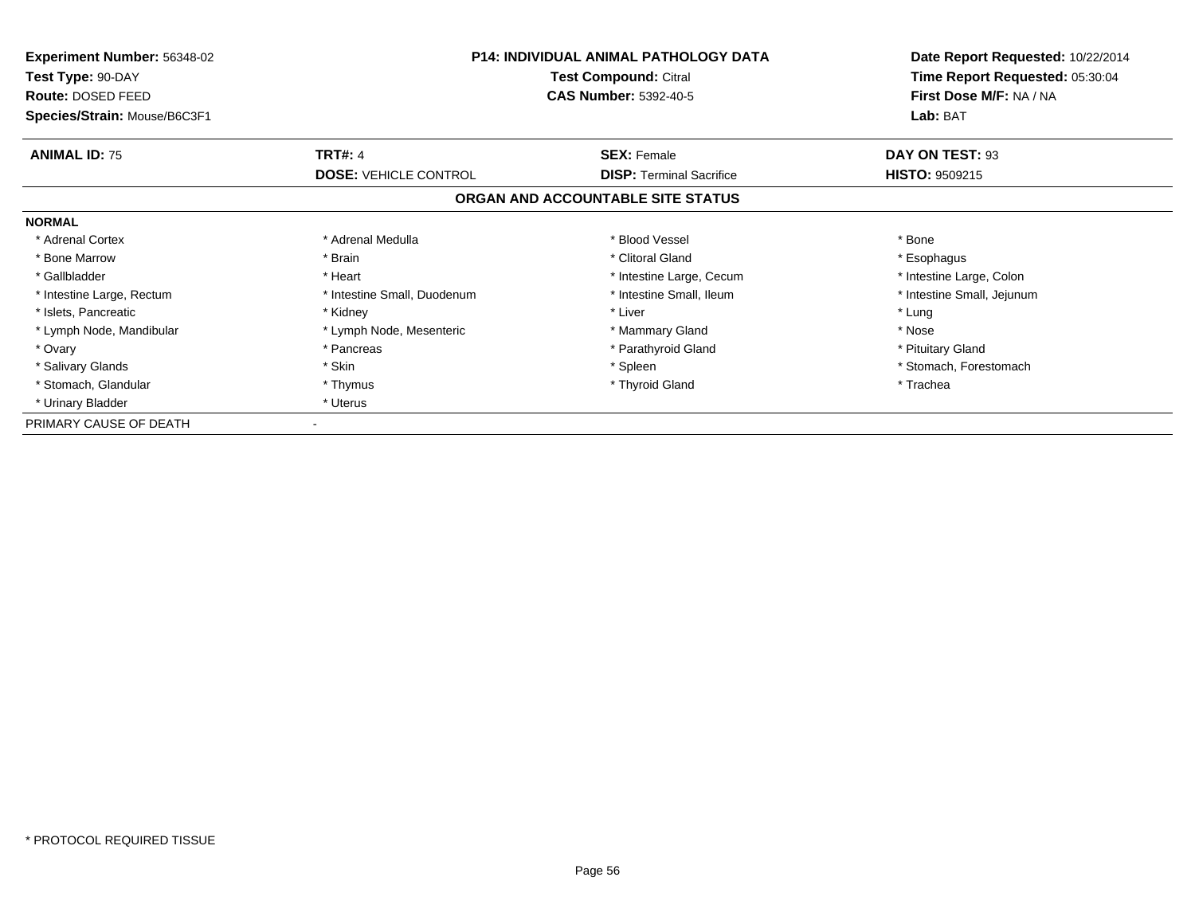**Experiment Number:** 56348-02
**Test Type:** 90-DAY
**Route:** DOSED FEED
**Species/Strain:** Mouse/B6C3F1

**P14: INDIVIDUAL ANIMAL PATHOLOGY DATA**
**Test Compound:** Citral
**CAS Number:** 5392-40-5

**Date Report Requested:** 10/22/2014
**Time Report Requested:** 05:30:04
**First Dose M/F:** NA / NA
**Lab:** BAT

| **ANIMAL ID:** 75 | **TRT#:** 4 | **SEX:** Female | **DAY ON TEST:** 93 |
|---|---|---|---|
| | **DOSE:** VEHICLE CONTROL | **DISP:** Terminal Sacrifice | **HISTO:** 9509215 |

## ORGAN AND ACCOUNTABLE SITE STATUS

**NORMAL**

| | | | |
|---|---|---|---|
| * Adrenal Cortex | * Adrenal Medulla | * Blood Vessel | * Bone |
| * Bone Marrow | * Brain | * Clitoral Gland | * Esophagus |
| * Gallbladder | * Heart | * Intestine Large, Cecum | * Intestine Large, Colon |
| * Intestine Large, Rectum | * Intestine Small, Duodenum | * Intestine Small, Ileum | * Intestine Small, Jejunum |
| * Islets, Pancreatic | * Kidney | * Liver | * Lung |
| * Lymph Node, Mandibular | * Lymph Node, Mesenteric | * Mammary Gland | * Nose |
| * Ovary | * Pancreas | * Parathyroid Gland | * Pituitary Gland |
| * Salivary Glands | * Skin | * Spleen | * Stomach, Forestomach |
| * Stomach, Glandular | * Thymus | * Thyroid Gland | * Trachea |
| * Urinary Bladder | * Uterus | | |

PRIMARY CAUSE OF DEATH -

\* PROTOCOL REQUIRED TISSUE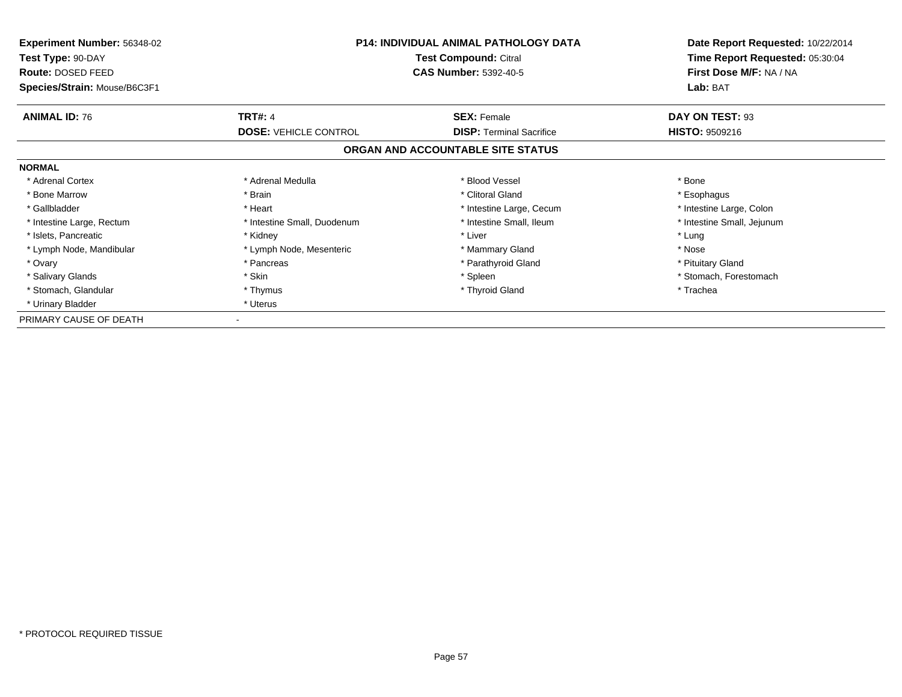**Experiment Number:** 56348-02
**Test Type:** 90-DAY
**Route:** DOSED FEED
**Species/Strain:** Mouse/B6C3F1

**P14: INDIVIDUAL ANIMAL PATHOLOGY DATA**
**Test Compound:** Citral
**CAS Number:** 5392-40-5

**Date Report Requested:** 10/22/2014
**Time Report Requested:** 05:30:04
**First Dose M/F:** NA / NA
**Lab:** BAT

| **ANIMAL ID:** 76 | **TRT#:** 4 | **SEX:** Female | **DAY ON TEST:** 93 |
|---|---|---|---|
| | **DOSE:** VEHICLE CONTROL | **DISP:** Terminal Sacrifice | **HISTO:** 9509216 |

**ORGAN AND ACCOUNTABLE SITE STATUS**

**NORMAL**

| | | | |
|---|---|---|---|
| * Adrenal Cortex | * Adrenal Medulla | * Blood Vessel | * Bone |
| * Bone Marrow | * Brain | * Clitoral Gland | * Esophagus |
| * Gallbladder | * Heart | * Intestine Large, Cecum | * Intestine Large, Colon |
| * Intestine Large, Rectum | * Intestine Small, Duodenum | * Intestine Small, Ileum | * Intestine Small, Jejunum |
| * Islets, Pancreatic | * Kidney | * Liver | * Lung |
| * Lymph Node, Mandibular | * Lymph Node, Mesenteric | * Mammary Gland | * Nose |
| * Ovary | * Pancreas | * Parathyroid Gland | * Pituitary Gland |
| * Salivary Glands | * Skin | * Spleen | * Stomach, Forestomach |
| * Stomach, Glandular | * Thymus | * Thyroid Gland | * Trachea |
| * Urinary Bladder | * Uterus | | |

PRIMARY CAUSE OF DEATH -

* PROTOCOL REQUIRED TISSUE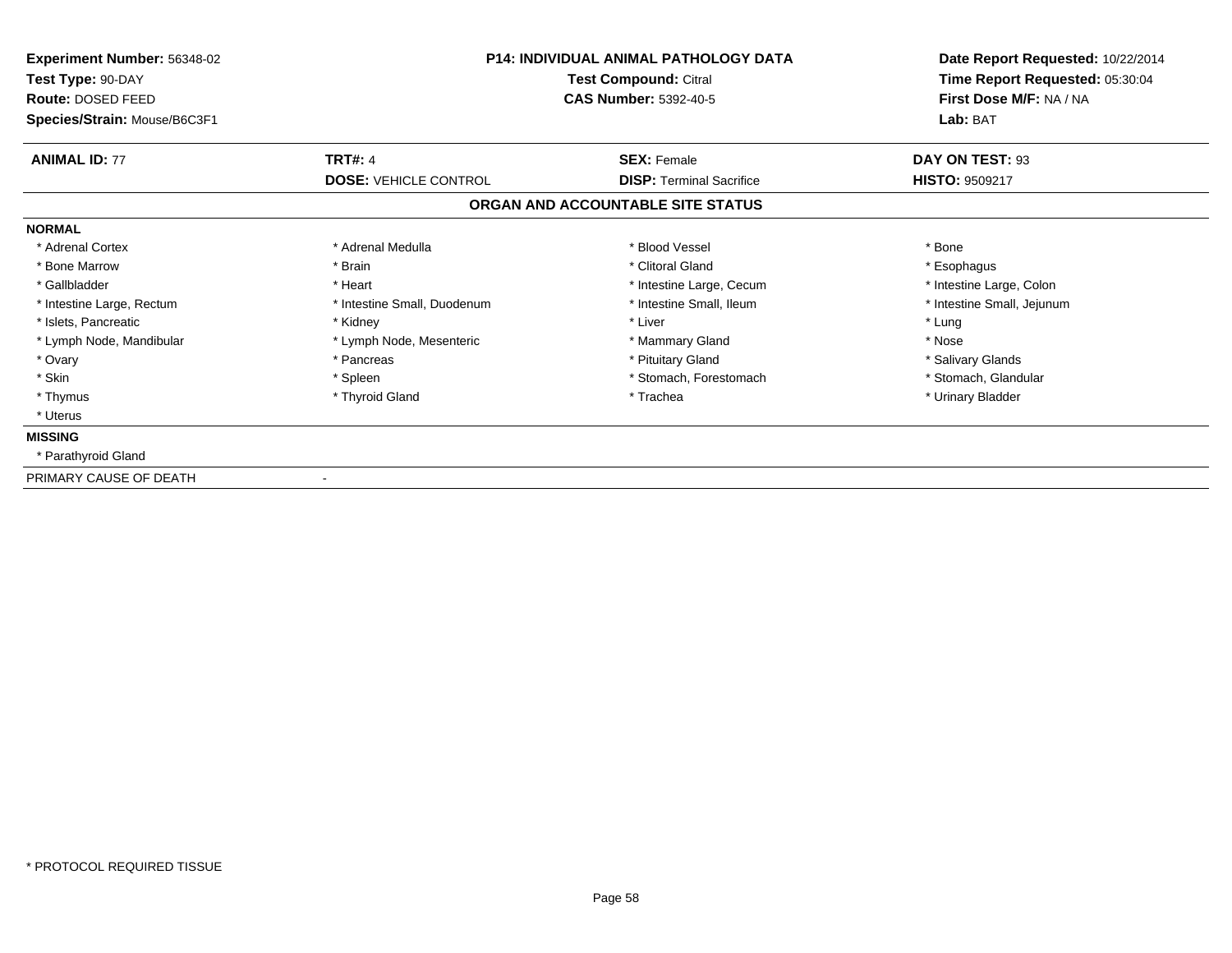**Experiment Number:** 56348-02
**Test Type:** 90-DAY
**Route:** DOSED FEED
**Species/Strain:** Mouse/B6C3F1

**P14: INDIVIDUAL ANIMAL PATHOLOGY DATA**
**Test Compound:** Citral
**CAS Number:** 5392-40-5

**Date Report Requested:** 10/22/2014
**Time Report Requested:** 05:30:04
**First Dose M/F:** NA / NA
**Lab:** BAT

| **ANIMAL ID:** 77 | **TRT#:** 4 | **SEX:** Female | **DAY ON TEST:** 93 |
|---|---|---|---|
| | **DOSE:** VEHICLE CONTROL | **DISP:** Terminal Sacrifice | **HISTO:** 9509217 |

## ORGAN AND ACCOUNTABLE SITE STATUS

**NORMAL**

| | | | |
|---|---|---|---|
| * Adrenal Cortex | * Adrenal Medulla | * Blood Vessel | * Bone |
| * Bone Marrow | * Brain | * Clitoral Gland | * Esophagus |
| * Gallbladder | * Heart | * Intestine Large, Cecum | * Intestine Large, Colon |
| * Intestine Large, Rectum | * Intestine Small, Duodenum | * Intestine Small, Ileum | * Intestine Small, Jejunum |
| * Islets, Pancreatic | * Kidney | * Liver | * Lung |
| * Lymph Node, Mandibular | * Lymph Node, Mesenteric | * Mammary Gland | * Nose |
| * Ovary | * Pancreas | * Pituitary Gland | * Salivary Glands |
| * Skin | * Spleen | * Stomach, Forestomach | * Stomach, Glandular |
| * Thymus | * Thyroid Gland | * Trachea | * Urinary Bladder |
| * Uterus | | | |

**MISSING**

* Parathyroid Gland

PRIMARY CAUSE OF DEATH -

* PROTOCOL REQUIRED TISSUE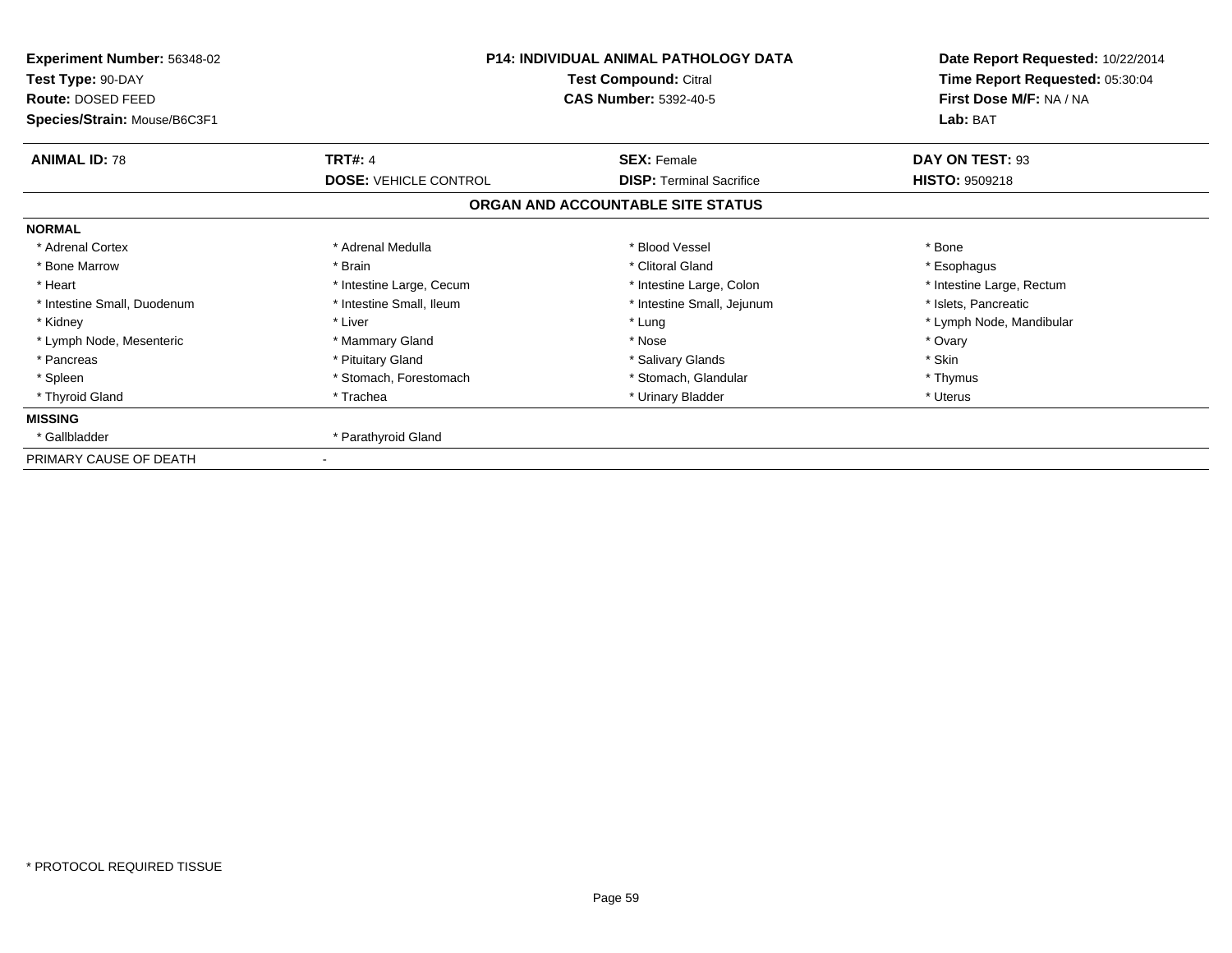**Experiment Number:** 56348-02
**Test Type:** 90-DAY
**Route:** DOSED FEED
**Species/Strain:** Mouse/B6C3F1

**P14: INDIVIDUAL ANIMAL PATHOLOGY DATA**
**Test Compound:** Citral
**CAS Number:** 5392-40-5

**Date Report Requested:** 10/22/2014
**Time Report Requested:** 05:30:04
**First Dose M/F:** NA / NA
**Lab:** BAT

| **ANIMAL ID:** 78 | **TRT#:** 4 | **SEX:** Female | **DAY ON TEST:** 93 |
|---|---|---|---|
| | **DOSE:** VEHICLE CONTROL | **DISP:** Terminal Sacrifice | **HISTO:** 9509218 |

## ORGAN AND ACCOUNTABLE SITE STATUS

**NORMAL**

| | | | |
|---|---|---|---|
| * Adrenal Cortex | * Adrenal Medulla | * Blood Vessel | * Bone |
| * Bone Marrow | * Brain | * Clitoral Gland | * Esophagus |
| * Heart | * Intestine Large, Cecum | * Intestine Large, Colon | * Intestine Large, Rectum |
| * Intestine Small, Duodenum | * Intestine Small, Ileum | * Intestine Small, Jejunum | * Islets, Pancreatic |
| * Kidney | * Liver | * Lung | * Lymph Node, Mandibular |
| * Lymph Node, Mesenteric | * Mammary Gland | * Nose | * Ovary |
| * Pancreas | * Pituitary Gland | * Salivary Glands | * Skin |
| * Spleen | * Stomach, Forestomach | * Stomach, Glandular | * Thymus |
| * Thyroid Gland | * Trachea | * Urinary Bladder | * Uterus |

**MISSING**

| | |
|---|---|
| * Gallbladder | * Parathyroid Gland |

PRIMARY CAUSE OF DEATH -

* PROTOCOL REQUIRED TISSUE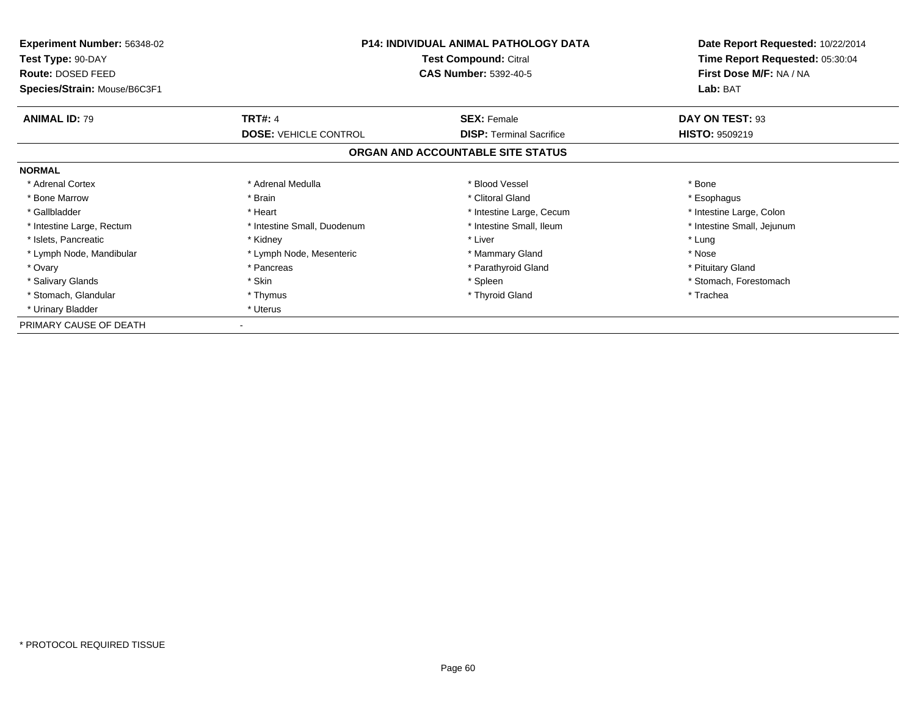**Experiment Number:** 56348-02
**Test Type:** 90-DAY
**Route:** DOSED FEED
**Species/Strain:** Mouse/B6C3F1

**P14: INDIVIDUAL ANIMAL PATHOLOGY DATA**
**Test Compound:** Citral
**CAS Number:** 5392-40-5

**Date Report Requested:** 10/22/2014
**Time Report Requested:** 05:30:04
**First Dose M/F:** NA / NA
**Lab:** BAT

| **ANIMAL ID:** 79 | **TRT#:** 4 | **SEX:** Female | **DAY ON TEST:** 93 |
|---|---|---|---|
| | **DOSE:** VEHICLE CONTROL | **DISP:** Terminal Sacrifice | **HISTO:** 9509219 |

## ORGAN AND ACCOUNTABLE SITE STATUS

**NORMAL**

| | | | |
|---|---|---|---|
| * Adrenal Cortex | * Adrenal Medulla | * Blood Vessel | * Bone |
| * Bone Marrow | * Brain | * Clitoral Gland | * Esophagus |
| * Gallbladder | * Heart | * Intestine Large, Cecum | * Intestine Large, Colon |
| * Intestine Large, Rectum | * Intestine Small, Duodenum | * Intestine Small, Ileum | * Intestine Small, Jejunum |
| * Islets, Pancreatic | * Kidney | * Liver | * Lung |
| * Lymph Node, Mandibular | * Lymph Node, Mesenteric | * Mammary Gland | * Nose |
| * Ovary | * Pancreas | * Parathyroid Gland | * Pituitary Gland |
| * Salivary Glands | * Skin | * Spleen | * Stomach, Forestomach |
| * Stomach, Glandular | * Thymus | * Thyroid Gland | * Trachea |
| * Urinary Bladder | * Uterus | | |

PRIMARY CAUSE OF DEATH -

* PROTOCOL REQUIRED TISSUE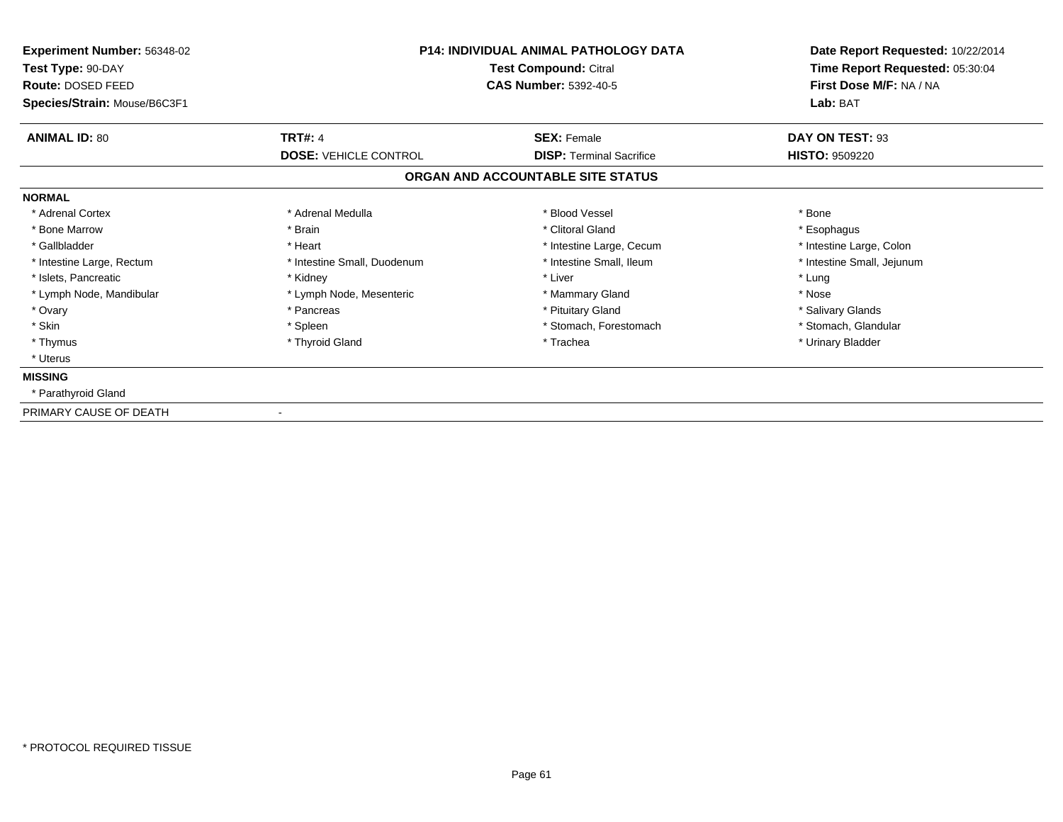**Experiment Number:** 56348-02
**Test Type:** 90-DAY
**Route:** DOSED FEED
**Species/Strain:** Mouse/B6C3F1

**P14: INDIVIDUAL ANIMAL PATHOLOGY DATA**
**Test Compound:** Citral
**CAS Number:** 5392-40-5

**Date Report Requested:** 10/22/2014
**Time Report Requested:** 05:30:04
**First Dose M/F:** NA / NA
**Lab:** BAT

| **ANIMAL ID:** 80 | **TRT#:** 4 | **SEX:** Female | **DAY ON TEST:** 93 |
|---|---|---|---|
| | **DOSE:** VEHICLE CONTROL | **DISP:** Terminal Sacrifice | **HISTO:** 9509220 |

## ORGAN AND ACCOUNTABLE SITE STATUS

**NORMAL**

| | | | |
|---|---|---|---|
| * Adrenal Cortex | * Adrenal Medulla | * Blood Vessel | * Bone |
| * Bone Marrow | * Brain | * Clitoral Gland | * Esophagus |
| * Gallbladder | * Heart | * Intestine Large, Cecum | * Intestine Large, Colon |
| * Intestine Large, Rectum | * Intestine Small, Duodenum | * Intestine Small, Ileum | * Intestine Small, Jejunum |
| * Islets, Pancreatic | * Kidney | * Liver | * Lung |
| * Lymph Node, Mandibular | * Lymph Node, Mesenteric | * Mammary Gland | * Nose |
| * Ovary | * Pancreas | * Pituitary Gland | * Salivary Glands |
| * Skin | * Spleen | * Stomach, Forestomach | * Stomach, Glandular |
| * Thymus | * Thyroid Gland | * Trachea | * Urinary Bladder |
| * Uterus | | | |

**MISSING**

* Parathyroid Gland

PRIMARY CAUSE OF DEATH -

* PROTOCOL REQUIRED TISSUE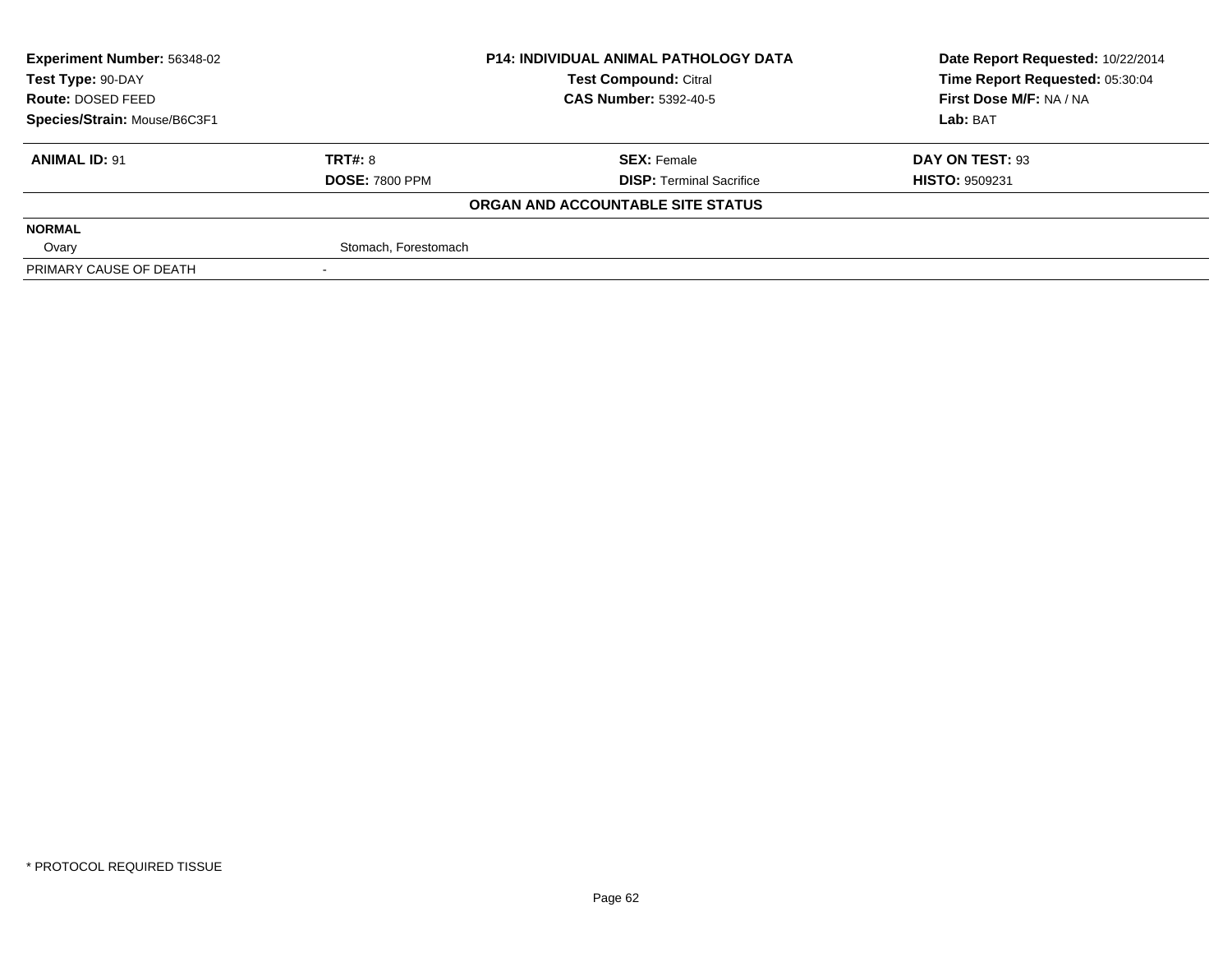| Experiment Number: 56348-02 | P14: INDIVIDUAL ANIMAL PATHOLOGY DATA | Date Report Requested: 10/22/2014 |
|---|---|---|
| Test Type: 90-DAY | Test Compound: Citral | Time Report Requested: 05:30:04 |
| Route: DOSED FEED | CAS Number: 5392-40-5 | First Dose M/F: NA / NA |
| Species/Strain: Mouse/B6C3F1 | | Lab: BAT |

| ANIMAL ID: 91 | TRT#: 8 | SEX: Female | DAY ON TEST: 93 |
|---|---|---|---|
| | DOSE: 7800 PPM | DISP: Terminal Sacrifice | HISTO: 9509231 |

**ORGAN AND ACCOUNTABLE SITE STATUS**

| NORMAL | |
|---|---|
| Ovary | Stomach, Forestomach |
| PRIMARY CAUSE OF DEATH | - |

* PROTOCOL REQUIRED TISSUE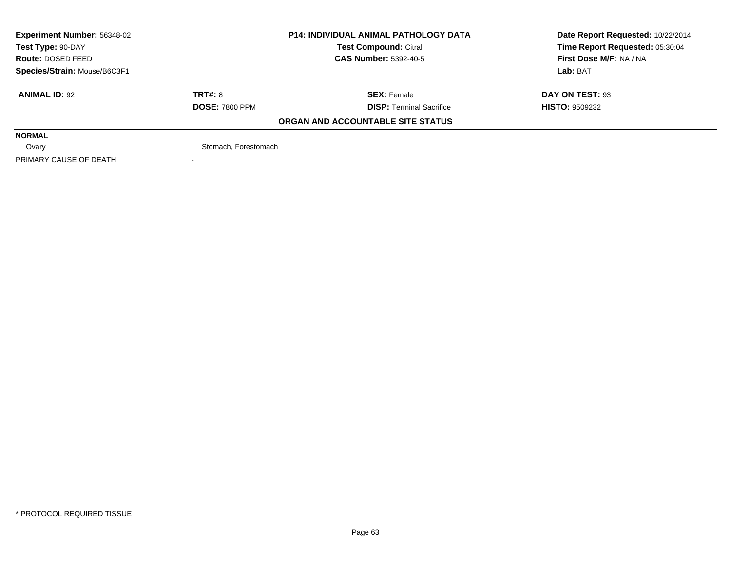| **Experiment Number:** 56348-02 | **P14: INDIVIDUAL ANIMAL PATHOLOGY DATA** | **Date Report Requested:** 10/22/2014 |
|---|---|---|
| **Test Type:** 90-DAY | **Test Compound:** Citral | **Time Report Requested:** 05:30:04 |
| **Route:** DOSED FEED | **CAS Number:** 5392-40-5 | **First Dose M/F:** NA / NA |
| **Species/Strain:** Mouse/B6C3F1 | | **Lab:** BAT |

| **ANIMAL ID:** 92 | **TRT#:** 8 | **SEX:** Female | **DAY ON TEST:** 93 |
|---|---|---|---|
| | **DOSE:** 7800 PPM | **DISP:** Terminal Sacrifice | **HISTO:** 9509232 |

**ORGAN AND ACCOUNTABLE SITE STATUS**

| | | | |
|---|---|---|---|
| **NORMAL** | | | |
| Ovary | Stomach, Forestomach | | |
| PRIMARY CAUSE OF DEATH | - | | |

* PROTOCOL REQUIRED TISSUE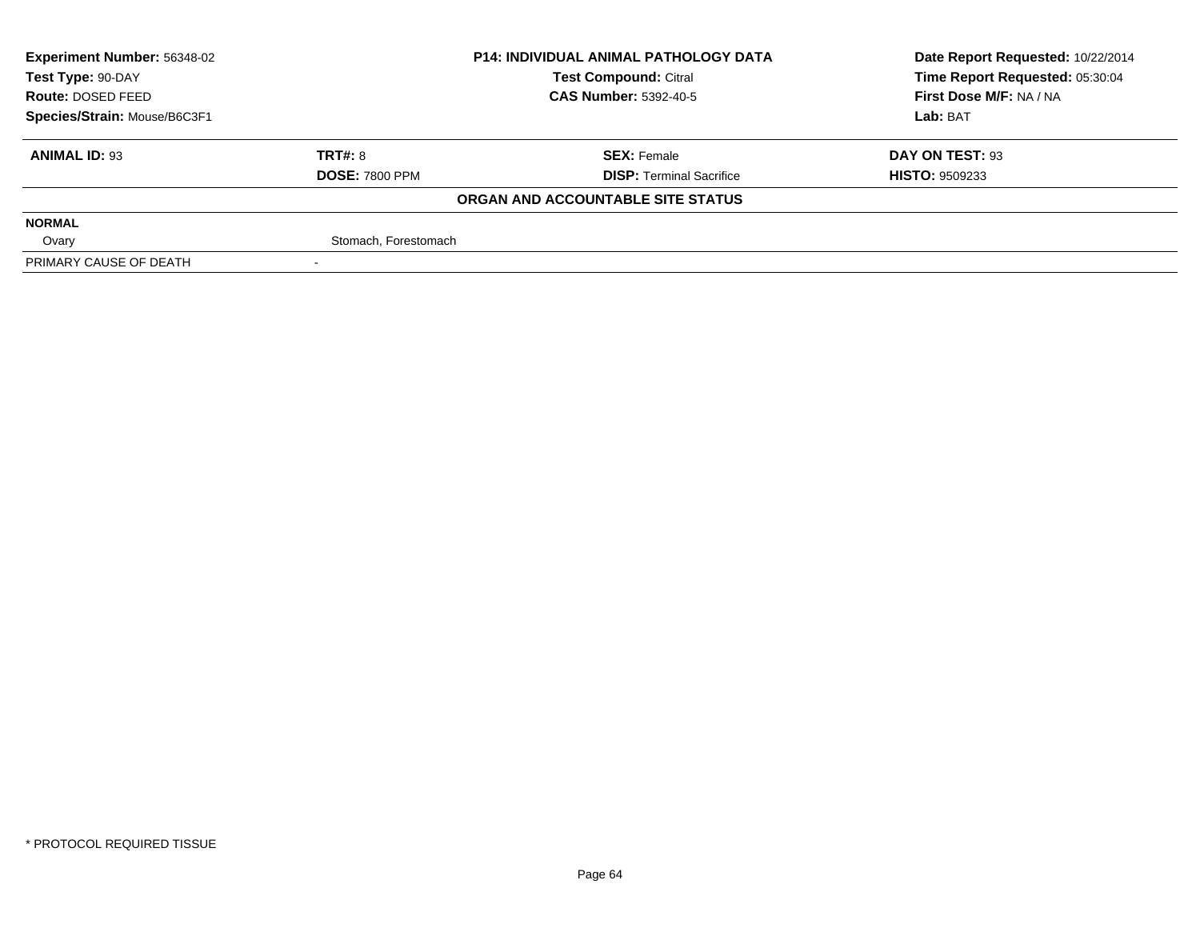| **Experiment Number:** 56348-02 | **P14: INDIVIDUAL ANIMAL PATHOLOGY DATA** | **Date Report Requested:** 10/22/2014 |
|---|---|---|
| **Test Type:** 90-DAY | **Test Compound:** Citral | **Time Report Requested:** 05:30:04 |
| **Route:** DOSED FEED | **CAS Number:** 5392-40-5 | **First Dose M/F:** NA / NA |
| **Species/Strain:** Mouse/B6C3F1 | | **Lab:** BAT |

| **ANIMAL ID:** 93 | **TRT#:** 8 | **SEX:** Female | **DAY ON TEST:** 93 |
|---|---|---|---|
| | **DOSE:** 7800 PPM | **DISP:** Terminal Sacrifice | **HISTO:** 9509233 |

**ORGAN AND ACCOUNTABLE SITE STATUS**

| **NORMAL** | |
|---|---|
| Ovary | Stomach, Forestomach |
| PRIMARY CAUSE OF DEATH | - |

* PROTOCOL REQUIRED TISSUE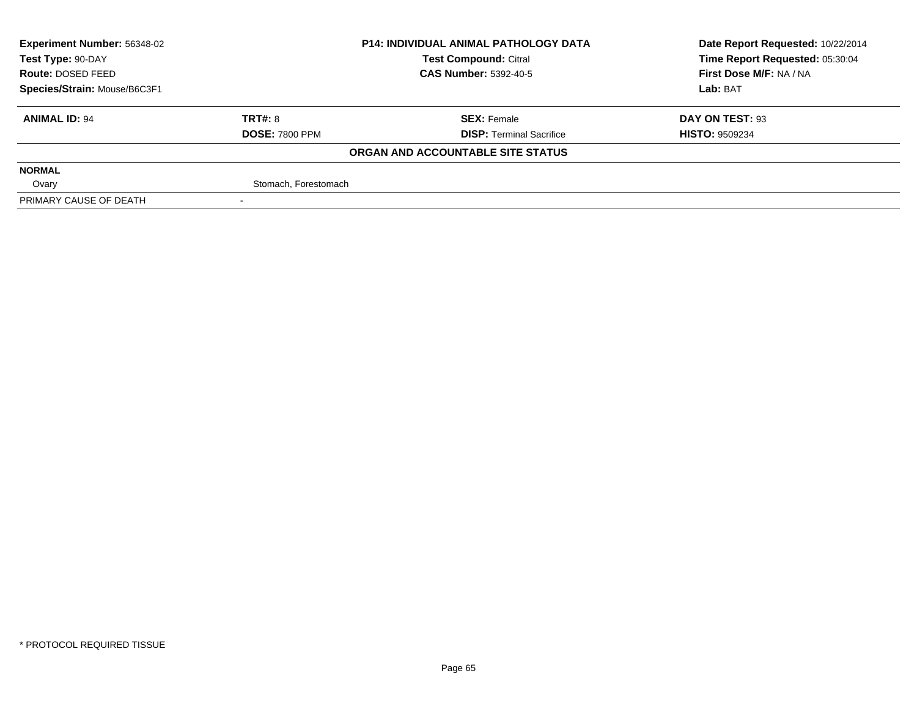| Experiment Number: 56348-02 | P14: INDIVIDUAL ANIMAL PATHOLOGY DATA | Date Report Requested: 10/22/2014 |
|---|---|---|
| Test Type: 90-DAY | Test Compound: Citral | Time Report Requested: 05:30:04 |
| Route: DOSED FEED | CAS Number: 5392-40-5 | First Dose M/F: NA / NA |
| Species/Strain: Mouse/B6C3F1 | | Lab: BAT |

| ANIMAL ID: 94 | TRT#: 8 | SEX: Female | DAY ON TEST: 93 |
|---|---|---|---|
| | DOSE: 7800 PPM | DISP: Terminal Sacrifice | HISTO: 9509234 |

**ORGAN AND ACCOUNTABLE SITE STATUS**

| NORMAL | |
|---|---|
| Ovary | Stomach, Forestomach |
| PRIMARY CAUSE OF DEATH | - |

* PROTOCOL REQUIRED TISSUE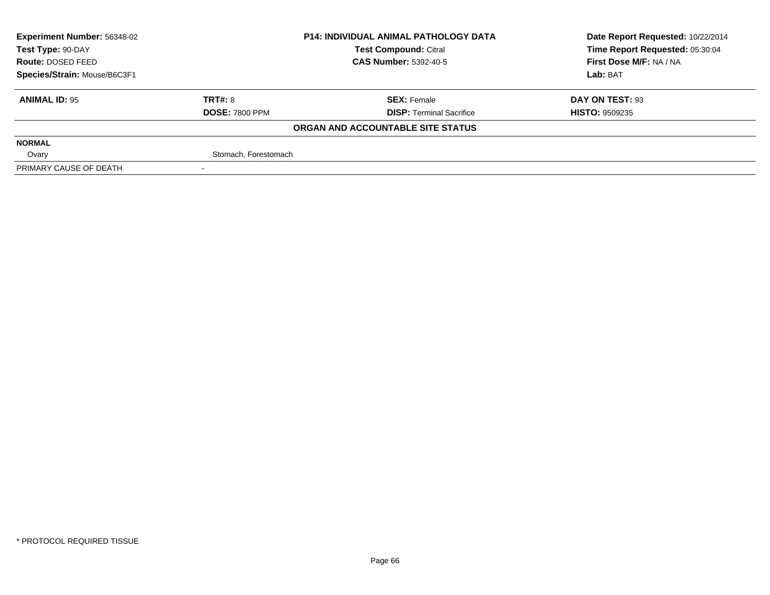| **Experiment Number:** 56348-02 | **P14: INDIVIDUAL ANIMAL PATHOLOGY DATA** | **Date Report Requested:** 10/22/2014 |
|---|---|---|
| **Test Type:** 90-DAY | **Test Compound:** Citral | **Time Report Requested:** 05:30:04 |
| **Route:** DOSED FEED | **CAS Number:** 5392-40-5 | **First Dose M/F:** NA / NA |
| **Species/Strain:** Mouse/B6C3F1 | | **Lab:** BAT |

| **ANIMAL ID:** 95 | **TRT#:** 8 | **SEX:** Female | **DAY ON TEST:** 93 |
|---|---|---|---|
| | **DOSE:** 7800 PPM | **DISP:** Terminal Sacrifice | **HISTO:** 9509235 |

**ORGAN AND ACCOUNTABLE SITE STATUS**

| | | | |
|---|---|---|---|
| **NORMAL** | | | |
| Ovary | Stomach, Forestomach | | |
| PRIMARY CAUSE OF DEATH | - | | |

* PROTOCOL REQUIRED TISSUE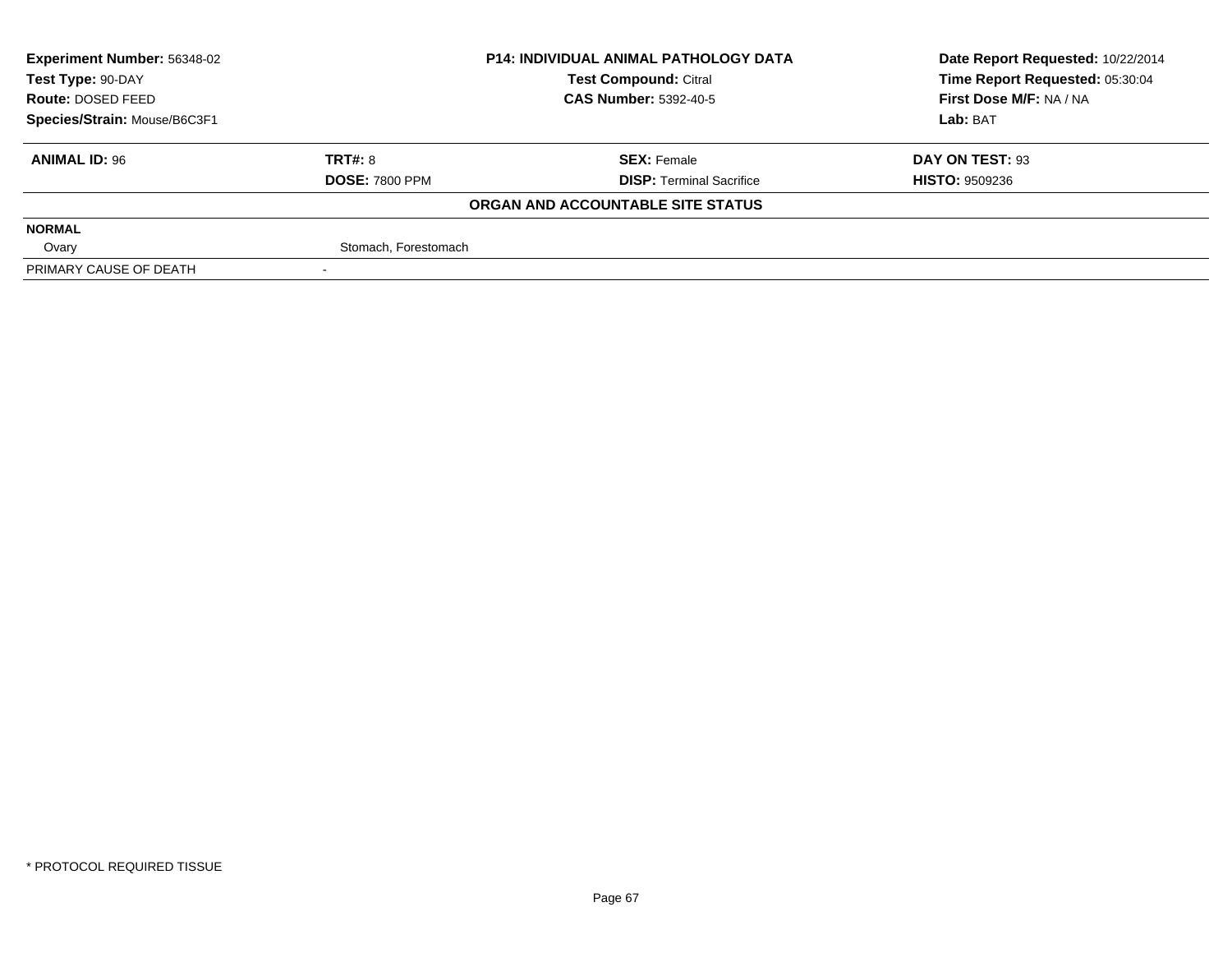**Experiment Number:** 56348-02
**Test Type:** 90-DAY
**Route:** DOSED FEED
**Species/Strain:** Mouse/B6C3F1

**P14: INDIVIDUAL ANIMAL PATHOLOGY DATA**
**Test Compound:** Citral
**CAS Number:** 5392-40-5

**Date Report Requested:** 10/22/2014
**Time Report Requested:** 05:30:04
**First Dose M/F:** NA / NA
**Lab:** BAT

| **ANIMAL ID:** 96 | **TRT#:** 8 | **SEX:** Female | **DAY ON TEST:** 93 |
|---|---|---|---|
| | **DOSE:** 7800 PPM | **DISP:** Terminal Sacrifice | **HISTO:** 9509236 |

**ORGAN AND ACCOUNTABLE SITE STATUS**

| | | | |
|---|---|---|---|
| **NORMAL** | | | |
| Ovary | Stomach, Forestomach | | |
| PRIMARY CAUSE OF DEATH | - | | |

* PROTOCOL REQUIRED TISSUE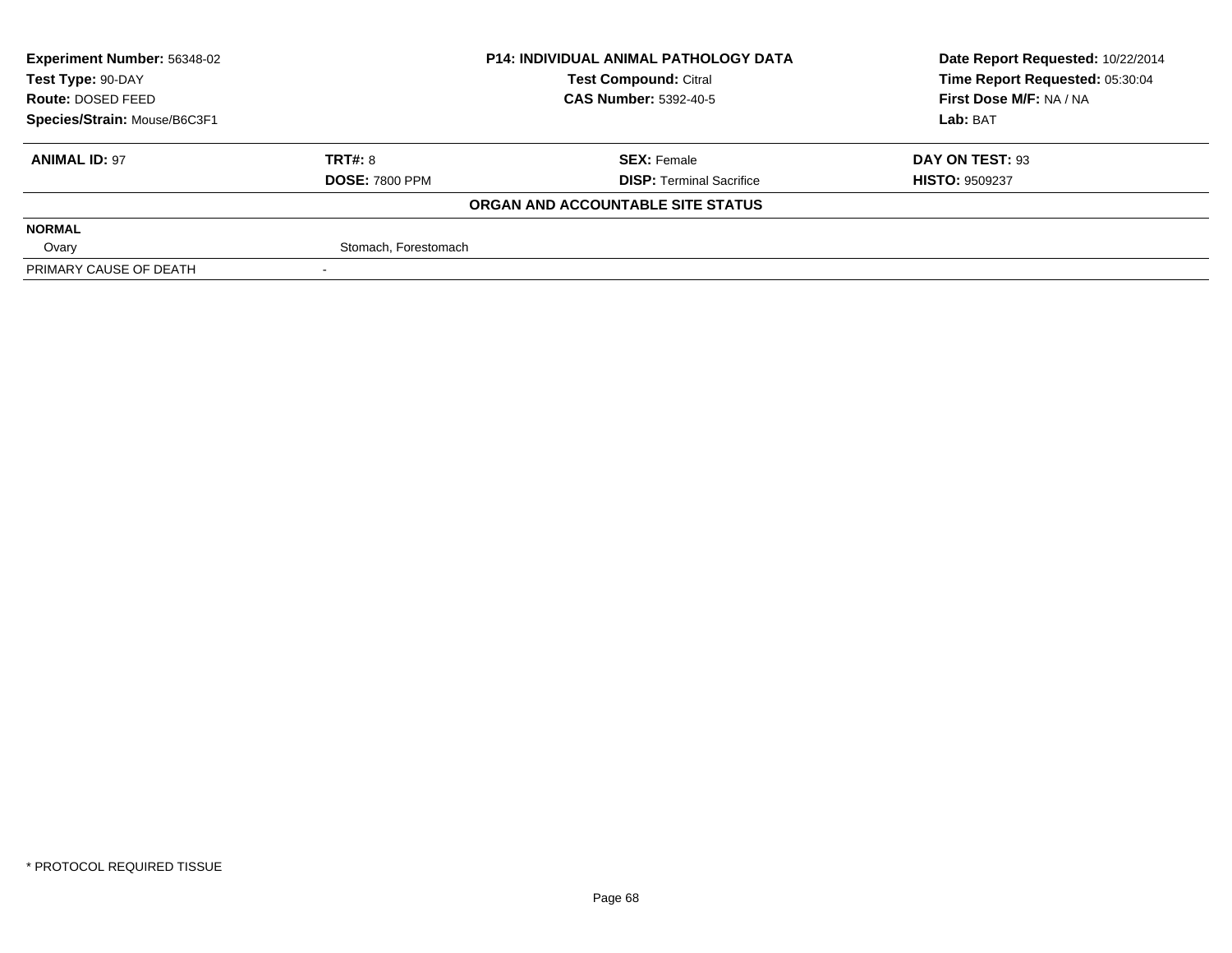| Experiment Number: 56348-02 | P14: INDIVIDUAL ANIMAL PATHOLOGY DATA | Date Report Requested: 10/22/2014 |
|---|---|---|
| Test Type: 90-DAY | Test Compound: Citral | Time Report Requested: 05:30:04 |
| Route: DOSED FEED | CAS Number: 5392-40-5 | First Dose M/F: NA / NA |
| Species/Strain: Mouse/B6C3F1 | | Lab: BAT |

| ANIMAL ID: 97 | TRT#: 8 | SEX: Female | DAY ON TEST: 93 |
|---|---|---|---|
| | DOSE: 7800 PPM | DISP: Terminal Sacrifice | HISTO: 9509237 |

**ORGAN AND ACCOUNTABLE SITE STATUS**

| NORMAL | |
|---|---|
| Ovary | Stomach, Forestomach |
| PRIMARY CAUSE OF DEATH | - |

* PROTOCOL REQUIRED TISSUE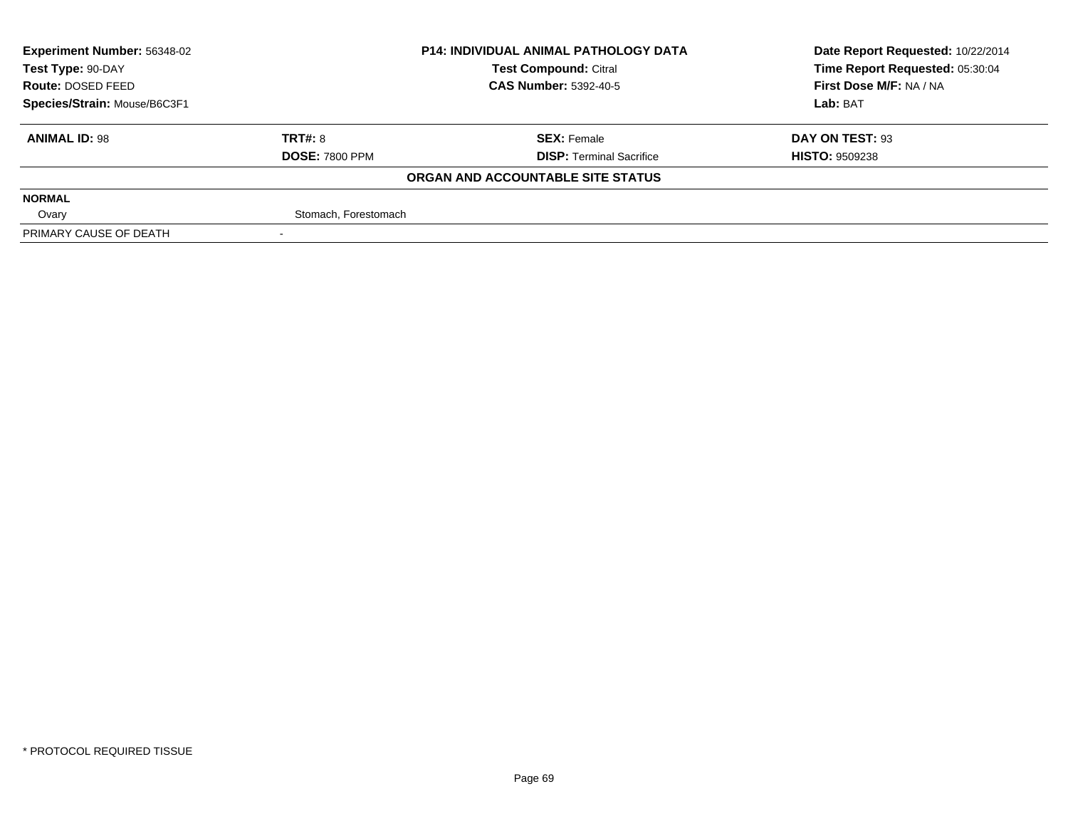| **Experiment Number:** 56348-02 | **P14: INDIVIDUAL ANIMAL PATHOLOGY DATA** | **Date Report Requested:** 10/22/2014 |
|---|---|---|
| **Test Type:** 90-DAY | **Test Compound:** Citral | **Time Report Requested:** 05:30:04 |
| **Route:** DOSED FEED | **CAS Number:** 5392-40-5 | **First Dose M/F:** NA / NA |
| **Species/Strain:** Mouse/B6C3F1 | | **Lab:** BAT |

| **ANIMAL ID:** 98 | **TRT#:** 8 | **SEX:** Female | **DAY ON TEST:** 93 |
|---|---|---|---|
| | **DOSE:** 7800 PPM | **DISP:** Terminal Sacrifice | **HISTO:** 9509238 |

**ORGAN AND ACCOUNTABLE SITE STATUS**

| | | | |
|---|---|---|---|
| **NORMAL** | | | |
| Ovary | Stomach, Forestomach | | |
| PRIMARY CAUSE OF DEATH | - | | |

\* PROTOCOL REQUIRED TISSUE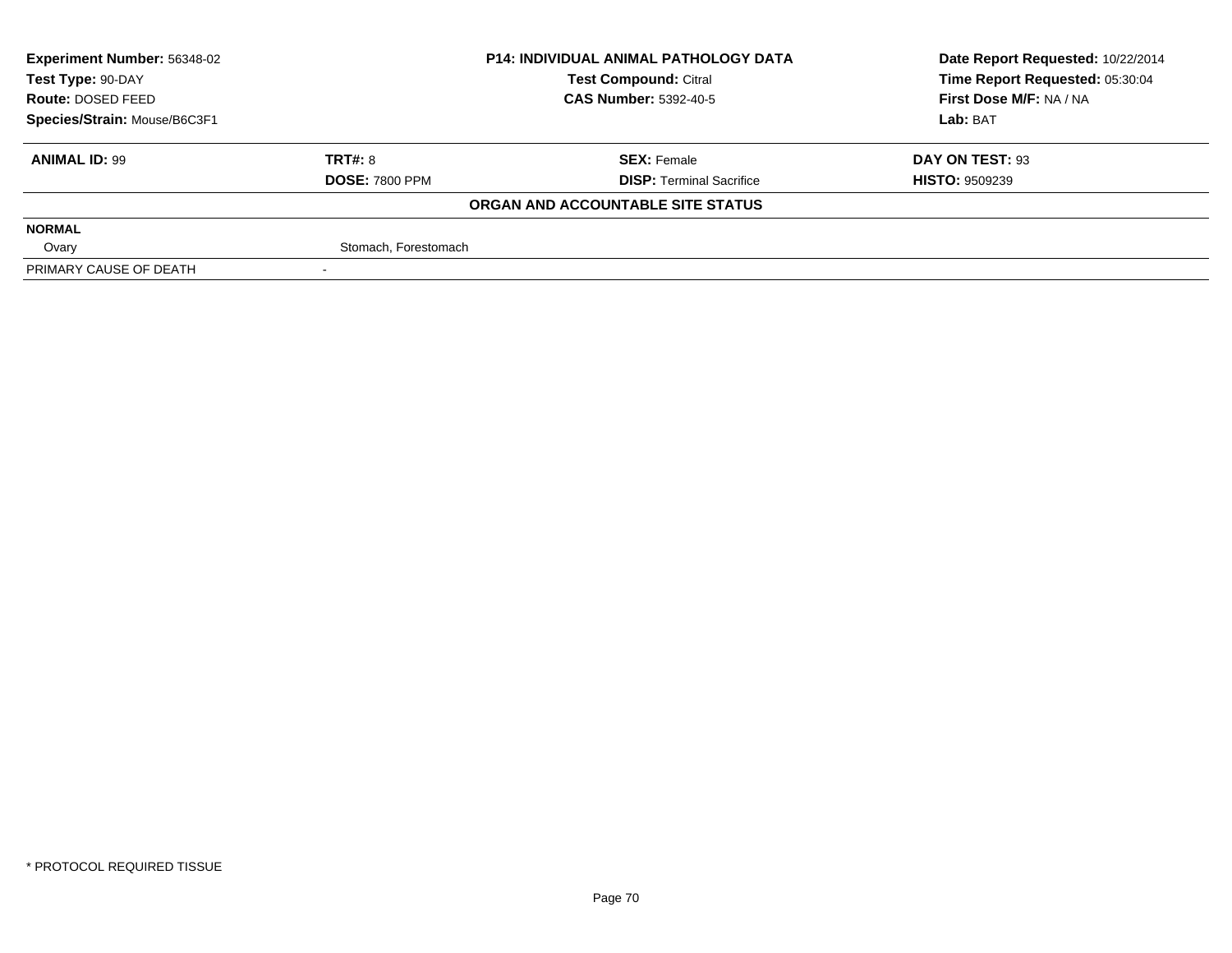| Experiment Number: 56348-02 | P14: INDIVIDUAL ANIMAL PATHOLOGY DATA | Date Report Requested: 10/22/2014 |
|---|---|---|
| Test Type: 90-DAY | Test Compound: Citral | Time Report Requested: 05:30:04 |
| Route: DOSED FEED | CAS Number: 5392-40-5 | First Dose M/F: NA / NA |
| Species/Strain: Mouse/B6C3F1 | | Lab: BAT |

| ANIMAL ID: 99 | TRT#: 8 | SEX: Female | DAY ON TEST: 93 |
|---|---|---|---|
| | DOSE: 7800 PPM | DISP: Terminal Sacrifice | HISTO: 9509239 |

**ORGAN AND ACCOUNTABLE SITE STATUS**

| NORMAL | | | |
|---|---|---|---|
| Ovary | Stomach, Forestomach | | |
| PRIMARY CAUSE OF DEATH | - | | |

\* PROTOCOL REQUIRED TISSUE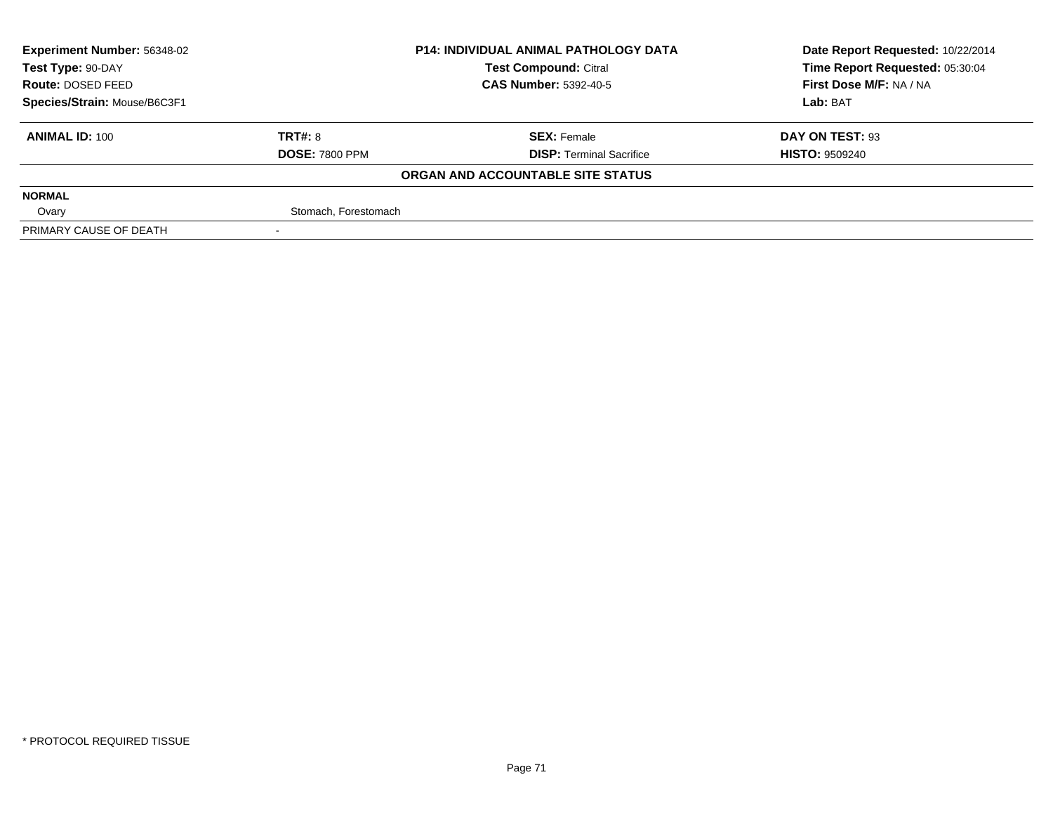**Experiment Number:** 56348-02
**Test Type:** 90-DAY
**Route:** DOSED FEED
**Species/Strain:** Mouse/B6C3F1

**P14: INDIVIDUAL ANIMAL PATHOLOGY DATA**
**Test Compound:** Citral
**CAS Number:** 5392-40-5

**Date Report Requested:** 10/22/2014
**Time Report Requested:** 05:30:04
**First Dose M/F:** NA / NA
**Lab:** BAT

| **ANIMAL ID:** 100 | **TRT#:** 8 | **SEX:** Female | **DAY ON TEST:** 93 |
|---|---|---|---|
| | **DOSE:** 7800 PPM | **DISP:** Terminal Sacrifice | **HISTO:** 9509240 |

**ORGAN AND ACCOUNTABLE SITE STATUS**

| **NORMAL** | | | |
|---|---|---|---|
| Ovary | Stomach, Forestomach | | |
| PRIMARY CAUSE OF DEATH | - | | |

\* PROTOCOL REQUIRED TISSUE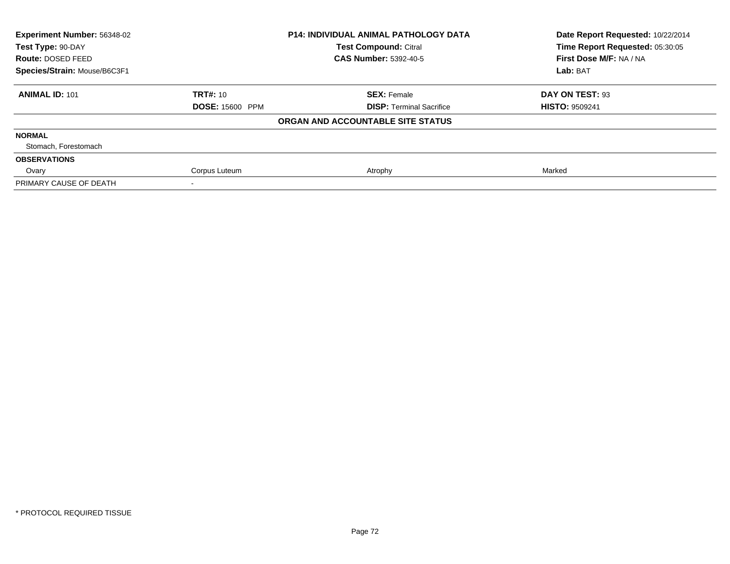| **Experiment Number:** 56348-02 | **P14: INDIVIDUAL ANIMAL PATHOLOGY DATA** | **Date Report Requested:** 10/22/2014 |
|---|---|---|
| **Test Type:** 90-DAY | **Test Compound:** Citral | **Time Report Requested:** 05:30:05 |
| **Route:** DOSED FEED | **CAS Number:** 5392-40-5 | **First Dose M/F:** NA / NA |
| **Species/Strain:** Mouse/B6C3F1 | | **Lab:** BAT |

| **ANIMAL ID:** 101 | **TRT#:** 10 | **SEX:** Female | **DAY ON TEST:** 93 |
|---|---|---|---|
| | **DOSE:** 15600 PPM | **DISP:** Terminal Sacrifice | **HISTO:** 9509241 |
| | | **ORGAN AND ACCOUNTABLE SITE STATUS** | |
| **NORMAL** | | | |
| Stomach, Forestomach | | | |
| **OBSERVATIONS** | | | |
| Ovary | Corpus Luteum | Atrophy | Marked |
| PRIMARY CAUSE OF DEATH | - | | |

* PROTOCOL REQUIRED TISSUE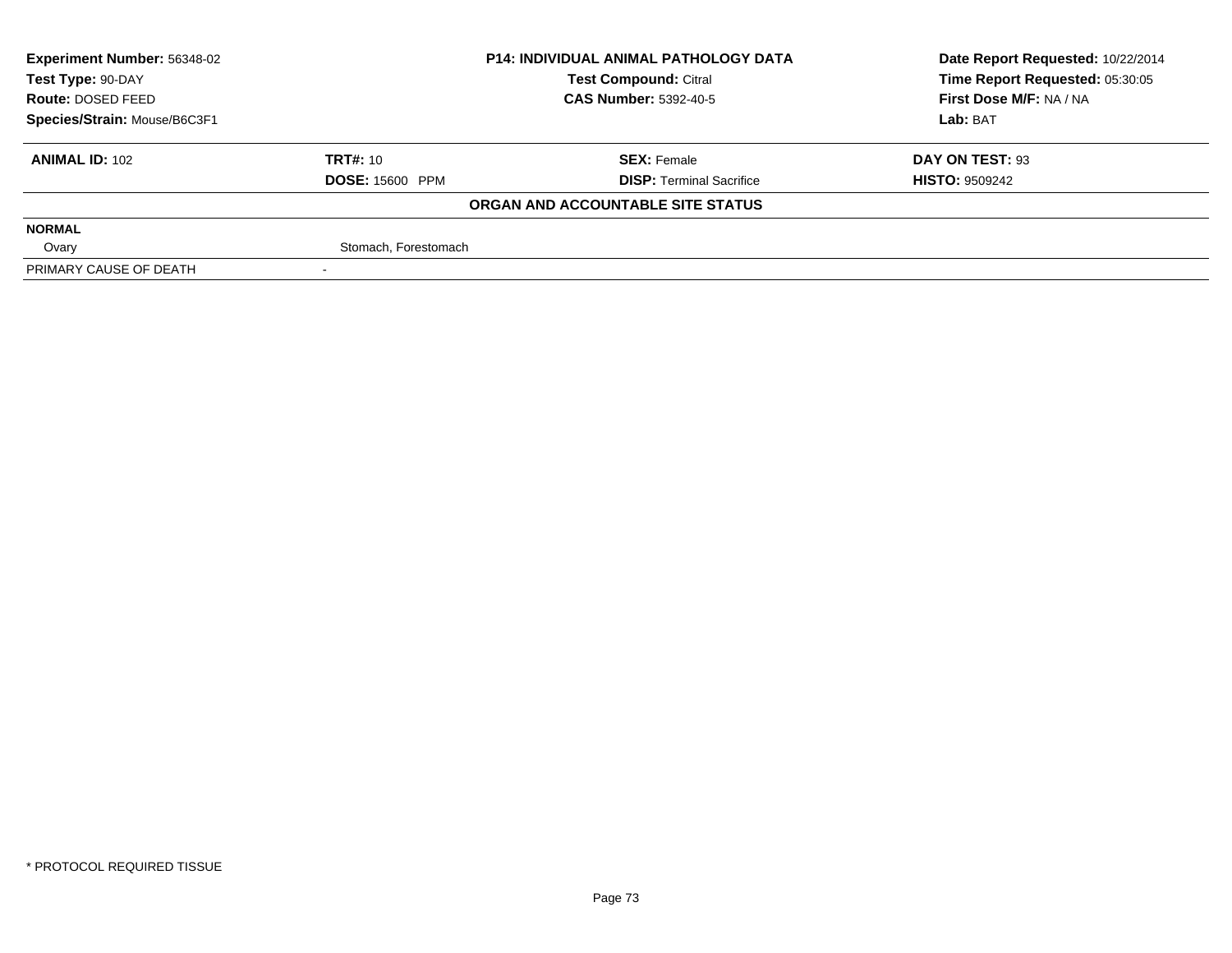| Experiment Number: 56348-02 | P14: INDIVIDUAL ANIMAL PATHOLOGY DATA | Date Report Requested: 10/22/2014 |
|---|---|---|
| Test Type: 90-DAY | Test Compound: Citral | Time Report Requested: 05:30:05 |
| Route: DOSED FEED | CAS Number: 5392-40-5 | First Dose M/F: NA / NA |
| Species/Strain: Mouse/B6C3F1 | | Lab: BAT |

| ANIMAL ID: 102 | TRT#: 10 | SEX: Female | DAY ON TEST: 93 |
|---|---|---|---|
| | DOSE: 15600 PPM | DISP: Terminal Sacrifice | HISTO: 9509242 |

**ORGAN AND ACCOUNTABLE SITE STATUS**

| | |
|---|---|
| **NORMAL** | |
| Ovary | Stomach, Forestomach |
| PRIMARY CAUSE OF DEATH | - |

\* PROTOCOL REQUIRED TISSUE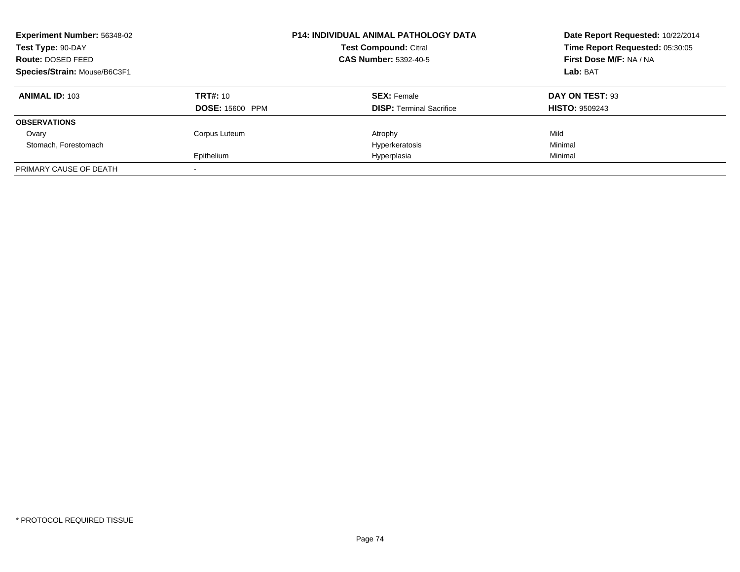**Experiment Number:** 56348-02
**Test Type:** 90-DAY
**Route:** DOSED FEED
**Species/Strain:** Mouse/B6C3F1

**P14: INDIVIDUAL ANIMAL PATHOLOGY DATA**
**Test Compound:** Citral
**CAS Number:** 5392-40-5

**Date Report Requested:** 10/22/2014
**Time Report Requested:** 05:30:05
**First Dose M/F:** NA / NA
**Lab:** BAT

| **ANIMAL ID:** 103 | **TRT#:** 10 | **SEX:** Female | **DAY ON TEST:** 93 |
|---|---|---|---|
| | **DOSE:** 15600 PPM | **DISP:** Terminal Sacrifice | **HISTO:** 9509243 |
| **OBSERVATIONS** | | | |
| Ovary | Corpus Luteum | Atrophy | Mild |
| Stomach, Forestomach | | Hyperkeratosis | Minimal |
| | Epithelium | Hyperplasia | Minimal |
| PRIMARY CAUSE OF DEATH | - | | |

* PROTOCOL REQUIRED TISSUE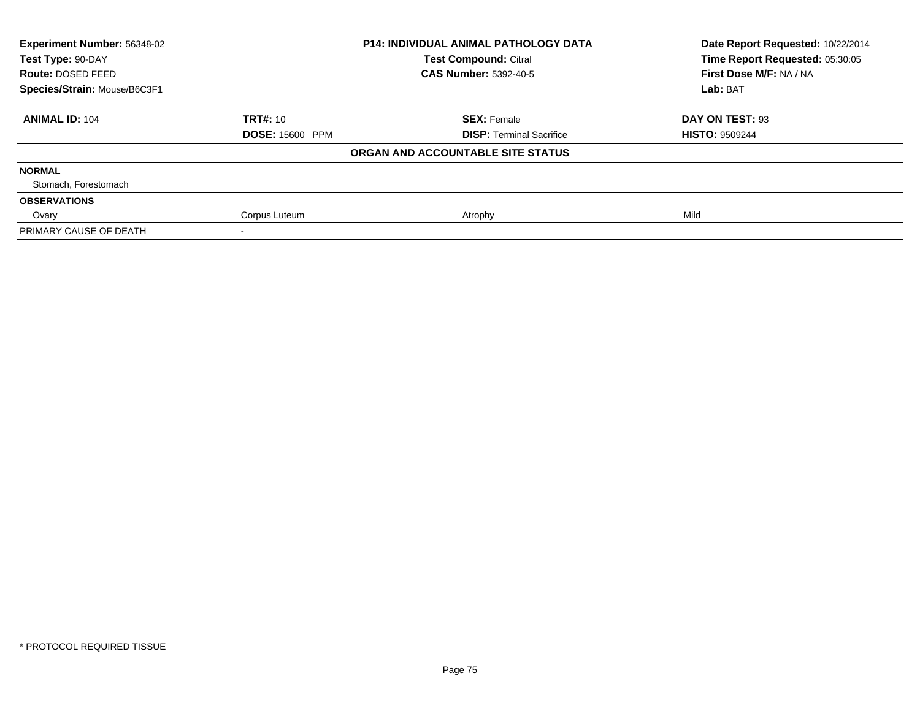| Experiment Number: 56348-02 | P14: INDIVIDUAL ANIMAL PATHOLOGY DATA | Date Report Requested: 10/22/2014 |
|---|---|---|
| Test Type: 90-DAY | Test Compound: Citral | Time Report Requested: 05:30:05 |
| Route: DOSED FEED | CAS Number: 5392-40-5 | First Dose M/F: NA / NA |
| Species/Strain: Mouse/B6C3F1 | | Lab: BAT |

| **ANIMAL ID:** 104 | **TRT#:** 10 | **SEX:** Female | **DAY ON TEST:** 93 |
|---|---|---|---|
| | **DOSE:** 15600 PPM | **DISP:** Terminal Sacrifice | **HISTO:** 9509244 |

**ORGAN AND ACCOUNTABLE SITE STATUS**

| | | | |
|---|---|---|---|
| **NORMAL** | | | |
| Stomach, Forestomach | | | |
| **OBSERVATIONS** | | | |
| Ovary | Corpus Luteum | Atrophy | Mild |
| PRIMARY CAUSE OF DEATH | - | | |

\* PROTOCOL REQUIRED TISSUE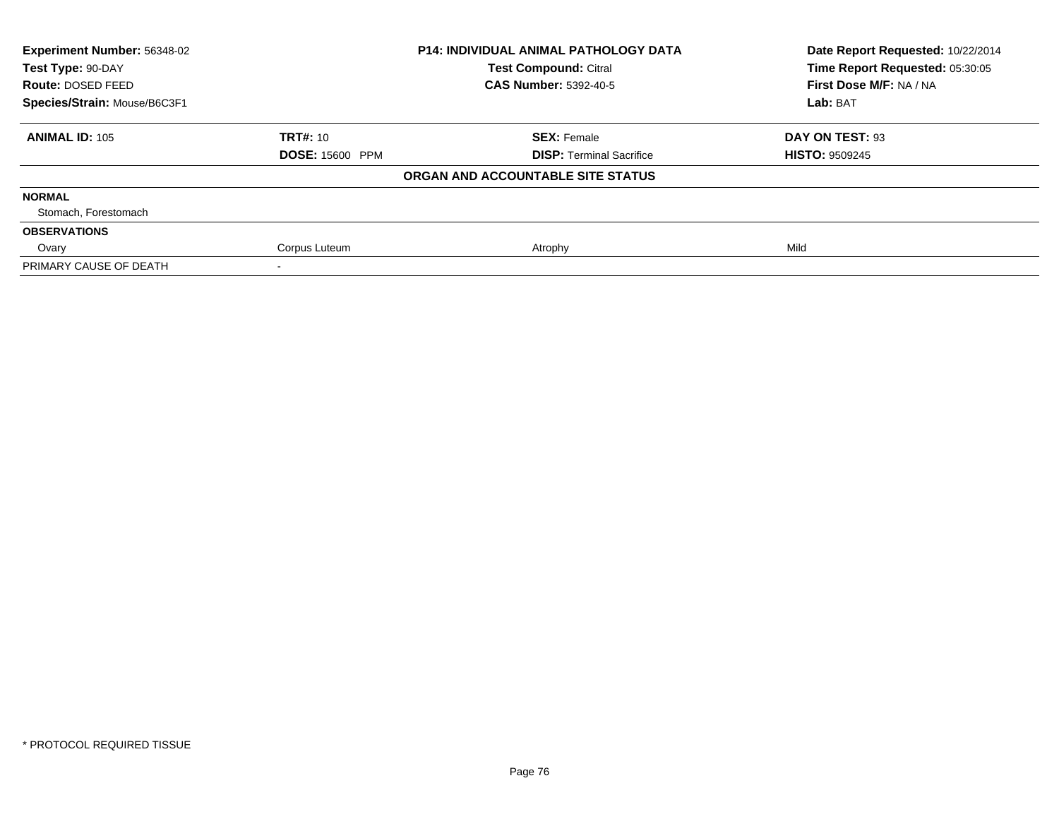| **Experiment Number:** 56348-02 | **P14: INDIVIDUAL ANIMAL PATHOLOGY DATA** | | **Date Report Requested:** 10/22/2014 |
|---|---|---|---|
| **Test Type:** 90-DAY | **Test Compound:** Citral | | **Time Report Requested:** 05:30:05 |
| **Route:** DOSED FEED | **CAS Number:** 5392-40-5 | | **First Dose M/F:** NA / NA |
| **Species/Strain:** Mouse/B6C3F1 | | | **Lab:** BAT |

| **ANIMAL ID:** 105 | **TRT#:** 10 | **SEX:** Female | **DAY ON TEST:** 93 |
|---|---|---|---|
| | **DOSE:** 15600 PPM | **DISP:** Terminal Sacrifice | **HISTO:** 9509245 |
| | | **ORGAN AND ACCOUNTABLE SITE STATUS** | |
| **NORMAL** | | | |
| Stomach, Forestomach | | | |
| **OBSERVATIONS** | | | |
| Ovary | Corpus Luteum | Atrophy | Mild |
| PRIMARY CAUSE OF DEATH | - | | |

* PROTOCOL REQUIRED TISSUE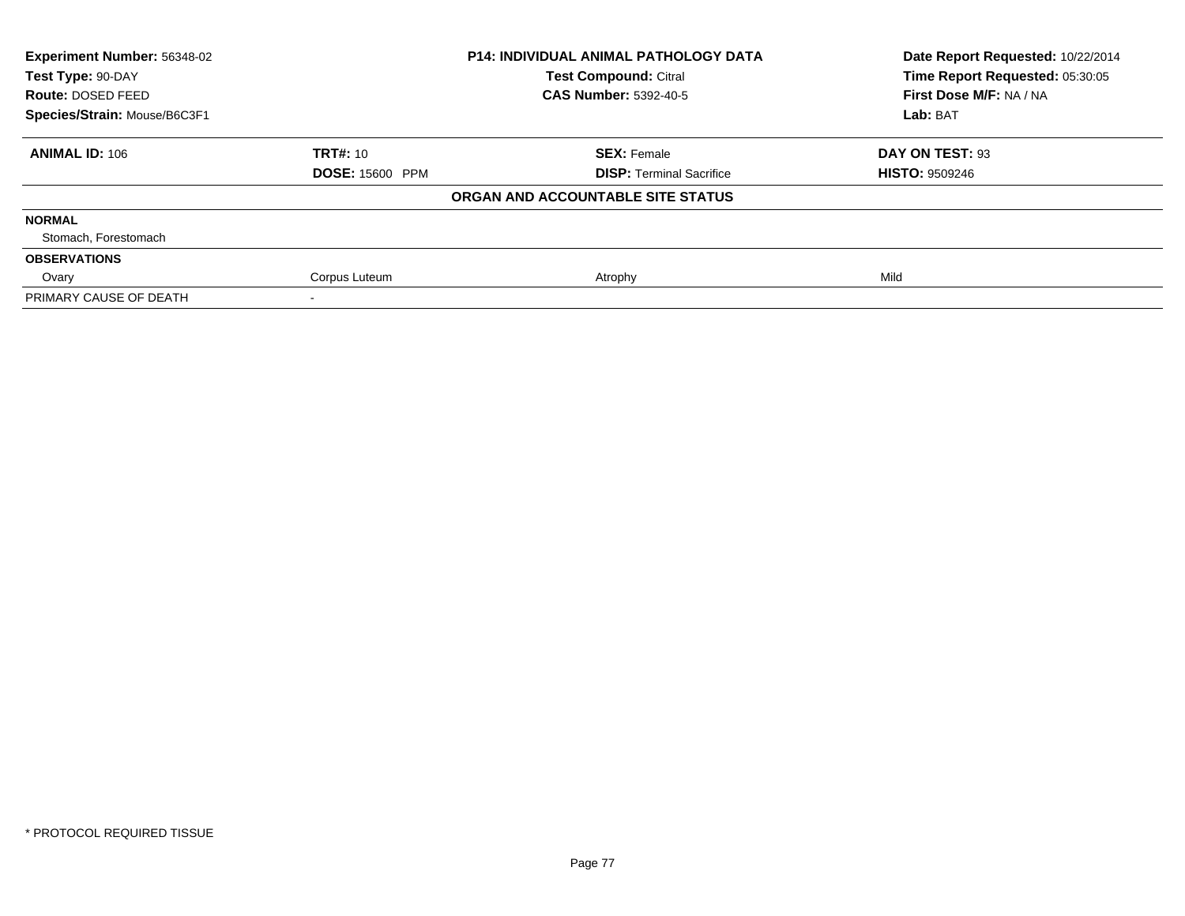| **Experiment Number:** 56348-02 | **P14: INDIVIDUAL ANIMAL PATHOLOGY DATA** | **Date Report Requested:** 10/22/2014 |
|---|---|---|
| **Test Type:** 90-DAY | **Test Compound:** Citral | **Time Report Requested:** 05:30:05 |
| **Route:** DOSED FEED | **CAS Number:** 5392-40-5 | **First Dose M/F:** NA / NA |
| **Species/Strain:** Mouse/B6C3F1 | | **Lab:** BAT |

| **ANIMAL ID:** 106 | **TRT#:** 10 | **SEX:** Female | **DAY ON TEST:** 93 |
|---|---|---|---|
| | **DOSE:** 15600 PPM | **DISP:** Terminal Sacrifice | **HISTO:** 9509246 |
| | | **ORGAN AND ACCOUNTABLE SITE STATUS** | |
| **NORMAL** | | | |
| Stomach, Forestomach | | | |
| **OBSERVATIONS** | | | |
| Ovary | Corpus Luteum | Atrophy | Mild |
| PRIMARY CAUSE OF DEATH | - | | |

* PROTOCOL REQUIRED TISSUE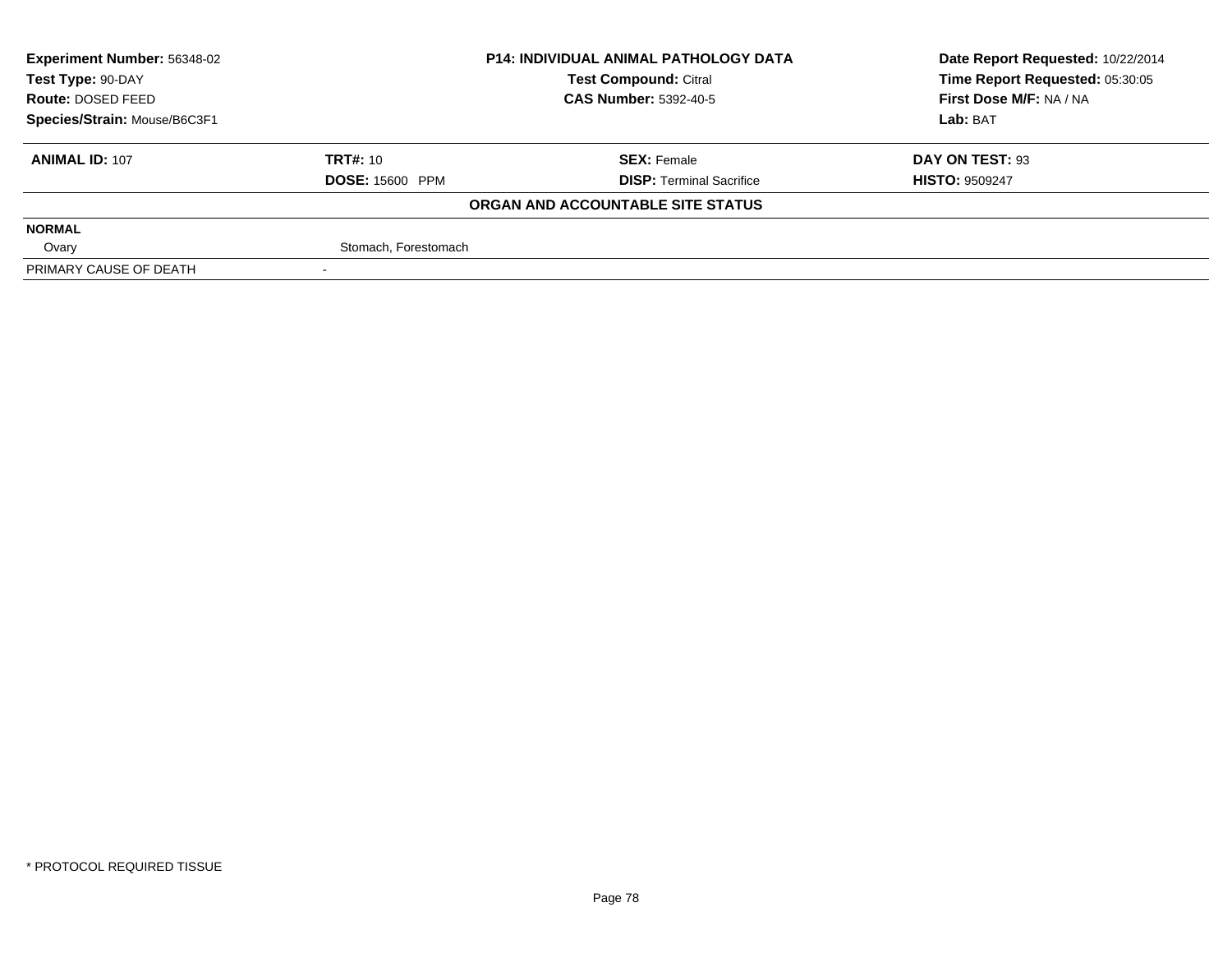| **Experiment Number:** 56348-02 | **P14: INDIVIDUAL ANIMAL PATHOLOGY DATA** | | **Date Report Requested:** 10/22/2014 |
|---|---|---|---|
| **Test Type:** 90-DAY | **Test Compound:** Citral | | **Time Report Requested:** 05:30:05 |
| **Route:** DOSED FEED | **CAS Number:** 5392-40-5 | | **First Dose M/F:** NA / NA |
| **Species/Strain:** Mouse/B6C3F1 | | | **Lab:** BAT |

| **ANIMAL ID:** 107 | **TRT#:** 10 | **SEX:** Female | **DAY ON TEST:** 93 |
|---|---|---|---|
| | **DOSE:** 15600 PPM | **DISP:** Terminal Sacrifice | **HISTO:** 9509247 |

**ORGAN AND ACCOUNTABLE SITE STATUS**

| | | | |
|---|---|---|---|
| **NORMAL** | | | |
| Ovary | Stomach, Forestomach | | |
| PRIMARY CAUSE OF DEATH | - | | |

\* PROTOCOL REQUIRED TISSUE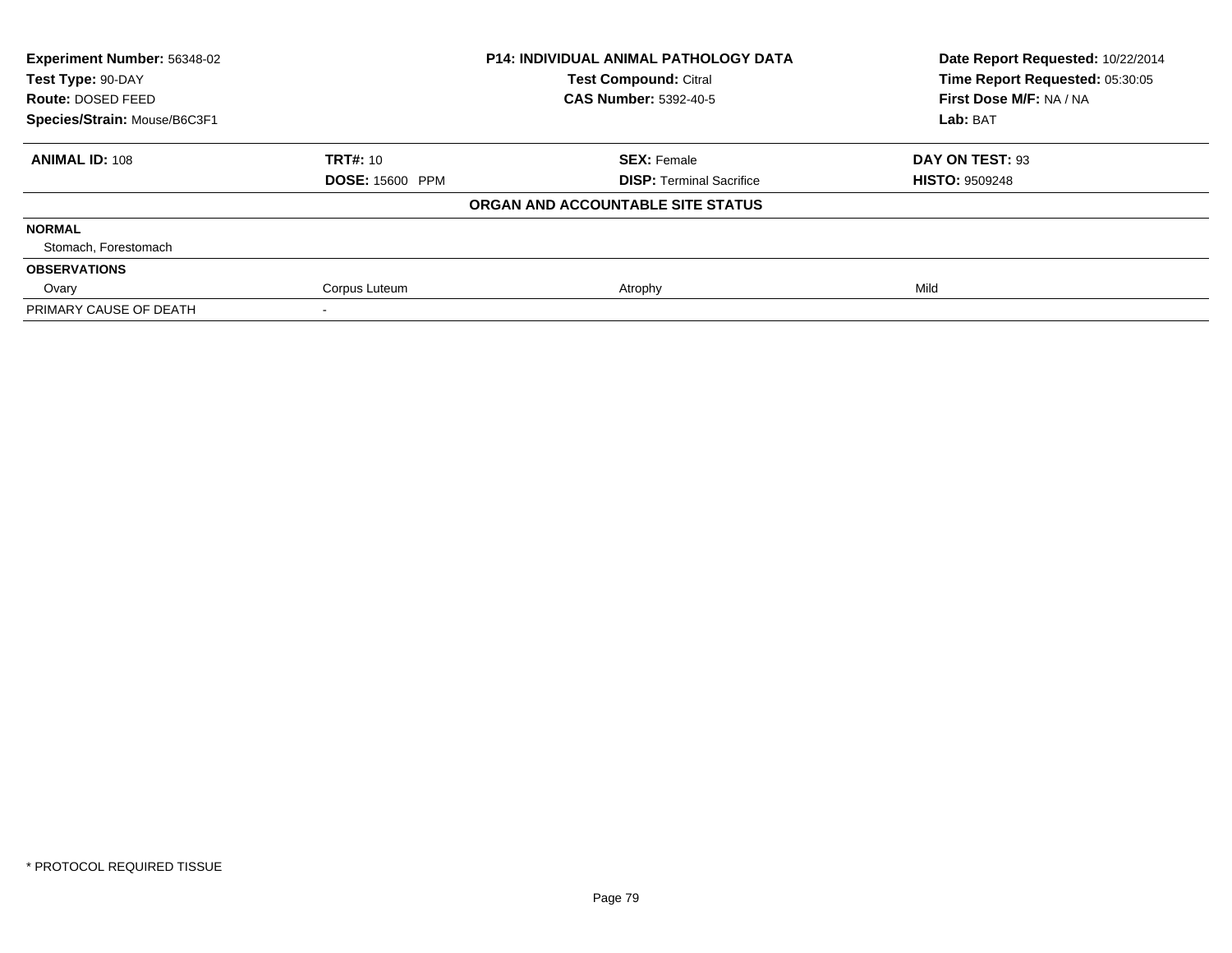| Experiment Number: 56348-02 | P14: INDIVIDUAL ANIMAL PATHOLOGY DATA | Date Report Requested: 10/22/2014 |
|---|---|---|
| Test Type: 90-DAY | Test Compound: Citral | Time Report Requested: 05:30:05 |
| Route: DOSED FEED | CAS Number: 5392-40-5 | First Dose M/F: NA / NA |
| Species/Strain: Mouse/B6C3F1 | | Lab: BAT |

| **ANIMAL ID:** 108 | **TRT#:** 10 | **SEX:** Female | **DAY ON TEST:** 93 |
|---|---|---|---|
| | **DOSE:** 15600 PPM | **DISP:** Terminal Sacrifice | **HISTO:** 9509248 |
| | | **ORGAN AND ACCOUNTABLE SITE STATUS** | |
| **NORMAL** | | | |
| Stomach, Forestomach | | | |
| **OBSERVATIONS** | | | |
| Ovary | Corpus Luteum | Atrophy | Mild |
| PRIMARY CAUSE OF DEATH | - | | |

* PROTOCOL REQUIRED TISSUE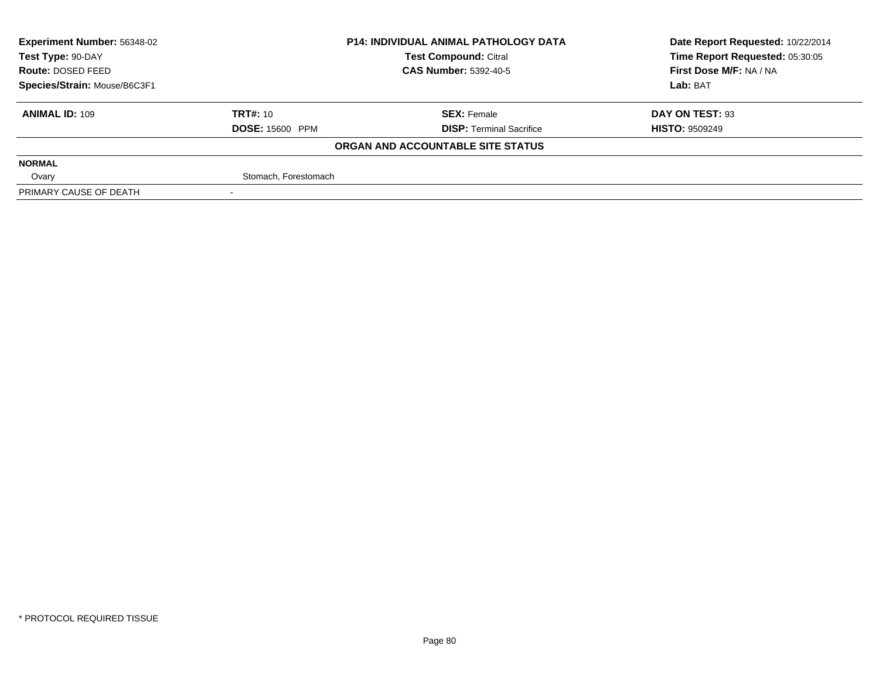| **Experiment Number:** 56348-02 | **P14: INDIVIDUAL ANIMAL PATHOLOGY DATA** | **Date Report Requested:** 10/22/2014 |
|---|---|---|
| **Test Type:** 90-DAY | **Test Compound:** Citral | **Time Report Requested:** 05:30:05 |
| **Route:** DOSED FEED | **CAS Number:** 5392-40-5 | **First Dose M/F:** NA / NA |
| **Species/Strain:** Mouse/B6C3F1 | | **Lab:** BAT |

| **ANIMAL ID:** 109 | **TRT#:** 10 | **SEX:** Female | **DAY ON TEST:** 93 |
|---|---|---|---|
| | **DOSE:** 15600 PPM | **DISP:** Terminal Sacrifice | **HISTO:** 9509249 |

**ORGAN AND ACCOUNTABLE SITE STATUS**

| **NORMAL** | |
|---|---|
| Ovary | Stomach, Forestomach |
| PRIMARY CAUSE OF DEATH | - |

\* PROTOCOL REQUIRED TISSUE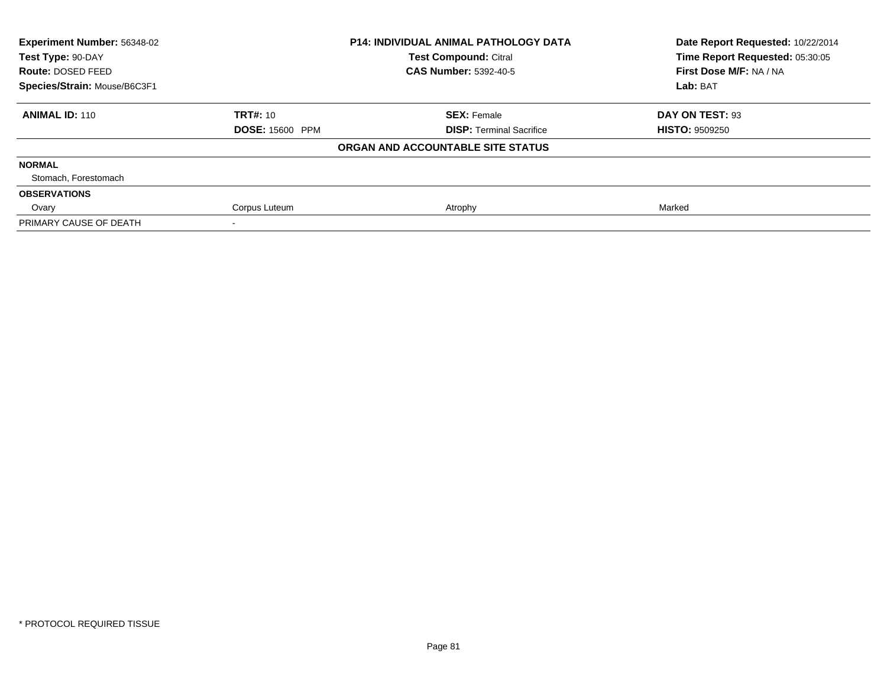| Experiment Number: 56348-02 | P14: INDIVIDUAL ANIMAL PATHOLOGY DATA | Date Report Requested: 10/22/2014 |
|---|---|---|
| Test Type: 90-DAY | Test Compound: Citral | Time Report Requested: 05:30:05 |
| Route: DOSED FEED | CAS Number: 5392-40-5 | First Dose M/F: NA / NA |
| Species/Strain: Mouse/B6C3F1 | | Lab: BAT |

| **ANIMAL ID:** 110 | **TRT#:** 10 | **SEX:** Female | **DAY ON TEST:** 93 |
|---|---|---|---|
| | **DOSE:** 15600 PPM | **DISP:** Terminal Sacrifice | **HISTO:** 9509250 |
| | | **ORGAN AND ACCOUNTABLE SITE STATUS** | |
| **NORMAL** | | | |
| Stomach, Forestomach | | | |
| **OBSERVATIONS** | | | |
| Ovary | Corpus Luteum | Atrophy | Marked |
| PRIMARY CAUSE OF DEATH | - | | |

\* PROTOCOL REQUIRED TISSUE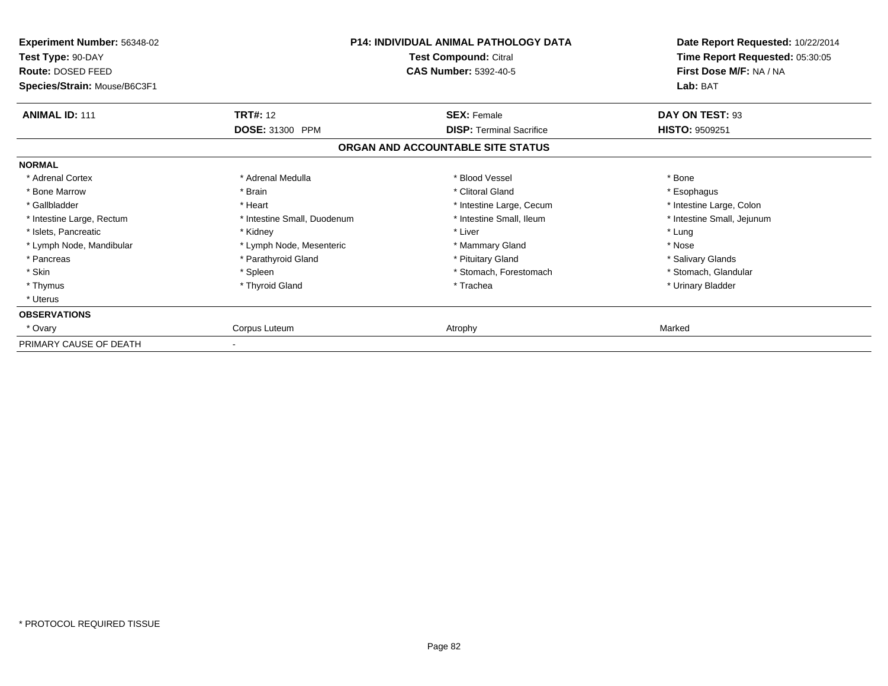**Experiment Number:** 56348-02
**Test Type:** 90-DAY
**Route:** DOSED FEED
**Species/Strain:** Mouse/B6C3F1

**P14: INDIVIDUAL ANIMAL PATHOLOGY DATA**
**Test Compound:** Citral
**CAS Number:** 5392-40-5

**Date Report Requested:** 10/22/2014
**Time Report Requested:** 05:30:05
**First Dose M/F:** NA / NA
**Lab:** BAT

| **ANIMAL ID:** 111 | **TRT#:** 12 | **SEX:** Female | **DAY ON TEST:** 93 |
|---|---|---|---|
| | **DOSE:** 31300 PPM | **DISP:** Terminal Sacrifice | **HISTO:** 9509251 |

**ORGAN AND ACCOUNTABLE SITE STATUS**

| | | | |
|---|---|---|---|
| **NORMAL** | | | |
| * Adrenal Cortex | * Adrenal Medulla | * Blood Vessel | * Bone |
| * Bone Marrow | * Brain | * Clitoral Gland | * Esophagus |
| * Gallbladder | * Heart | * Intestine Large, Cecum | * Intestine Large, Colon |
| * Intestine Large, Rectum | * Intestine Small, Duodenum | * Intestine Small, Ileum | * Intestine Small, Jejunum |
| * Islets, Pancreatic | * Kidney | * Liver | * Lung |
| * Lymph Node, Mandibular | * Lymph Node, Mesenteric | * Mammary Gland | * Nose |
| * Pancreas | * Parathyroid Gland | * Pituitary Gland | * Salivary Glands |
| * Skin | * Spleen | * Stomach, Forestomach | * Stomach, Glandular |
| * Thymus | * Thyroid Gland | * Trachea | * Urinary Bladder |
| * Uterus | | | |
| **OBSERVATIONS** | | | |
| * Ovary | Corpus Luteum | Atrophy | Marked |
| PRIMARY CAUSE OF DEATH | - | | |

\* PROTOCOL REQUIRED TISSUE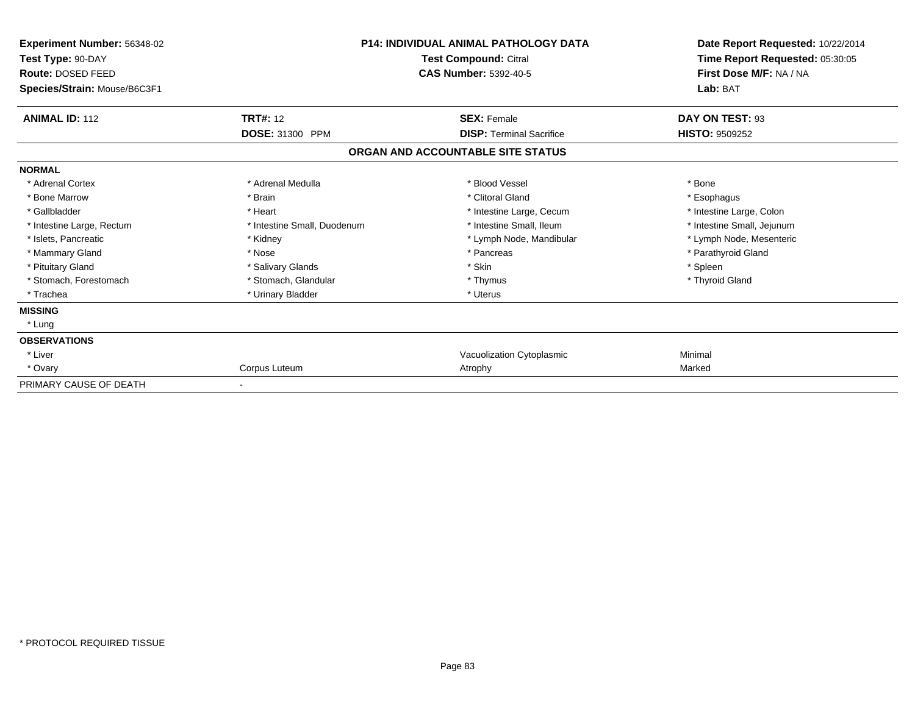**Experiment Number:** 56348-02
**Test Type:** 90-DAY
**Route:** DOSED FEED
**Species/Strain:** Mouse/B6C3F1

**P14: INDIVIDUAL ANIMAL PATHOLOGY DATA**
**Test Compound:** Citral
**CAS Number:** 5392-40-5

**Date Report Requested:** 10/22/2014
**Time Report Requested:** 05:30:05
**First Dose M/F:** NA / NA
**Lab:** BAT

| **ANIMAL ID:** 112 | **TRT#:** 12 | **SEX:** Female | **DAY ON TEST:** 93 |
|---|---|---|---|
| | **DOSE:** 31300 PPM | **DISP:** Terminal Sacrifice | **HISTO:** 9509252 |

## ORGAN AND ACCOUNTABLE SITE STATUS

**NORMAL**

| | | | |
|---|---|---|---|
| * Adrenal Cortex | * Adrenal Medulla | * Blood Vessel | * Bone |
| * Bone Marrow | * Brain | * Clitoral Gland | * Esophagus |
| * Gallbladder | * Heart | * Intestine Large, Cecum | * Intestine Large, Colon |
| * Intestine Large, Rectum | * Intestine Small, Duodenum | * Intestine Small, Ileum | * Intestine Small, Jejunum |
| * Islets, Pancreatic | * Kidney | * Lymph Node, Mandibular | * Lymph Node, Mesenteric |
| * Mammary Gland | * Nose | * Pancreas | * Parathyroid Gland |
| * Pituitary Gland | * Salivary Glands | * Skin | * Spleen |
| * Stomach, Forestomach | * Stomach, Glandular | * Thymus | * Thyroid Gland |
| * Trachea | * Urinary Bladder | * Uterus | |

**MISSING**

* Lung

**OBSERVATIONS**

| | | | |
|---|---|---|---|
| * Liver | | Vacuolization Cytoplasmic | Minimal |
| * Ovary | Corpus Luteum | Atrophy | Marked |

PRIMARY CAUSE OF DEATH -

* PROTOCOL REQUIRED TISSUE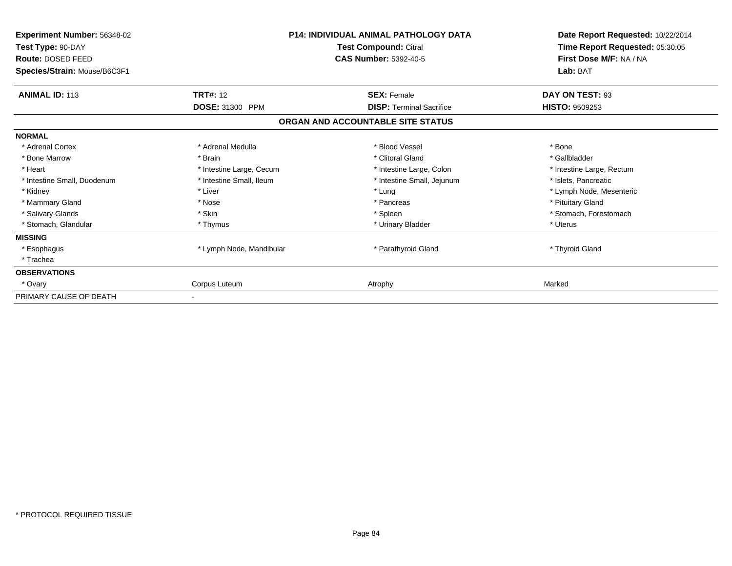**Experiment Number:** 56348-02
**Test Type:** 90-DAY
**Route:** DOSED FEED
**Species/Strain:** Mouse/B6C3F1

**P14: INDIVIDUAL ANIMAL PATHOLOGY DATA**
**Test Compound:** Citral
**CAS Number:** 5392-40-5

**Date Report Requested:** 10/22/2014
**Time Report Requested:** 05:30:05
**First Dose M/F:** NA / NA
**Lab:** BAT

| **ANIMAL ID:** 113 | **TRT#:** 12 | **SEX:** Female | **DAY ON TEST:** 93 |
|---|---|---|---|
| | **DOSE:** 31300 PPM | **DISP:** Terminal Sacrifice | **HISTO:** 9509253 |

## ORGAN AND ACCOUNTABLE SITE STATUS

| | | | |
|---|---|---|---|
| **NORMAL** | | | |
| * Adrenal Cortex | * Adrenal Medulla | * Blood Vessel | * Bone |
| * Bone Marrow | * Brain | * Clitoral Gland | * Gallbladder |
| * Heart | * Intestine Large, Cecum | * Intestine Large, Colon | * Intestine Large, Rectum |
| * Intestine Small, Duodenum | * Intestine Small, Ileum | * Intestine Small, Jejunum | * Islets, Pancreatic |
| * Kidney | * Liver | * Lung | * Lymph Node, Mesenteric |
| * Mammary Gland | * Nose | * Pancreas | * Pituitary Gland |
| * Salivary Glands | * Skin | * Spleen | * Stomach, Forestomach |
| * Stomach, Glandular | * Thymus | * Urinary Bladder | * Uterus |
| **MISSING** | | | |
| * Esophagus | * Lymph Node, Mandibular | * Parathyroid Gland | * Thyroid Gland |
| * Trachea | | | |
| **OBSERVATIONS** | | | |
| * Ovary | Corpus Luteum | Atrophy | Marked |
| PRIMARY CAUSE OF DEATH | - | | |

* PROTOCOL REQUIRED TISSUE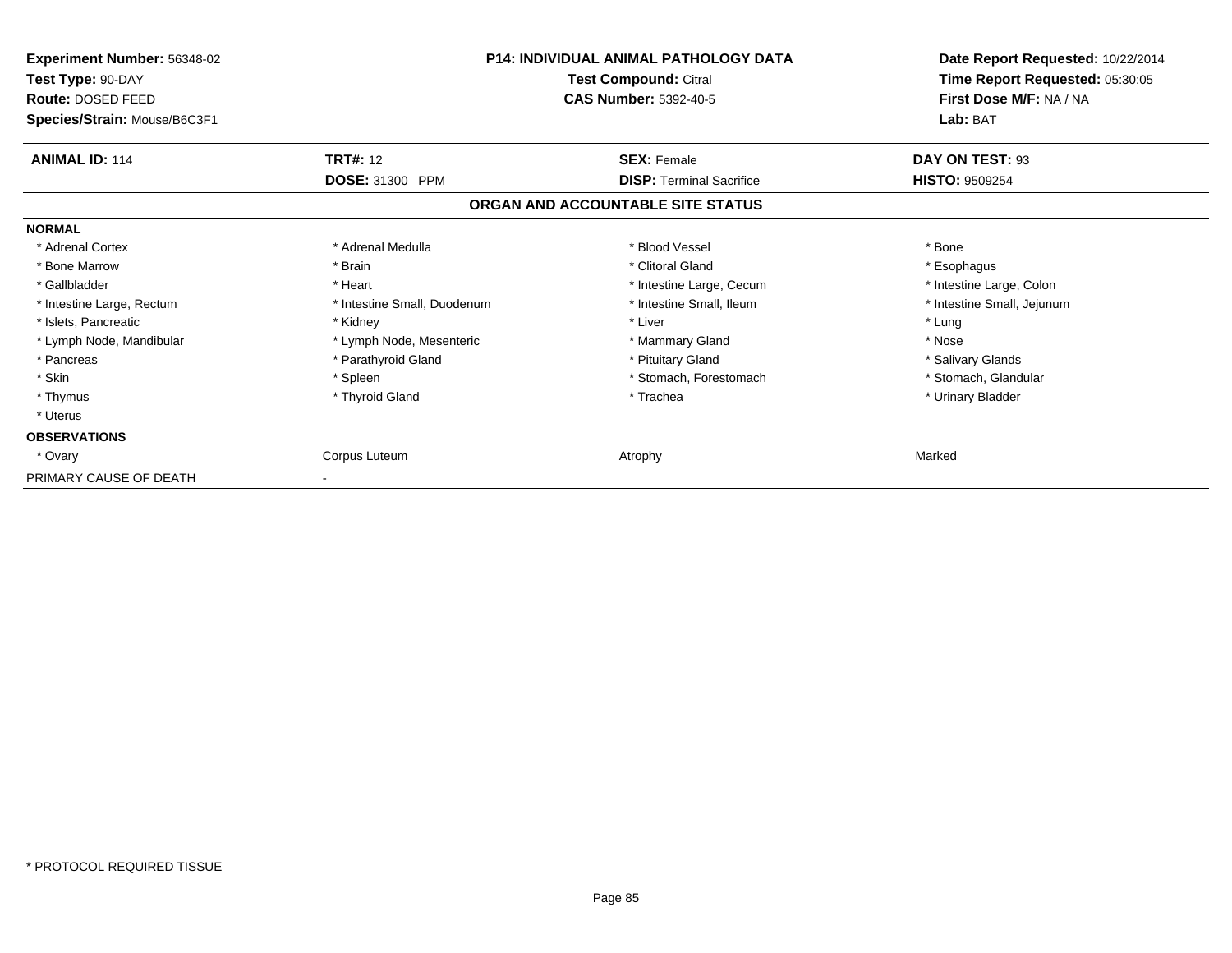**Experiment Number:** 56348-02
**Test Type:** 90-DAY
**Route:** DOSED FEED
**Species/Strain:** Mouse/B6C3F1

**P14: INDIVIDUAL ANIMAL PATHOLOGY DATA**
**Test Compound:** Citral
**CAS Number:** 5392-40-5

**Date Report Requested:** 10/22/2014
**Time Report Requested:** 05:30:05
**First Dose M/F:** NA / NA
**Lab:** BAT

| **ANIMAL ID:** 114 | **TRT#:** 12 | **SEX:** Female | **DAY ON TEST:** 93 |
|---|---|---|---|
| | **DOSE:** 31300 PPM | **DISP:** Terminal Sacrifice | **HISTO:** 9509254 |

## ORGAN AND ACCOUNTABLE SITE STATUS

| | | | |
|---|---|---|---|
| **NORMAL** | | | |
| * Adrenal Cortex | * Adrenal Medulla | * Blood Vessel | * Bone |
| * Bone Marrow | * Brain | * Clitoral Gland | * Esophagus |
| * Gallbladder | * Heart | * Intestine Large, Cecum | * Intestine Large, Colon |
| * Intestine Large, Rectum | * Intestine Small, Duodenum | * Intestine Small, Ileum | * Intestine Small, Jejunum |
| * Islets, Pancreatic | * Kidney | * Liver | * Lung |
| * Lymph Node, Mandibular | * Lymph Node, Mesenteric | * Mammary Gland | * Nose |
| * Pancreas | * Parathyroid Gland | * Pituitary Gland | * Salivary Glands |
| * Skin | * Spleen | * Stomach, Forestomach | * Stomach, Glandular |
| * Thymus | * Thyroid Gland | * Trachea | * Urinary Bladder |
| * Uterus | | | |
| **OBSERVATIONS** | | | |
| * Ovary | Corpus Luteum | Atrophy | Marked |
| PRIMARY CAUSE OF DEATH | - | | |

* PROTOCOL REQUIRED TISSUE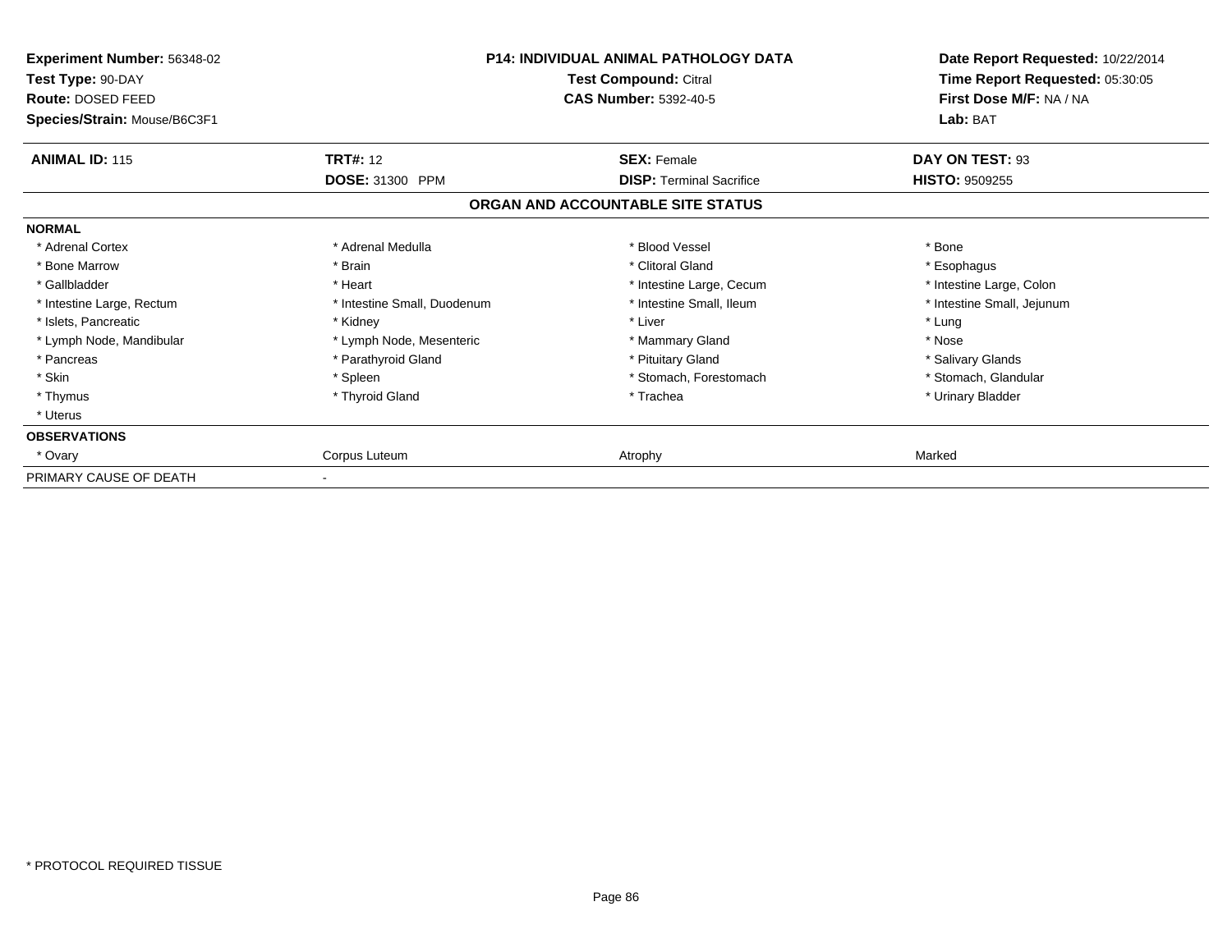**Experiment Number:** 56348-02
**Test Type:** 90-DAY
**Route:** DOSED FEED
**Species/Strain:** Mouse/B6C3F1

**P14: INDIVIDUAL ANIMAL PATHOLOGY DATA**
**Test Compound:** Citral
**CAS Number:** 5392-40-5

**Date Report Requested:** 10/22/2014
**Time Report Requested:** 05:30:05
**First Dose M/F:** NA / NA
**Lab:** BAT

| **ANIMAL ID:** 115 | **TRT#:** 12 | **SEX:** Female | **DAY ON TEST:** 93 |
|---|---|---|---|
| | **DOSE:** 31300 PPM | **DISP:** Terminal Sacrifice | **HISTO:** 9509255 |

**ORGAN AND ACCOUNTABLE SITE STATUS**

| | | | |
|---|---|---|---|
| **NORMAL** | | | |
| * Adrenal Cortex | * Adrenal Medulla | * Blood Vessel | * Bone |
| * Bone Marrow | * Brain | * Clitoral Gland | * Esophagus |
| * Gallbladder | * Heart | * Intestine Large, Cecum | * Intestine Large, Colon |
| * Intestine Large, Rectum | * Intestine Small, Duodenum | * Intestine Small, Ileum | * Intestine Small, Jejunum |
| * Islets, Pancreatic | * Kidney | * Liver | * Lung |
| * Lymph Node, Mandibular | * Lymph Node, Mesenteric | * Mammary Gland | * Nose |
| * Pancreas | * Parathyroid Gland | * Pituitary Gland | * Salivary Glands |
| * Skin | * Spleen | * Stomach, Forestomach | * Stomach, Glandular |
| * Thymus | * Thyroid Gland | * Trachea | * Urinary Bladder |
| * Uterus | | | |
| **OBSERVATIONS** | | | |
| * Ovary | Corpus Luteum | Atrophy | Marked |
| PRIMARY CAUSE OF DEATH | - | | |

\* PROTOCOL REQUIRED TISSUE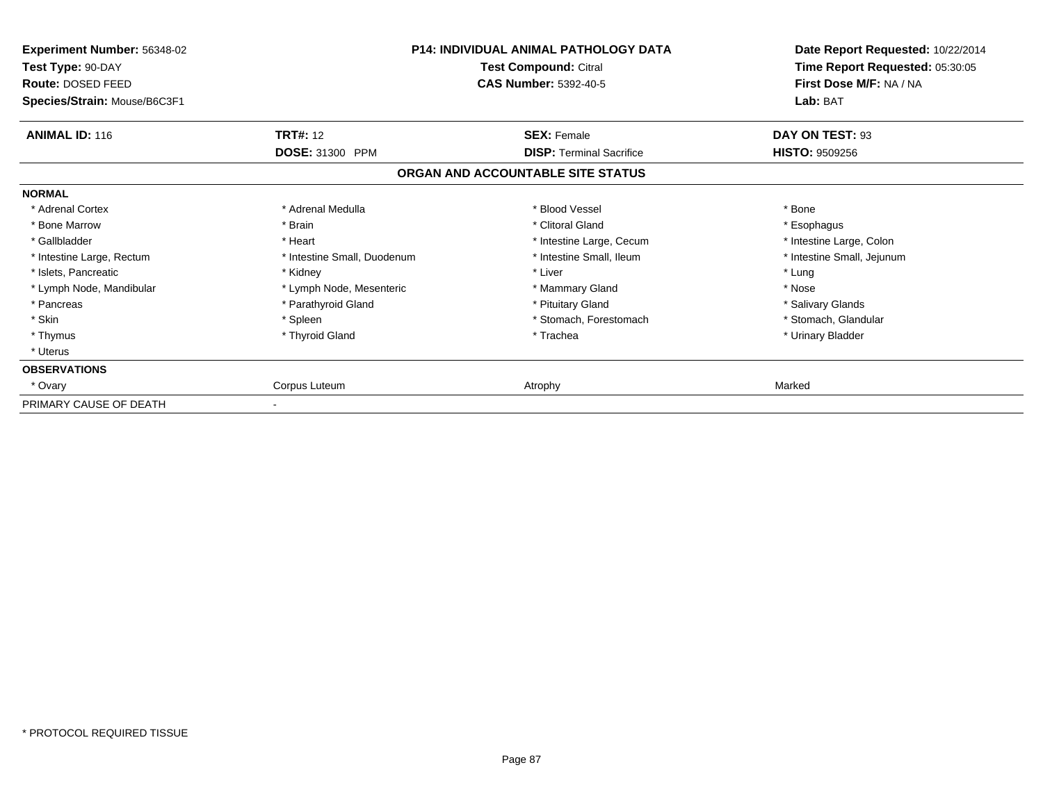**Experiment Number:** 56348-02
**Test Type:** 90-DAY
**Route:** DOSED FEED
**Species/Strain:** Mouse/B6C3F1

**P14: INDIVIDUAL ANIMAL PATHOLOGY DATA**
**Test Compound:** Citral
**CAS Number:** 5392-40-5

**Date Report Requested:** 10/22/2014
**Time Report Requested:** 05:30:05
**First Dose M/F:** NA / NA
**Lab:** BAT

| **ANIMAL ID:** 116 | **TRT#:** 12 | **SEX:** Female | **DAY ON TEST:** 93 |
|---|---|---|---|
| | **DOSE:** 31300 PPM | **DISP:** Terminal Sacrifice | **HISTO:** 9509256 |

## ORGAN AND ACCOUNTABLE SITE STATUS

| | | | |
|---|---|---|---|
| **NORMAL** | | | |
| * Adrenal Cortex | * Adrenal Medulla | * Blood Vessel | * Bone |
| * Bone Marrow | * Brain | * Clitoral Gland | * Esophagus |
| * Gallbladder | * Heart | * Intestine Large, Cecum | * Intestine Large, Colon |
| * Intestine Large, Rectum | * Intestine Small, Duodenum | * Intestine Small, Ileum | * Intestine Small, Jejunum |
| * Islets, Pancreatic | * Kidney | * Liver | * Lung |
| * Lymph Node, Mandibular | * Lymph Node, Mesenteric | * Mammary Gland | * Nose |
| * Pancreas | * Parathyroid Gland | * Pituitary Gland | * Salivary Glands |
| * Skin | * Spleen | * Stomach, Forestomach | * Stomach, Glandular |
| * Thymus | * Thyroid Gland | * Trachea | * Urinary Bladder |
| * Uterus | | | |
| **OBSERVATIONS** | | | |
| * Ovary | Corpus Luteum | Atrophy | Marked |
| PRIMARY CAUSE OF DEATH | - | | |

* PROTOCOL REQUIRED TISSUE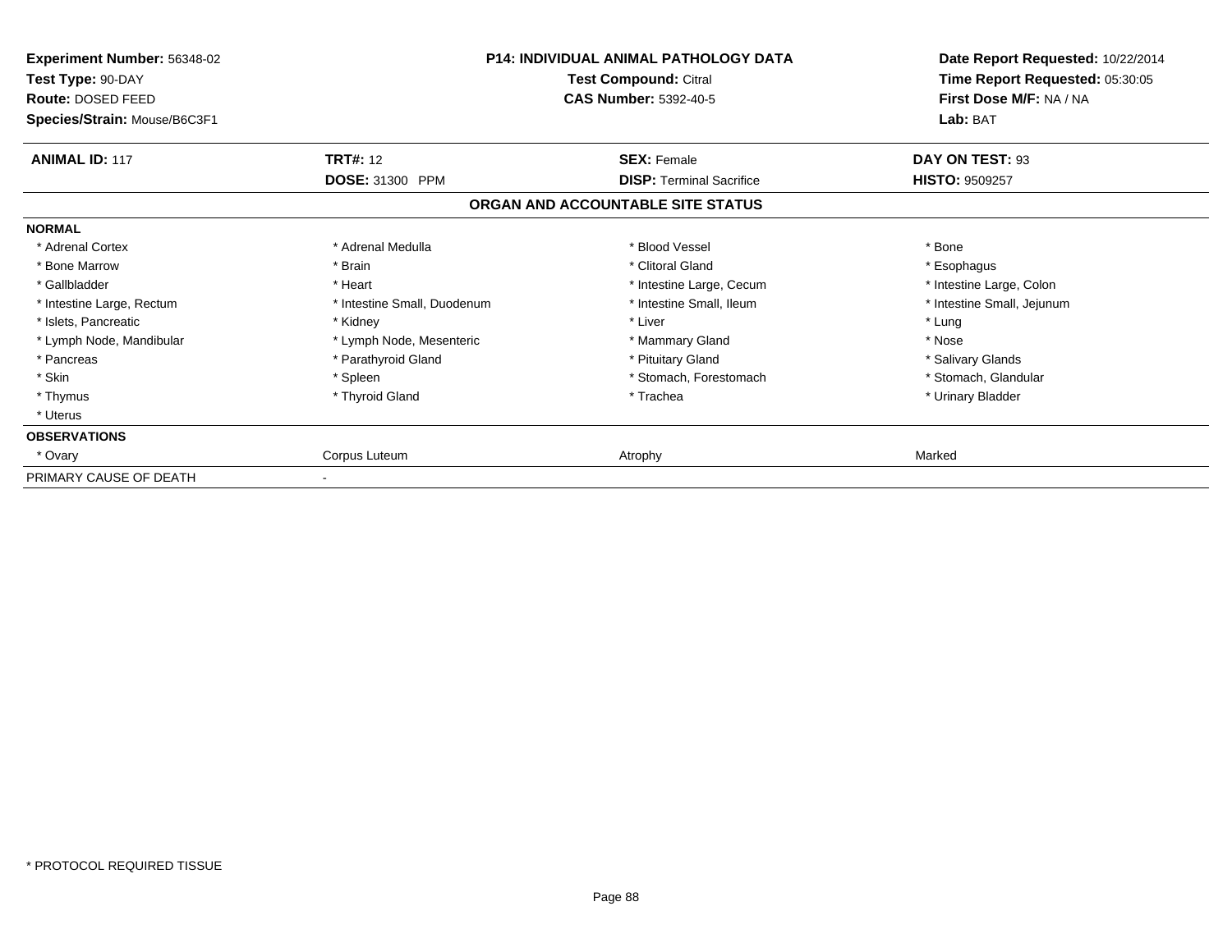**Experiment Number:** 56348-02
**Test Type:** 90-DAY
**Route:** DOSED FEED
**Species/Strain:** Mouse/B6C3F1

**P14: INDIVIDUAL ANIMAL PATHOLOGY DATA**
**Test Compound:** Citral
**CAS Number:** 5392-40-5

**Date Report Requested:** 10/22/2014
**Time Report Requested:** 05:30:05
**First Dose M/F:** NA / NA
**Lab:** BAT

| **ANIMAL ID:** 117 | **TRT#:** 12 | **SEX:** Female | **DAY ON TEST:** 93 |
|---|---|---|---|
| | **DOSE:** 31300 PPM | **DISP:** Terminal Sacrifice | **HISTO:** 9509257 |

## ORGAN AND ACCOUNTABLE SITE STATUS

| | | | |
|---|---|---|---|
| **NORMAL** | | | |
| * Adrenal Cortex | * Adrenal Medulla | * Blood Vessel | * Bone |
| * Bone Marrow | * Brain | * Clitoral Gland | * Esophagus |
| * Gallbladder | * Heart | * Intestine Large, Cecum | * Intestine Large, Colon |
| * Intestine Large, Rectum | * Intestine Small, Duodenum | * Intestine Small, Ileum | * Intestine Small, Jejunum |
| * Islets, Pancreatic | * Kidney | * Liver | * Lung |
| * Lymph Node, Mandibular | * Lymph Node, Mesenteric | * Mammary Gland | * Nose |
| * Pancreas | * Parathyroid Gland | * Pituitary Gland | * Salivary Glands |
| * Skin | * Spleen | * Stomach, Forestomach | * Stomach, Glandular |
| * Thymus | * Thyroid Gland | * Trachea | * Urinary Bladder |
| * Uterus | | | |
| **OBSERVATIONS** | | | |
| * Ovary | Corpus Luteum | Atrophy | Marked |
| PRIMARY CAUSE OF DEATH | - | | |

* PROTOCOL REQUIRED TISSUE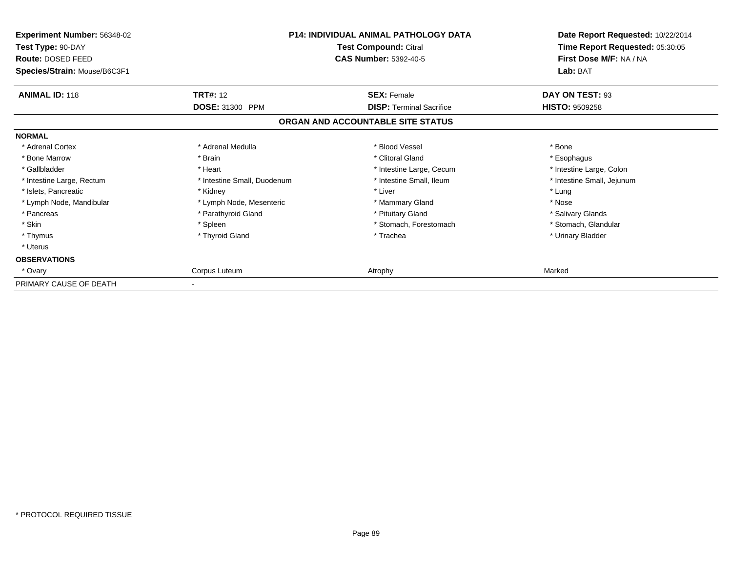**Experiment Number:** 56348-02
**Test Type:** 90-DAY
**Route:** DOSED FEED
**Species/Strain:** Mouse/B6C3F1

**P14: INDIVIDUAL ANIMAL PATHOLOGY DATA**
**Test Compound:** Citral
**CAS Number:** 5392-40-5

**Date Report Requested:** 10/22/2014
**Time Report Requested:** 05:30:05
**First Dose M/F:** NA / NA
**Lab:** BAT

| **ANIMAL ID:** 118 | **TRT#:** 12 | **SEX:** Female | **DAY ON TEST:** 93 |
|---|---|---|---|
| | **DOSE:** 31300 PPM | **DISP:** Terminal Sacrifice | **HISTO:** 9509258 |

**ORGAN AND ACCOUNTABLE SITE STATUS**

| | | | |
|---|---|---|---|
| **NORMAL** | | | |
| * Adrenal Cortex | * Adrenal Medulla | * Blood Vessel | * Bone |
| * Bone Marrow | * Brain | * Clitoral Gland | * Esophagus |
| * Gallbladder | * Heart | * Intestine Large, Cecum | * Intestine Large, Colon |
| * Intestine Large, Rectum | * Intestine Small, Duodenum | * Intestine Small, Ileum | * Intestine Small, Jejunum |
| * Islets, Pancreatic | * Kidney | * Liver | * Lung |
| * Lymph Node, Mandibular | * Lymph Node, Mesenteric | * Mammary Gland | * Nose |
| * Pancreas | * Parathyroid Gland | * Pituitary Gland | * Salivary Glands |
| * Skin | * Spleen | * Stomach, Forestomach | * Stomach, Glandular |
| * Thymus | * Thyroid Gland | * Trachea | * Urinary Bladder |
| * Uterus | | | |
| **OBSERVATIONS** | | | |
| * Ovary | Corpus Luteum | Atrophy | Marked |
| PRIMARY CAUSE OF DEATH | - | | |

* PROTOCOL REQUIRED TISSUE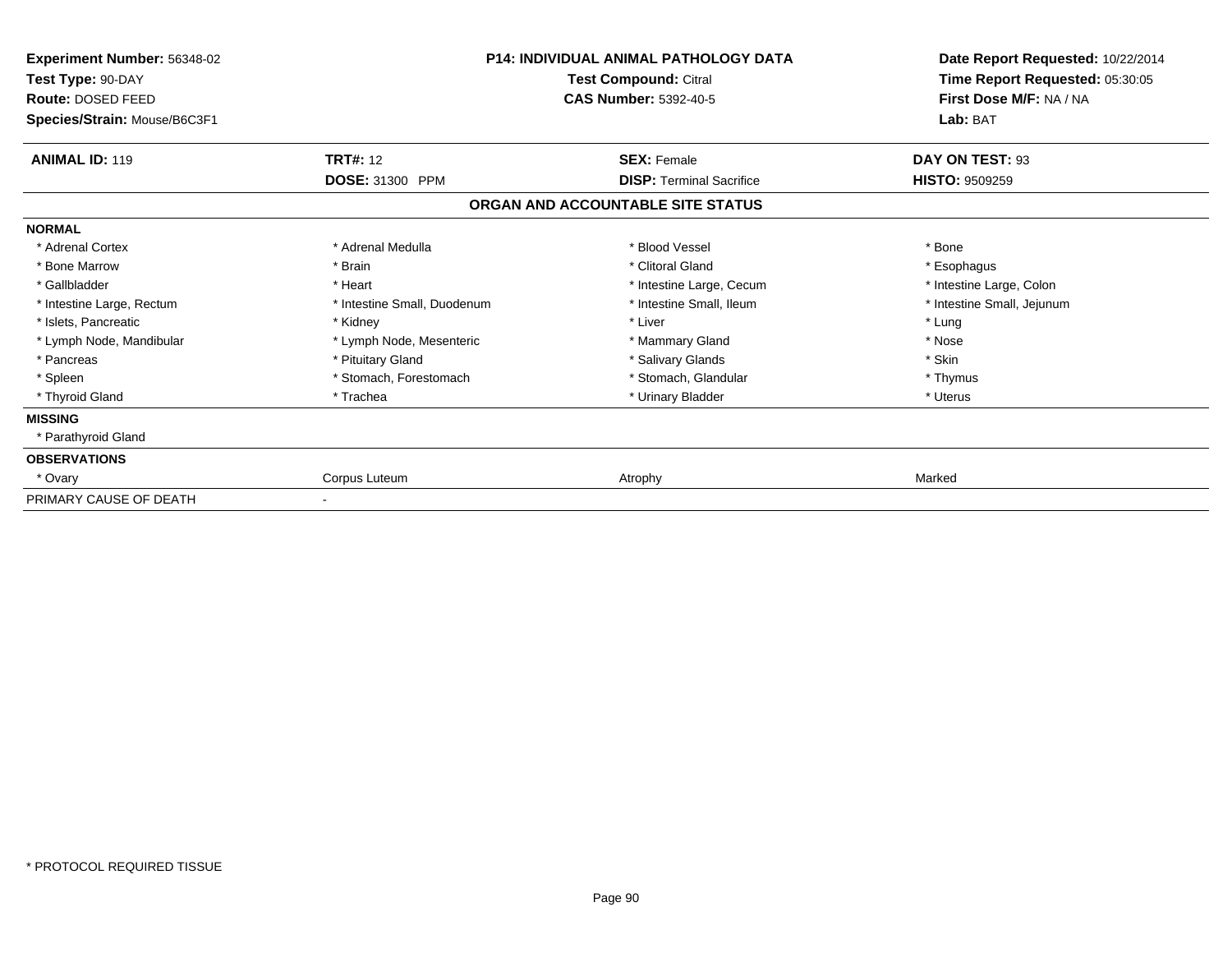**Experiment Number:** 56348-02
**Test Type:** 90-DAY
**Route:** DOSED FEED
**Species/Strain:** Mouse/B6C3F1

**P14: INDIVIDUAL ANIMAL PATHOLOGY DATA**
**Test Compound:** Citral
**CAS Number:** 5392-40-5

**Date Report Requested:** 10/22/2014
**Time Report Requested:** 05:30:05
**First Dose M/F:** NA / NA
**Lab:** BAT

| **ANIMAL ID:** 119 | **TRT#:** 12 | **SEX:** Female | **DAY ON TEST:** 93 |
|---|---|---|---|
| | **DOSE:** 31300 PPM | **DISP:** Terminal Sacrifice | **HISTO:** 9509259 |

### ORGAN AND ACCOUNTABLE SITE STATUS

| | | | |
|---|---|---|---|
| **NORMAL** | | | |
| * Adrenal Cortex | * Adrenal Medulla | * Blood Vessel | * Bone |
| * Bone Marrow | * Brain | * Clitoral Gland | * Esophagus |
| * Gallbladder | * Heart | * Intestine Large, Cecum | * Intestine Large, Colon |
| * Intestine Large, Rectum | * Intestine Small, Duodenum | * Intestine Small, Ileum | * Intestine Small, Jejunum |
| * Islets, Pancreatic | * Kidney | * Liver | * Lung |
| * Lymph Node, Mandibular | * Lymph Node, Mesenteric | * Mammary Gland | * Nose |
| * Pancreas | * Pituitary Gland | * Salivary Glands | * Skin |
| * Spleen | * Stomach, Forestomach | * Stomach, Glandular | * Thymus |
| * Thyroid Gland | * Trachea | * Urinary Bladder | * Uterus |
| **MISSING** | | | |
| * Parathyroid Gland | | | |
| **OBSERVATIONS** | | | |
| * Ovary | Corpus Luteum | Atrophy | Marked |
| PRIMARY CAUSE OF DEATH | - | | |

* PROTOCOL REQUIRED TISSUE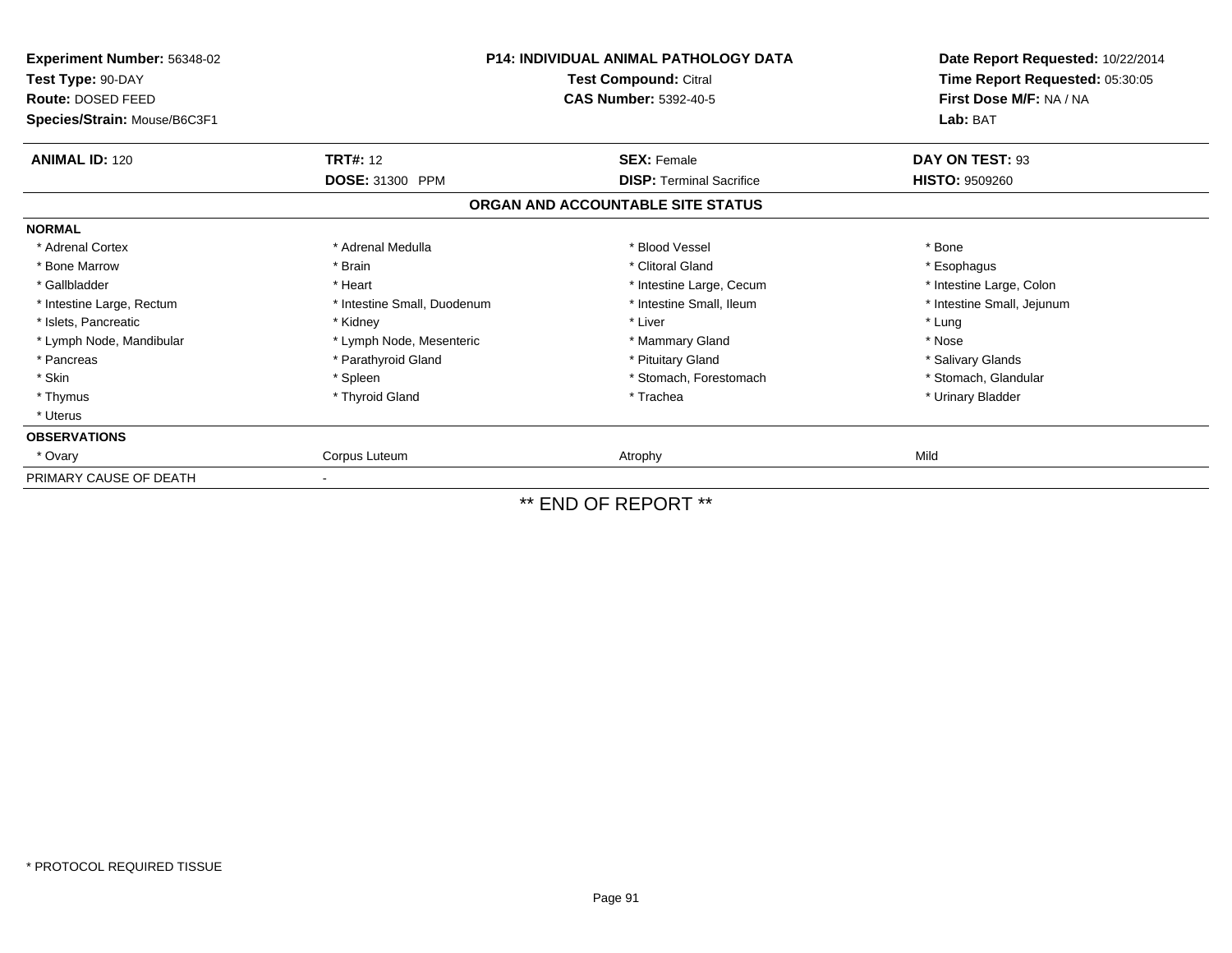| | | | |
|---|---|---|---|
| **Experiment Number:** 56348-02 | **P14: INDIVIDUAL ANIMAL PATHOLOGY DATA** | | **Date Report Requested:** 10/22/2014 |
| **Test Type:** 90-DAY | **Test Compound:** Citral | | **Time Report Requested:** 05:30:05 |
| **Route:** DOSED FEED | **CAS Number:** 5392-40-5 | | **First Dose M/F:** NA / NA |
| **Species/Strain:** Mouse/B6C3F1 | | | **Lab:** BAT |

| | | | |
|---|---|---|---|
| **ANIMAL ID:** 120 | **TRT#:** 12 | **SEX:** Female | **DAY ON TEST:** 93 |
| | **DOSE:** 31300 PPM | **DISP:** Terminal Sacrifice | **HISTO:** 9509260 |

## ORGAN AND ACCOUNTABLE SITE STATUS

| | | | |
|---|---|---|---|
| **NORMAL** | | | |
| * Adrenal Cortex | * Adrenal Medulla | * Blood Vessel | * Bone |
| * Bone Marrow | * Brain | * Clitoral Gland | * Esophagus |
| * Gallbladder | * Heart | * Intestine Large, Cecum | * Intestine Large, Colon |
| * Intestine Large, Rectum | * Intestine Small, Duodenum | * Intestine Small, Ileum | * Intestine Small, Jejunum |
| * Islets, Pancreatic | * Kidney | * Liver | * Lung |
| * Lymph Node, Mandibular | * Lymph Node, Mesenteric | * Mammary Gland | * Nose |
| * Pancreas | * Parathyroid Gland | * Pituitary Gland | * Salivary Glands |
| * Skin | * Spleen | * Stomach, Forestomach | * Stomach, Glandular |
| * Thymus | * Thyroid Gland | * Trachea | * Urinary Bladder |
| * Uterus | | | |
| **OBSERVATIONS** | | | |
| * Ovary | Corpus Luteum | Atrophy | Mild |
| PRIMARY CAUSE OF DEATH | - | | |

** END OF REPORT **

* PROTOCOL REQUIRED TISSUE